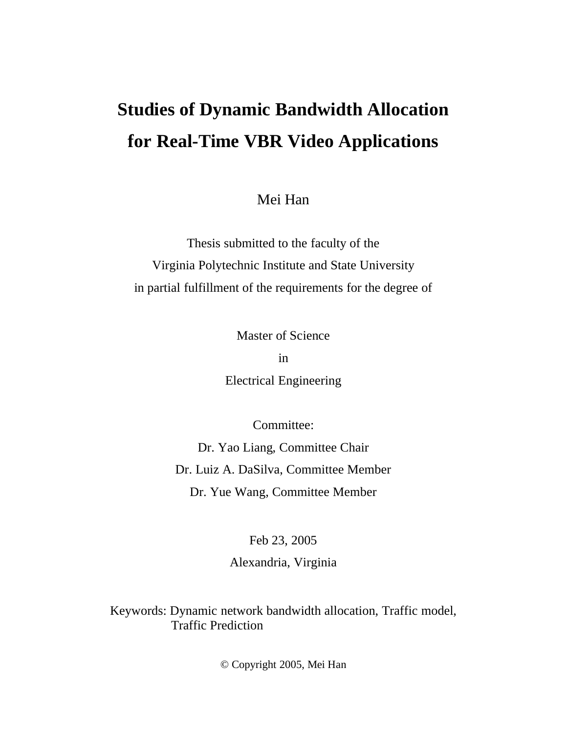# Studies of Dynamic Bandwidth Allocation for Real-Time VBR Video Applications

Mei Han

Thesis submitted to the faculty of the
Virginia Polytechnic Institute and State University
in partial fulfillment of the requirements for the degree of

Master of Science
in
Electrical Engineering

Committee:
Dr. Yao Liang, Committee Chair
Dr. Luiz A. DaSilva, Committee Member
Dr. Yue Wang, Committee Member

Feb 23, 2005
Alexandria, Virginia

Keywords: Dynamic network bandwidth allocation, Traffic model, Traffic Prediction

© Copyright 2005, Mei Han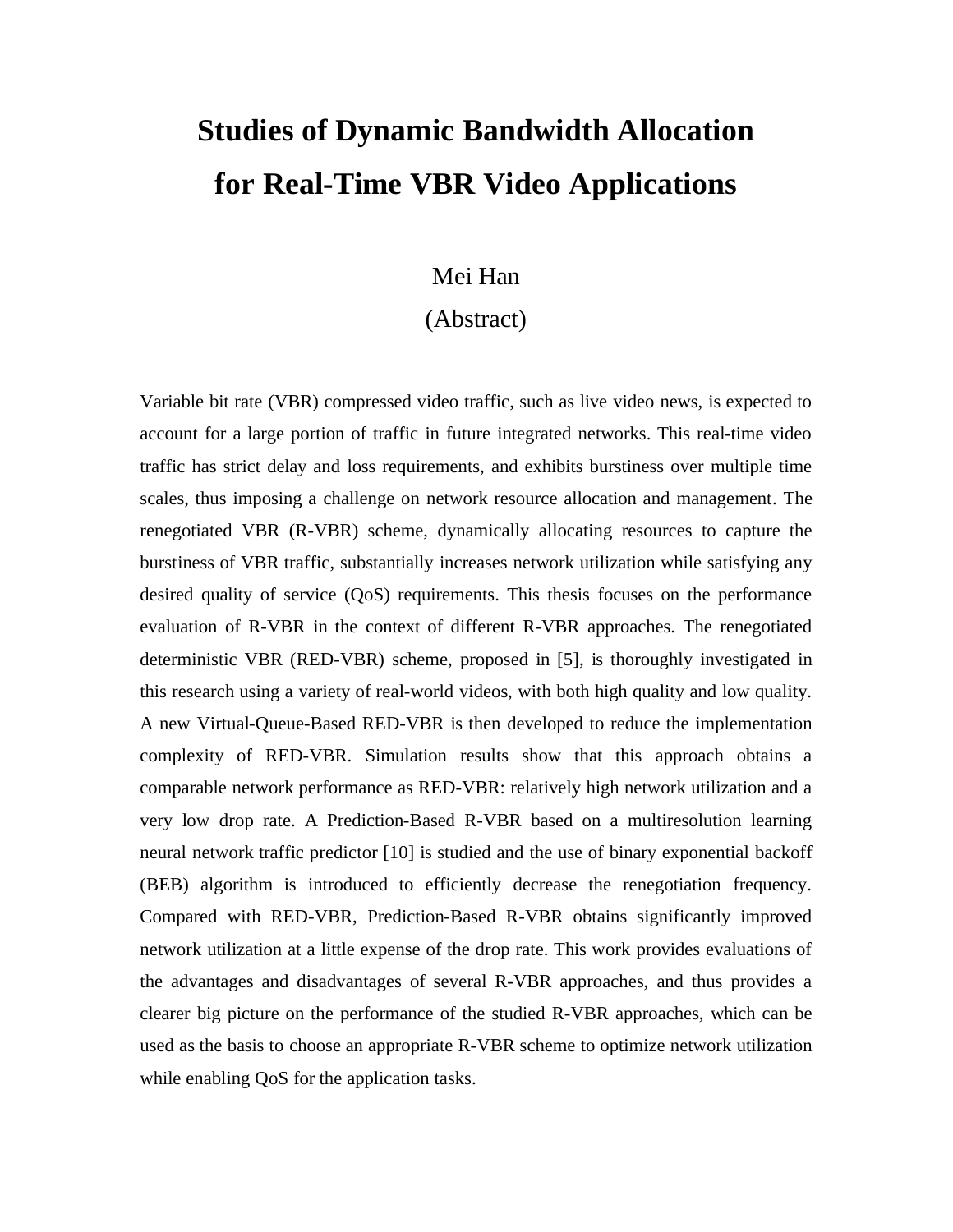# Studies of Dynamic Bandwidth Allocation for Real-Time VBR Video Applications

Mei Han

(Abstract)

Variable bit rate (VBR) compressed video traffic, such as live video news, is expected to account for a large portion of traffic in future integrated networks. This real-time video traffic has strict delay and loss requirements, and exhibits burstiness over multiple time scales, thus imposing a challenge on network resource allocation and management. The renegotiated VBR (R-VBR) scheme, dynamically allocating resources to capture the burstiness of VBR traffic, substantially increases network utilization while satisfying any desired quality of service (QoS) requirements. This thesis focuses on the performance evaluation of R-VBR in the context of different R-VBR approaches. The renegotiated deterministic VBR (RED-VBR) scheme, proposed in [5], is thoroughly investigated in this research using a variety of real-world videos, with both high quality and low quality. A new Virtual-Queue-Based RED-VBR is then developed to reduce the implementation complexity of RED-VBR. Simulation results show that this approach obtains a comparable network performance as RED-VBR: relatively high network utilization and a very low drop rate. A Prediction-Based R-VBR based on a multiresolution learning neural network traffic predictor [10] is studied and the use of binary exponential backoff (BEB) algorithm is introduced to efficiently decrease the renegotiation frequency. Compared with RED-VBR, Prediction-Based R-VBR obtains significantly improved network utilization at a little expense of the drop rate. This work provides evaluations of the advantages and disadvantages of several R-VBR approaches, and thus provides a clearer big picture on the performance of the studied R-VBR approaches, which can be used as the basis to choose an appropriate R-VBR scheme to optimize network utilization while enabling QoS for the application tasks.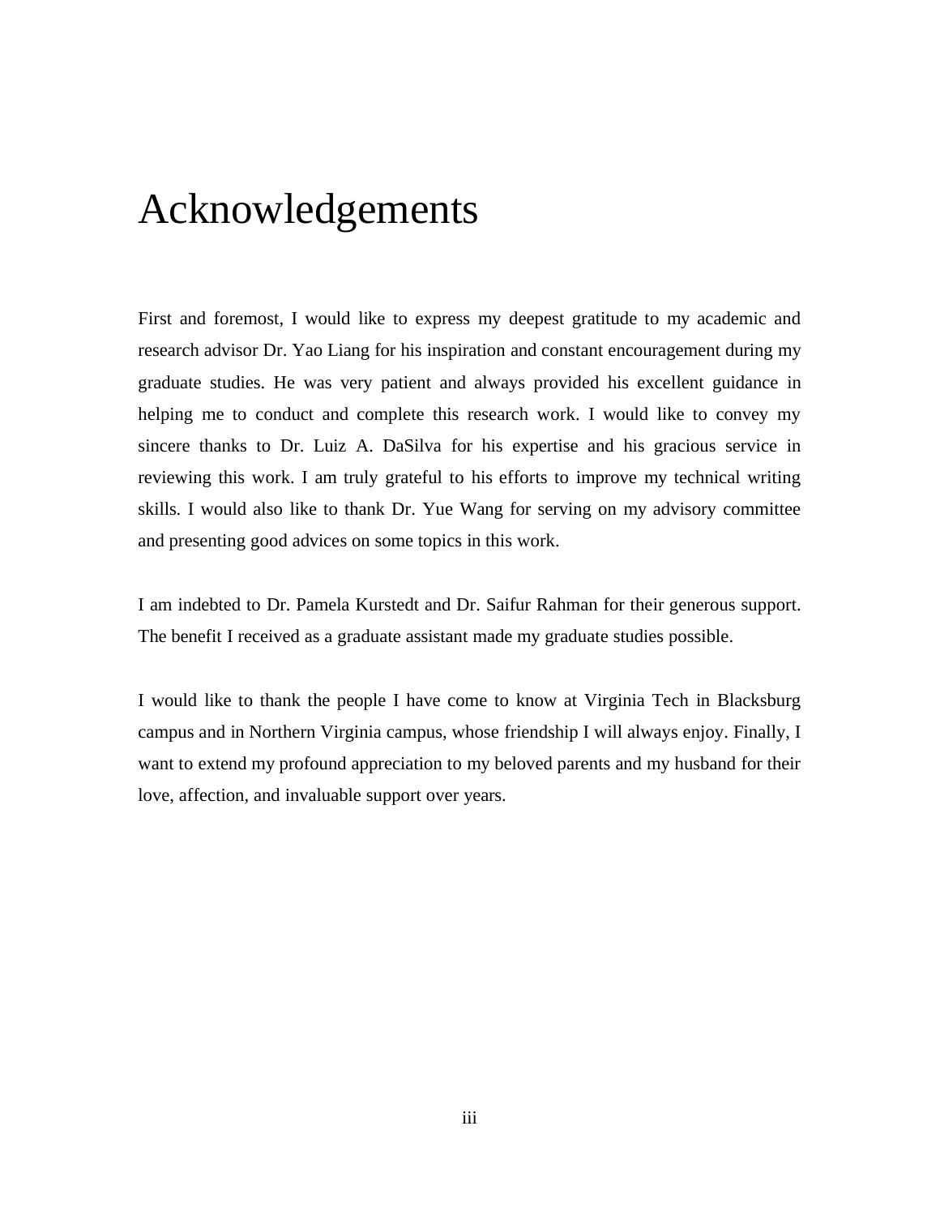# Acknowledgements

First and foremost, I would like to express my deepest gratitude to my academic and research advisor Dr. Yao Liang for his inspiration and constant encouragement during my graduate studies. He was very patient and always provided his excellent guidance in helping me to conduct and complete this research work. I would like to convey my sincere thanks to Dr. Luiz A. DaSilva for his expertise and his gracious service in reviewing this work. I am truly grateful to his efforts to improve my technical writing skills. I would also like to thank Dr. Yue Wang for serving on my advisory committee and presenting good advices on some topics in this work.

I am indebted to Dr. Pamela Kurstedt and Dr. Saifur Rahman for their generous support. The benefit I received as a graduate assistant made my graduate studies possible.

I would like to thank the people I have come to know at Virginia Tech in Blacksburg campus and in Northern Virginia campus, whose friendship I will always enjoy. Finally, I want to extend my profound appreciation to my beloved parents and my husband for their love, affection, and invaluable support over years.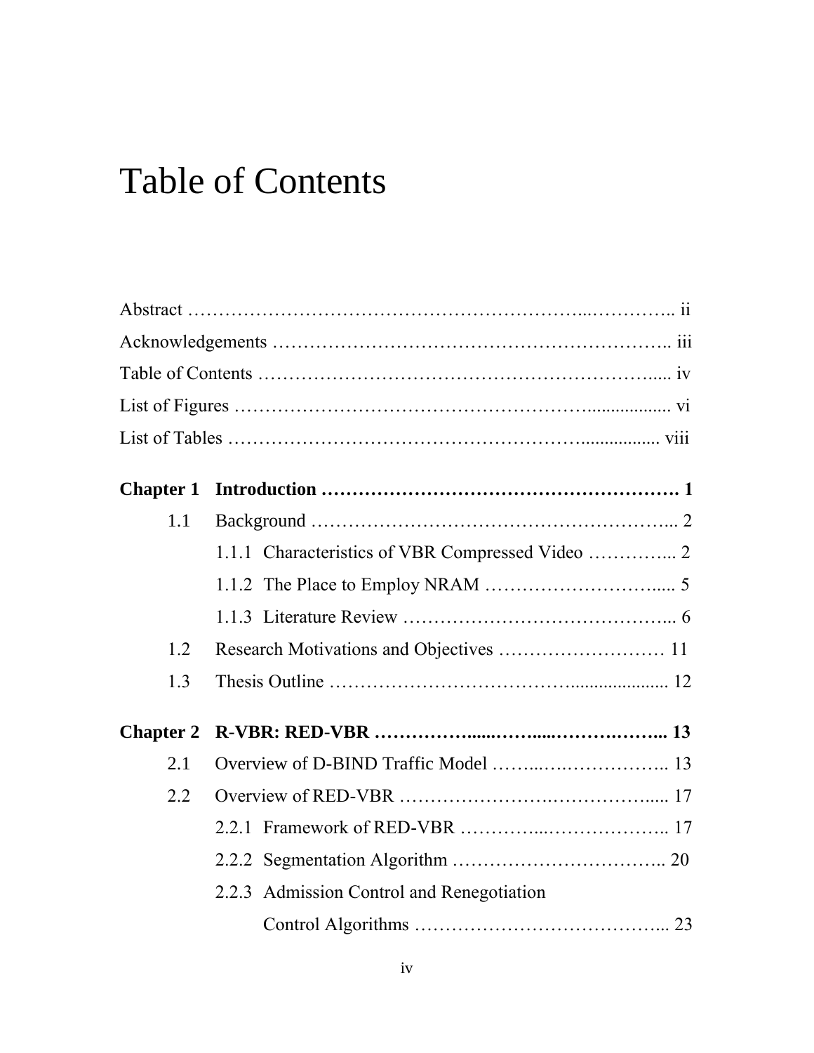# Table of Contents

Abstract ………………………………………………………...………….. ii

Acknowledgements …………………………………………………….. iii

Table of Contents …………………………………………………….... iv

List of Figures ………………………………………………................. vi

List of Tables ………………………………………………................. viii

**Chapter 1 Introduction …………………………………………………. 1**

1.1 Background ………………………………………………... 2

1.1.1 Characteristics of VBR Compressed Video …………... 2

1.1.2 The Place to Employ NRAM ………………………..... 5

1.1.3 Literature Review ……………………………………... 6

1.2 Research Motivations and Objectives ……………………… 11

1.3 Thesis Outline ……………………………..................... 12

**Chapter 2 R-VBR: RED-VBR ……………......……....…………..…….. 13**

2.1 Overview of D-BIND Traffic Model ……...….…………….. 13

2.2 Overview of RED-VBR ……………………….……………..... 17

2.2.1 Framework of RED-VBR …………...……………….. 17

2.2.2 Segmentation Algorithm …………………………….. 20

2.2.3 Admission Control and Renegotiation Control Algorithms ………………………………... 23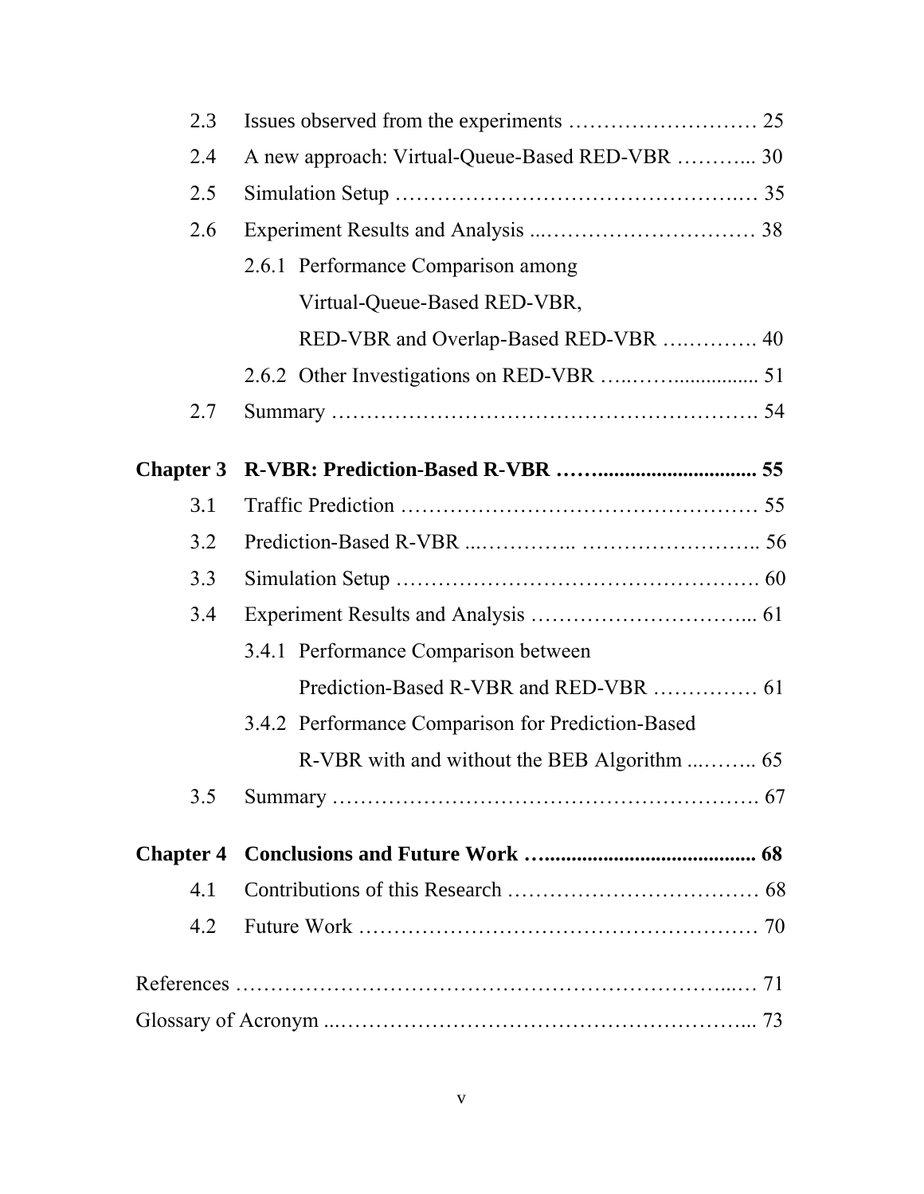2.3 Issues observed from the experiments ……………………… 25

2.4 A new approach: Virtual-Queue-Based RED-VBR ………... 30

2.5 Simulation Setup ………………………………………….… 35

2.6 Experiment Results and Analysis ..………………………… 38

2.6.1 Performance Comparison among Virtual-Queue-Based RED-VBR, RED-VBR and Overlap-Based RED-VBR ….………. 40

2.6.2 Other Investigations on RED-VBR …..……................ 51

2.7 Summary …………………………………………………. 54

**Chapter 3 R-VBR: Prediction-Based R-VBR ……............................. 55**

3.1 Traffic Prediction …………………………………………… 55

3.2 Prediction-Based R-VBR ...………….. …………………….. 56

3.3 Simulation Setup ……………………………………………. 60

3.4 Experiment Results and Analysis …………………………... 61

3.4.1 Performance Comparison between Prediction-Based R-VBR and RED-VBR …………… 61

3.4.2 Performance Comparison for Prediction-Based R-VBR with and without the BEB Algorithm ...…….. 65

3.5 Summary …………………………………………………. 67

**Chapter 4 Conclusions and Future Work …........................................ 68**

4.1 Contributions of this Research ……………………………… 68

4.2 Future Work ………………………………………………… 70

References ………………………………………………………...… 71

Glossary of Acronym ..……………………………………………... 73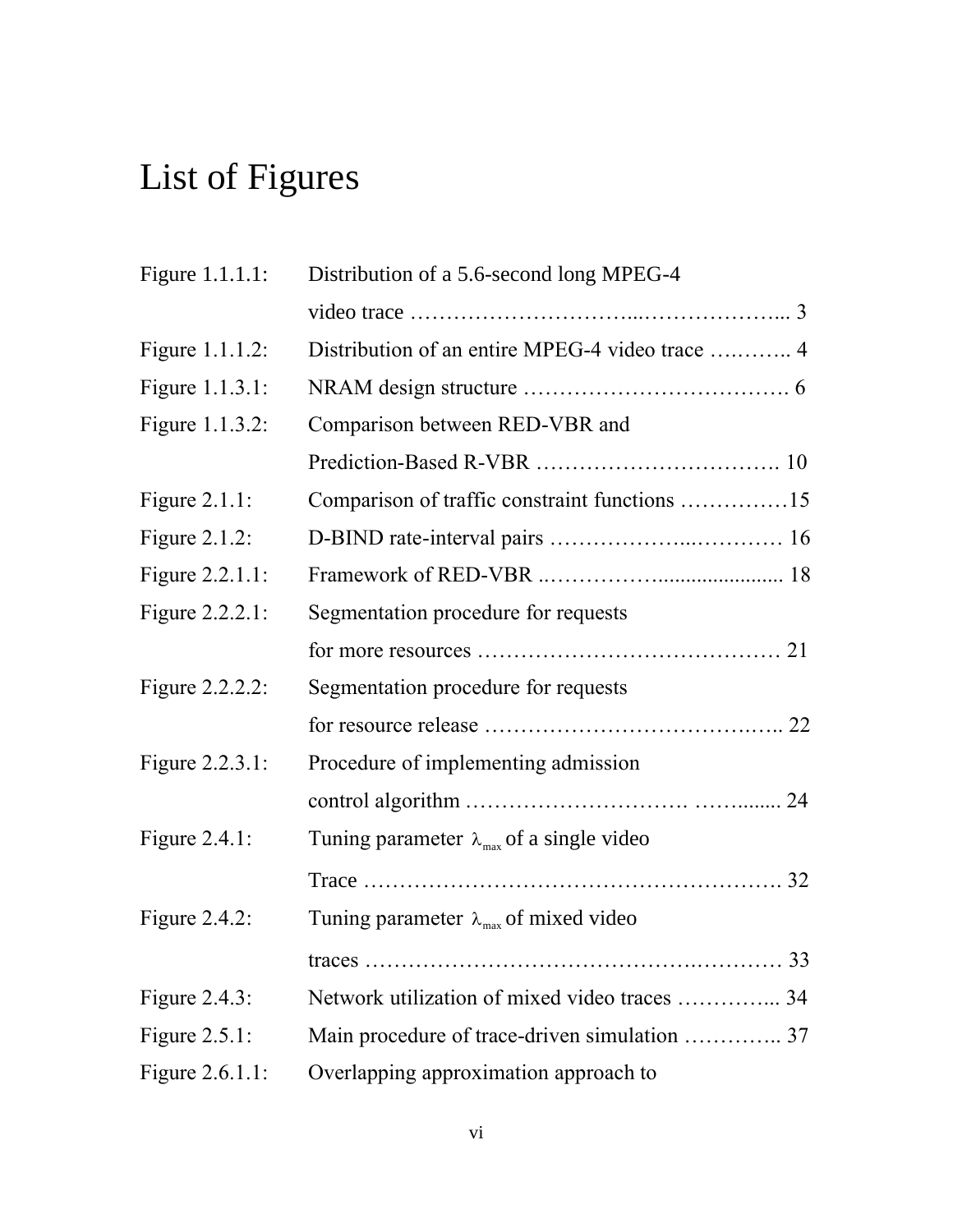# List of Figures

| | | |
|---|---|---|
| Figure 1.1.1.1: | Distribution of a 5.6-second long MPEG-4 video trace | 3 |
| Figure 1.1.1.2: | Distribution of an entire MPEG-4 video trace | 4 |
| Figure 1.1.3.1: | NRAM design structure | 6 |
| Figure 1.1.3.2: | Comparison between RED-VBR and Prediction-Based R-VBR | 10 |
| Figure 2.1.1: | Comparison of traffic constraint functions | 15 |
| Figure 2.1.2: | D-BIND rate-interval pairs | 16 |
| Figure 2.2.1.1: | Framework of RED-VBR | 18 |
| Figure 2.2.2.1: | Segmentation procedure for requests for more resources | 21 |
| Figure 2.2.2.2: | Segmentation procedure for requests for resource release | 22 |
| Figure 2.2.3.1: | Procedure of implementing admission control algorithm | 24 |
| Figure 2.4.1: | Tuning parameter $\lambda_{max}$ of a single video Trace | 32 |
| Figure 2.4.2: | Tuning parameter $\lambda_{max}$ of mixed video traces | 33 |
| Figure 2.4.3: | Network utilization of mixed video traces | 34 |
| Figure 2.5.1: | Main procedure of trace-driven simulation | 37 |
| Figure 2.6.1.1: | Overlapping approximation approach to | |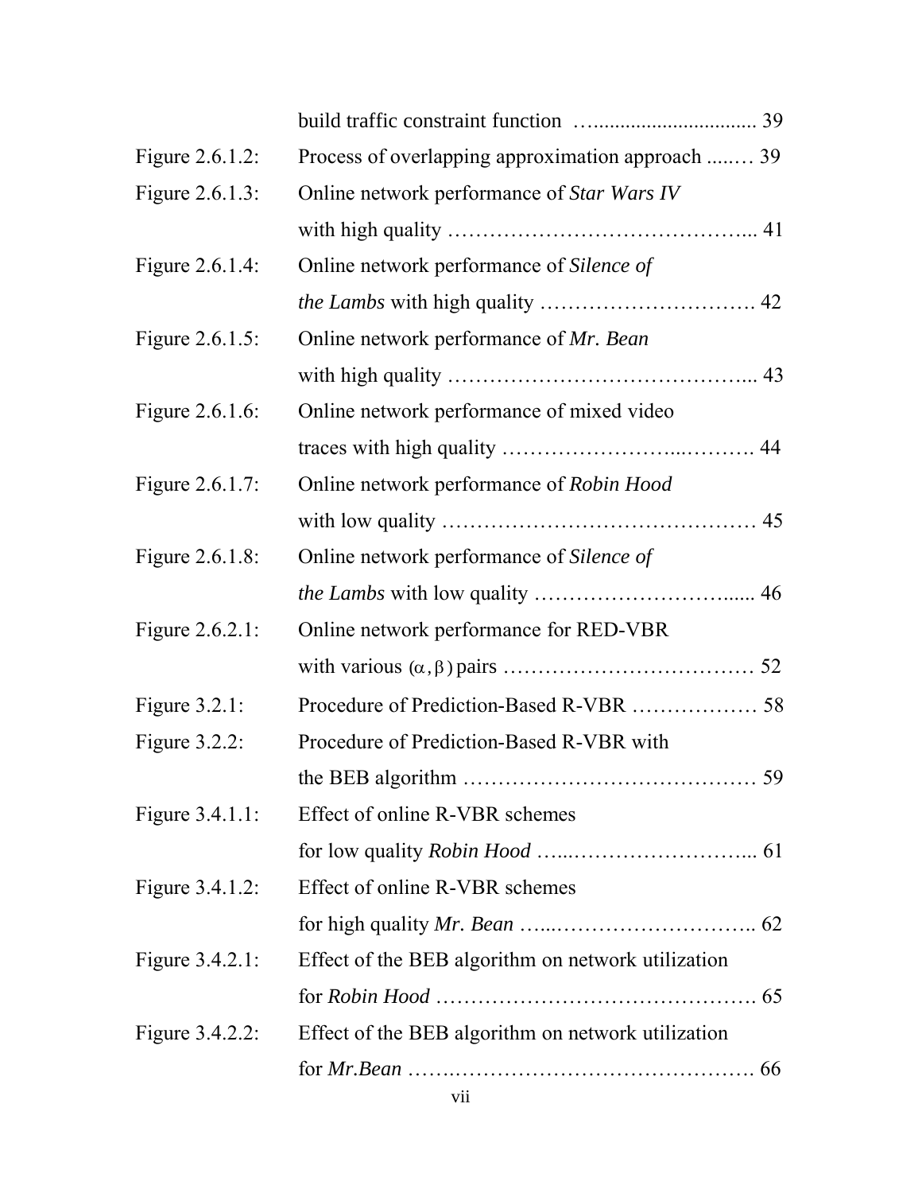build traffic constraint function ….............................. 39

Figure 2.6.1.2: Process of overlapping approximation approach ....… 39

Figure 2.6.1.3: Online network performance of *Star Wars IV* with high quality …………………………………... 41

Figure 2.6.1.4: Online network performance of *Silence of the Lambs* with high quality …………………………. 42

Figure 2.6.1.5: Online network performance of *Mr. Bean* with high quality …………………………………... 43

Figure 2.6.1.6: Online network performance of mixed video traces with high quality …………………...………. 44

Figure 2.6.1.7: Online network performance of *Robin Hood* with low quality ……………………………………… 45

Figure 2.6.1.8: Online network performance of *Silence of the Lambs* with low quality ……………………….…... 46

Figure 2.6.2.1: Online network performance for RED-VBR with various $(\alpha, \beta)$ pairs ……………………………… 52

Figure 3.2.1: Procedure of Prediction-Based R-VBR ……………… 58

Figure 3.2.2: Procedure of Prediction-Based R-VBR with the BEB algorithm …………………………………… 59

Figure 3.4.1.1: Effect of online R-VBR schemes for low quality *Robin Hood* …...……………………... 61

Figure 3.4.1.2: Effect of online R-VBR schemes for high quality *Mr. Bean* …...……………………….. 62

Figure 3.4.2.1: Effect of the BEB algorithm on network utilization for *Robin Hood* ………………………………………. 65

Figure 3.4.2.2: Effect of the BEB algorithm on network utilization for *Mr.Bean* …….……………………………………. 66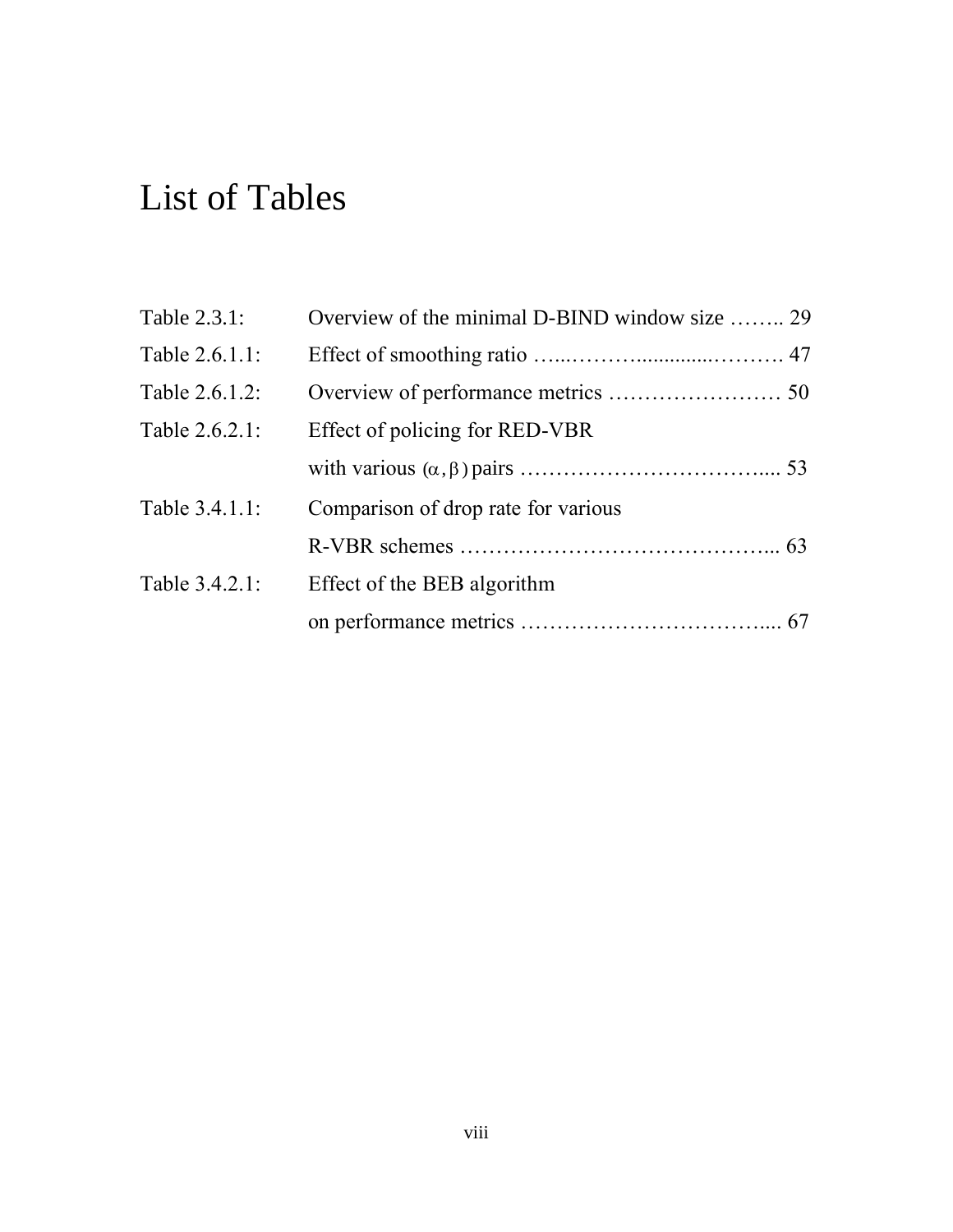# List of Tables

Table 2.3.1: Overview of the minimal D-BIND window size …….. 29

Table 2.6.1.1: Effect of smoothing ratio …..……….............………. 47

Table 2.6.1.2: Overview of performance metrics …………………… 50

Table 2.6.2.1: Effect of policing for RED-VBR with various $(\alpha, \beta)$ pairs …………………………….... 53

Table 3.4.1.1: Comparison of drop rate for various R-VBR schemes …………………………………... 63

Table 3.4.2.1: Effect of the BEB algorithm on performance metrics …………………………….... 67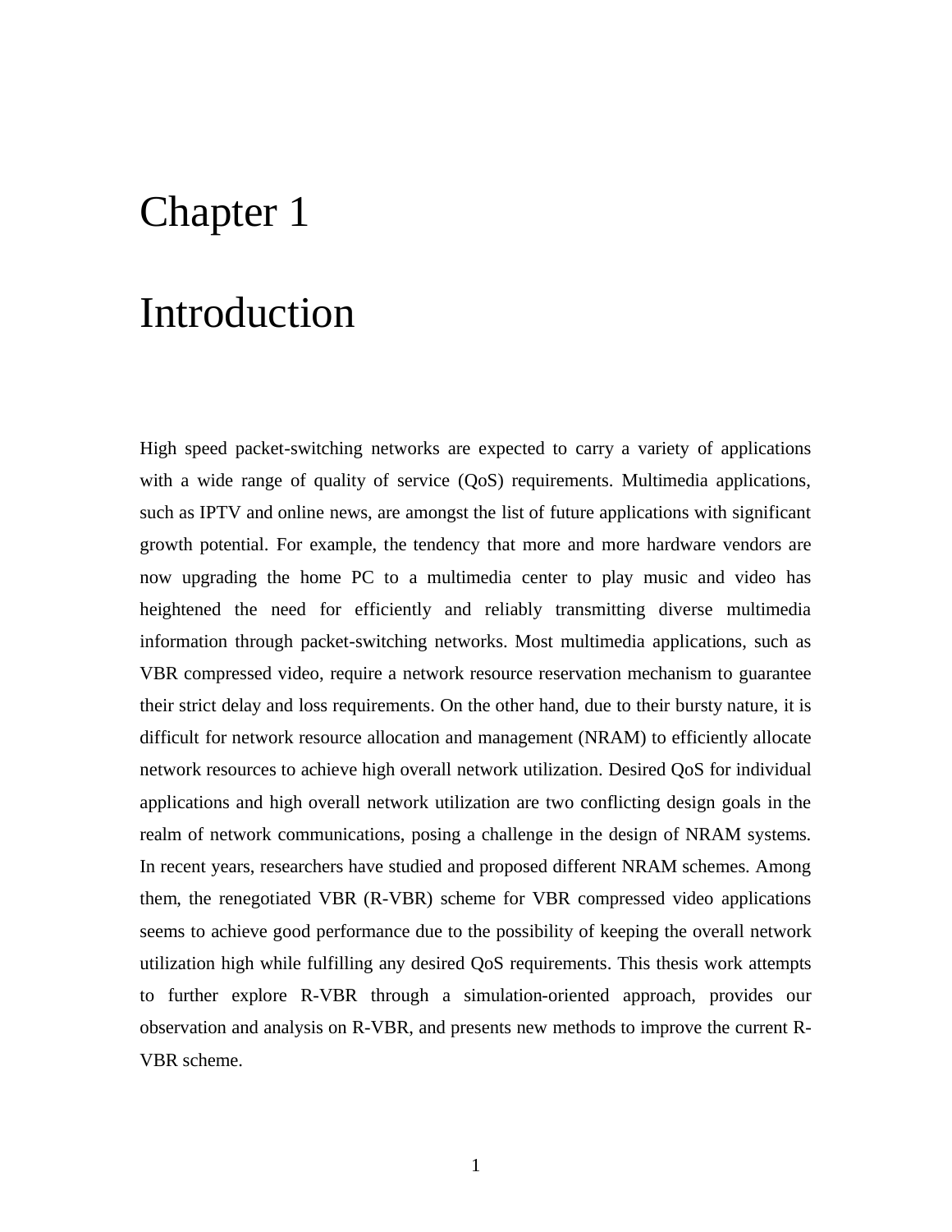# Chapter 1

# Introduction

High speed packet-switching networks are expected to carry a variety of applications with a wide range of quality of service (QoS) requirements. Multimedia applications, such as IPTV and online news, are amongst the list of future applications with significant growth potential. For example, the tendency that more and more hardware vendors are now upgrading the home PC to a multimedia center to play music and video has heightened the need for efficiently and reliably transmitting diverse multimedia information through packet-switching networks. Most multimedia applications, such as VBR compressed video, require a network resource reservation mechanism to guarantee their strict delay and loss requirements. On the other hand, due to their bursty nature, it is difficult for network resource allocation and management (NRAM) to efficiently allocate network resources to achieve high overall network utilization. Desired QoS for individual applications and high overall network utilization are two conflicting design goals in the realm of network communications, posing a challenge in the design of NRAM systems. In recent years, researchers have studied and proposed different NRAM schemes. Among them, the renegotiated VBR (R-VBR) scheme for VBR compressed video applications seems to achieve good performance due to the possibility of keeping the overall network utilization high while fulfilling any desired QoS requirements. This thesis work attempts to further explore R-VBR through a simulation-oriented approach, provides our observation and analysis on R-VBR, and presents new methods to improve the current R-VBR scheme.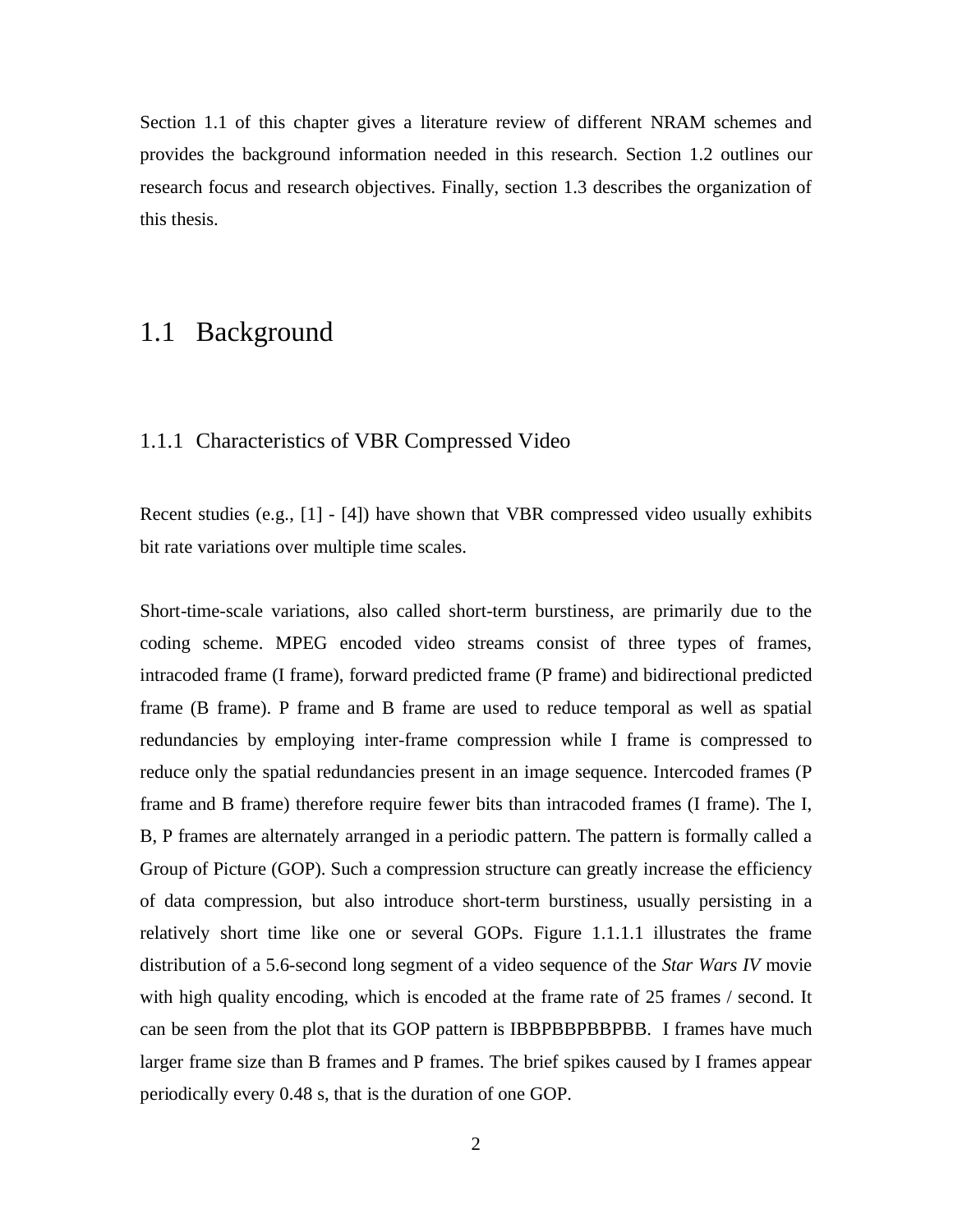Section 1.1 of this chapter gives a literature review of different NRAM schemes and provides the background information needed in this research. Section 1.2 outlines our research focus and research objectives. Finally, section 1.3 describes the organization of this thesis.

## 1.1 Background

### 1.1.1 Characteristics of VBR Compressed Video

Recent studies (e.g., [1] - [4]) have shown that VBR compressed video usually exhibits bit rate variations over multiple time scales.

Short-time-scale variations, also called short-term burstiness, are primarily due to the coding scheme. MPEG encoded video streams consist of three types of frames, intracoded frame (I frame), forward predicted frame (P frame) and bidirectional predicted frame (B frame). P frame and B frame are used to reduce temporal as well as spatial redundancies by employing inter-frame compression while I frame is compressed to reduce only the spatial redundancies present in an image sequence. Intercoded frames (P frame and B frame) therefore require fewer bits than intracoded frames (I frame). The I, B, P frames are alternately arranged in a periodic pattern. The pattern is formally called a Group of Picture (GOP). Such a compression structure can greatly increase the efficiency of data compression, but also introduce short-term burstiness, usually persisting in a relatively short time like one or several GOPs. Figure 1.1.1.1 illustrates the frame distribution of a 5.6-second long segment of a video sequence of the *Star Wars IV* movie with high quality encoding, which is encoded at the frame rate of 25 frames / second. It can be seen from the plot that its GOP pattern is IBBPBBPBBPBB. I frames have much larger frame size than B frames and P frames. The brief spikes caused by I frames appear periodically every 0.48 s, that is the duration of one GOP.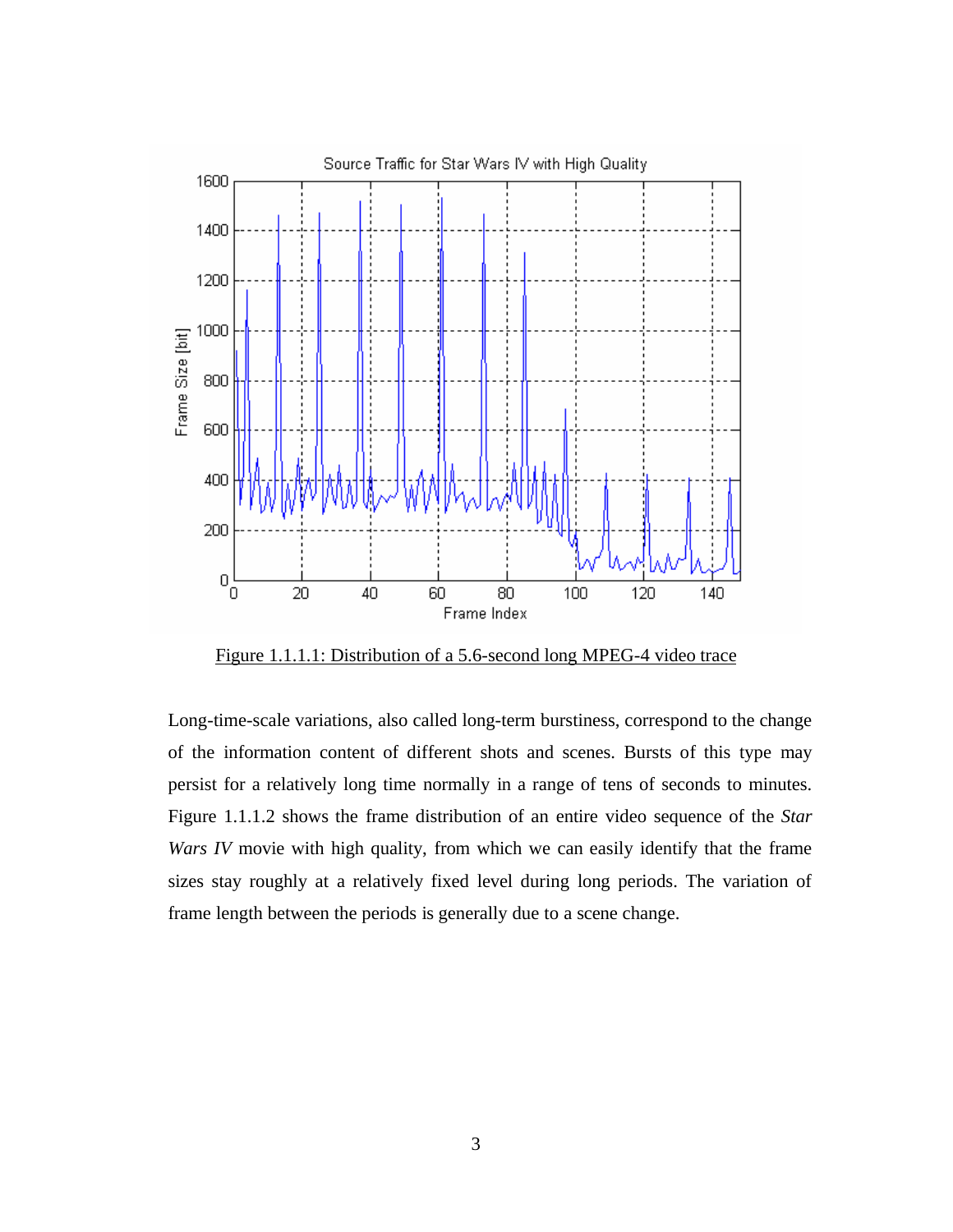Source Traffic for Star Wars IV with High Quality

Frame Size [bit]

1600
1400
1200
1000
800
600
400
200
0

0
20
40
60
80
100
120
140

Frame Index

Figure 1.1.1.1: Distribution of a 5.6-second long MPEG-4 video trace

Long-time-scale variations, also called long-term burstiness, correspond to the change of the information content of different shots and scenes. Bursts of this type may persist for a relatively long time normally in a range of tens of seconds to minutes. Figure 1.1.1.2 shows the frame distribution of an entire video sequence of the *Star Wars IV* movie with high quality, from which we can easily identify that the frame sizes stay roughly at a relatively fixed level during long periods. The variation of frame length between the periods is generally due to a scene change.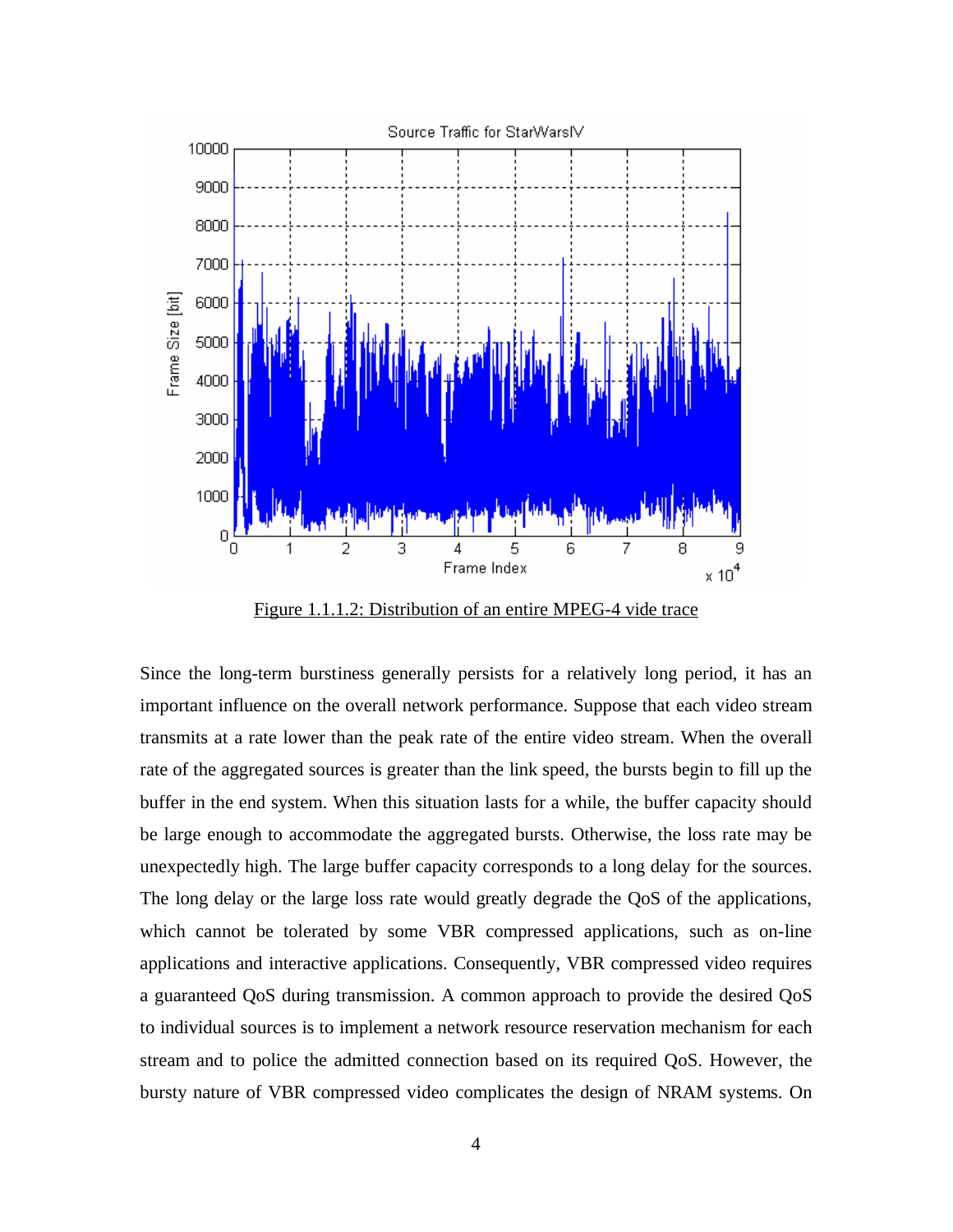Source Traffic for StarWarsIV

Frame Size [bit]

10000
9000
8000
7000
6000
5000
4000
3000
2000
1000
0

0 1 2 3 4 5 6 7 8 9

Frame Index

x 10^4

Figure 1.1.1.2: Distribution of an entire MPEG-4 vide trace

Since the long-term burstiness generally persists for a relatively long period, it has an important influence on the overall network performance. Suppose that each video stream transmits at a rate lower than the peak rate of the entire video stream. When the overall rate of the aggregated sources is greater than the link speed, the bursts begin to fill up the buffer in the end system. When this situation lasts for a while, the buffer capacity should be large enough to accommodate the aggregated bursts. Otherwise, the loss rate may be unexpectedly high. The large buffer capacity corresponds to a long delay for the sources. The long delay or the large loss rate would greatly degrade the QoS of the applications, which cannot be tolerated by some VBR compressed applications, such as on-line applications and interactive applications. Consequently, VBR compressed video requires a guaranteed QoS during transmission. A common approach to provide the desired QoS to individual sources is to implement a network resource reservation mechanism for each stream and to police the admitted connection based on its required QoS. However, the bursty nature of VBR compressed video complicates the design of NRAM systems. On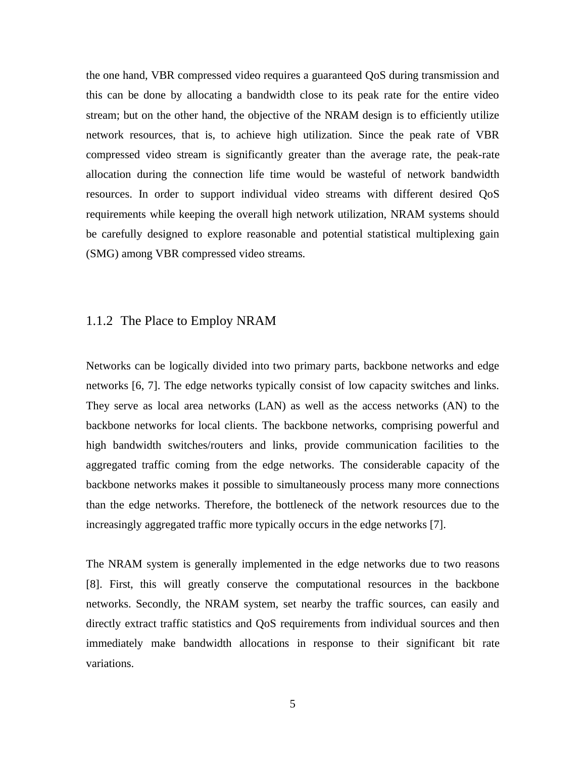the one hand, VBR compressed video requires a guaranteed QoS during transmission and this can be done by allocating a bandwidth close to its peak rate for the entire video stream; but on the other hand, the objective of the NRAM design is to efficiently utilize network resources, that is, to achieve high utilization. Since the peak rate of VBR compressed video stream is significantly greater than the average rate, the peak-rate allocation during the connection life time would be wasteful of network bandwidth resources. In order to support individual video streams with different desired QoS requirements while keeping the overall high network utilization, NRAM systems should be carefully designed to explore reasonable and potential statistical multiplexing gain (SMG) among VBR compressed video streams.

### 1.1.2 The Place to Employ NRAM

Networks can be logically divided into two primary parts, backbone networks and edge networks [6, 7]. The edge networks typically consist of low capacity switches and links. They serve as local area networks (LAN) as well as the access networks (AN) to the backbone networks for local clients. The backbone networks, comprising powerful and high bandwidth switches/routers and links, provide communication facilities to the aggregated traffic coming from the edge networks. The considerable capacity of the backbone networks makes it possible to simultaneously process many more connections than the edge networks. Therefore, the bottleneck of the network resources due to the increasingly aggregated traffic more typically occurs in the edge networks [7].

The NRAM system is generally implemented in the edge networks due to two reasons [8]. First, this will greatly conserve the computational resources in the backbone networks. Secondly, the NRAM system, set nearby the traffic sources, can easily and directly extract traffic statistics and QoS requirements from individual sources and then immediately make bandwidth allocations in response to their significant bit rate variations.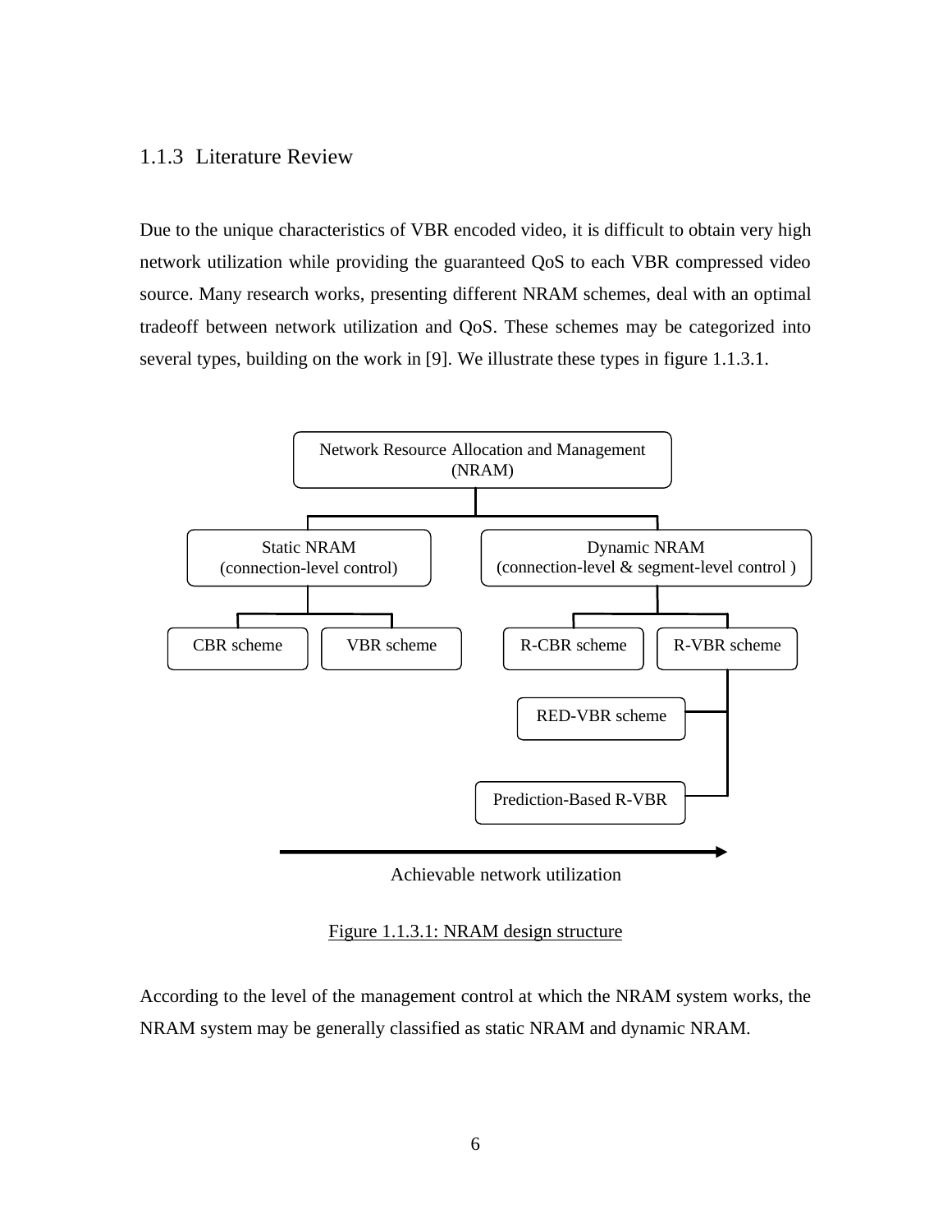### 1.1.3 Literature Review

Due to the unique characteristics of VBR encoded video, it is difficult to obtain very high network utilization while providing the guaranteed QoS to each VBR compressed video source. Many research works, presenting different NRAM schemes, deal with an optimal tradeoff between network utilization and QoS. These schemes may be categorized into several types, building on the work in [9]. We illustrate these types in figure 1.1.3.1.

Network Resource Allocation and Management (NRAM)

Static NRAM (connection-level control)

Dynamic NRAM (connection-level & segment-level control )

CBR scheme

VBR scheme

R-CBR scheme

R-VBR scheme

RED-VBR scheme

Prediction-Based R-VBR

Achievable network utilization

Figure 1.1.3.1: NRAM design structure

According to the level of the management control at which the NRAM system works, the NRAM system may be generally classified as static NRAM and dynamic NRAM.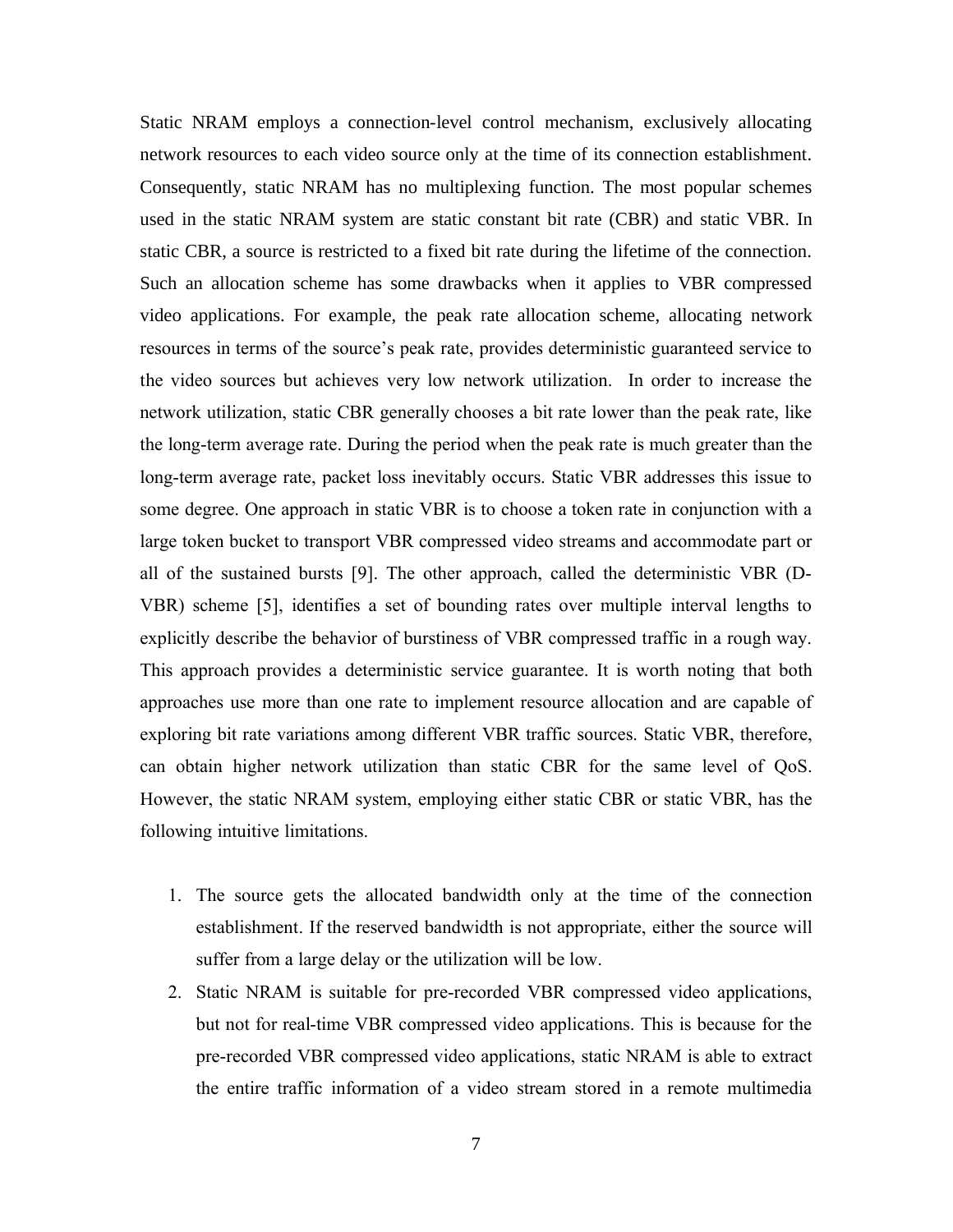Static NRAM employs a connection-level control mechanism, exclusively allocating network resources to each video source only at the time of its connection establishment. Consequently, static NRAM has no multiplexing function. The most popular schemes used in the static NRAM system are static constant bit rate (CBR) and static VBR. In static CBR, a source is restricted to a fixed bit rate during the lifetime of the connection. Such an allocation scheme has some drawbacks when it applies to VBR compressed video applications. For example, the peak rate allocation scheme, allocating network resources in terms of the source's peak rate, provides deterministic guaranteed service to the video sources but achieves very low network utilization. In order to increase the network utilization, static CBR generally chooses a bit rate lower than the peak rate, like the long-term average rate. During the period when the peak rate is much greater than the long-term average rate, packet loss inevitably occurs. Static VBR addresses this issue to some degree. One approach in static VBR is to choose a token rate in conjunction with a large token bucket to transport VBR compressed video streams and accommodate part or all of the sustained bursts [9]. The other approach, called the deterministic VBR (D-VBR) scheme [5], identifies a set of bounding rates over multiple interval lengths to explicitly describe the behavior of burstiness of VBR compressed traffic in a rough way. This approach provides a deterministic service guarantee. It is worth noting that both approaches use more than one rate to implement resource allocation and are capable of exploring bit rate variations among different VBR traffic sources. Static VBR, therefore, can obtain higher network utilization than static CBR for the same level of QoS. However, the static NRAM system, employing either static CBR or static VBR, has the following intuitive limitations.

1. The source gets the allocated bandwidth only at the time of the connection establishment. If the reserved bandwidth is not appropriate, either the source will suffer from a large delay or the utilization will be low.
2. Static NRAM is suitable for pre-recorded VBR compressed video applications, but not for real-time VBR compressed video applications. This is because for the pre-recorded VBR compressed video applications, static NRAM is able to extract the entire traffic information of a video stream stored in a remote multimedia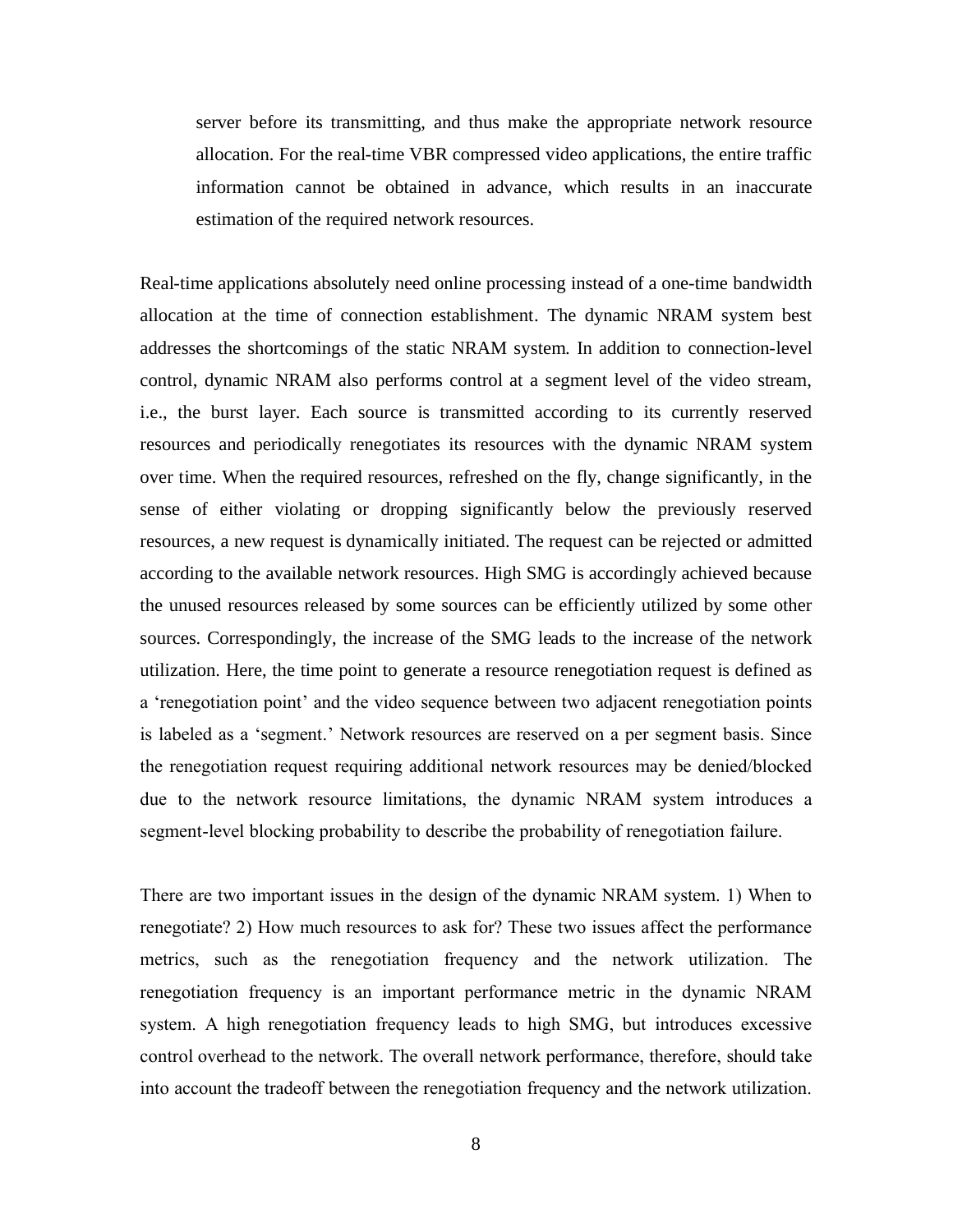server before its transmitting, and thus make the appropriate network resource allocation. For the real-time VBR compressed video applications, the entire traffic information cannot be obtained in advance, which results in an inaccurate estimation of the required network resources.

Real-time applications absolutely need online processing instead of a one-time bandwidth allocation at the time of connection establishment. The dynamic NRAM system best addresses the shortcomings of the static NRAM system. In addition to connection-level control, dynamic NRAM also performs control at a segment level of the video stream, i.e., the burst layer. Each source is transmitted according to its currently reserved resources and periodically renegotiates its resources with the dynamic NRAM system over time. When the required resources, refreshed on the fly, change significantly, in the sense of either violating or dropping significantly below the previously reserved resources, a new request is dynamically initiated. The request can be rejected or admitted according to the available network resources. High SMG is accordingly achieved because the unused resources released by some sources can be efficiently utilized by some other sources. Correspondingly, the increase of the SMG leads to the increase of the network utilization. Here, the time point to generate a resource renegotiation request is defined as a 'renegotiation point' and the video sequence between two adjacent renegotiation points is labeled as a 'segment.' Network resources are reserved on a per segment basis. Since the renegotiation request requiring additional network resources may be denied/blocked due to the network resource limitations, the dynamic NRAM system introduces a segment-level blocking probability to describe the probability of renegotiation failure.

There are two important issues in the design of the dynamic NRAM system. 1) When to renegotiate? 2) How much resources to ask for? These two issues affect the performance metrics, such as the renegotiation frequency and the network utilization. The renegotiation frequency is an important performance metric in the dynamic NRAM system. A high renegotiation frequency leads to high SMG, but introduces excessive control overhead to the network. The overall network performance, therefore, should take into account the tradeoff between the renegotiation frequency and the network utilization.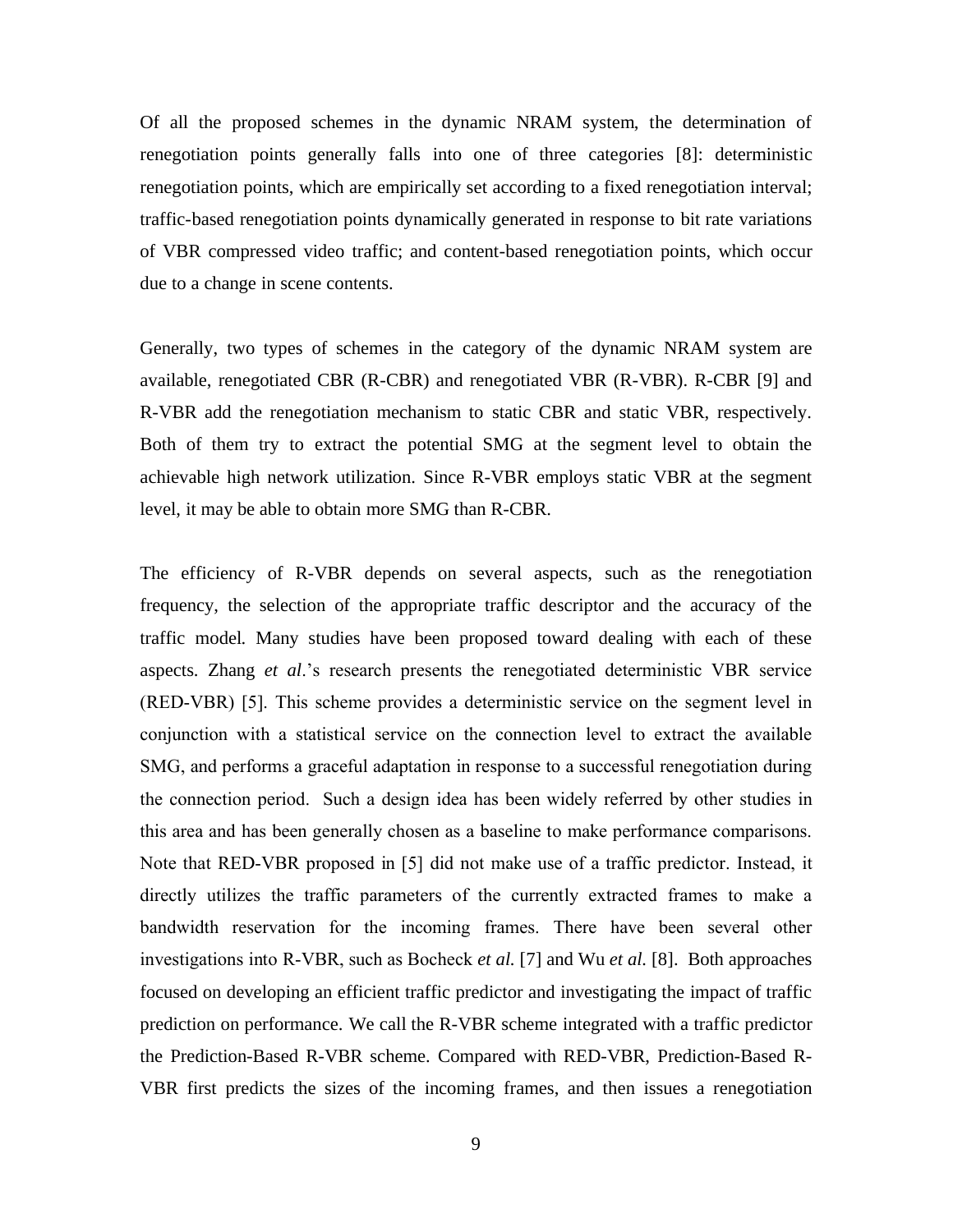Of all the proposed schemes in the dynamic NRAM system, the determination of renegotiation points generally falls into one of three categories [8]: deterministic renegotiation points, which are empirically set according to a fixed renegotiation interval; traffic-based renegotiation points dynamically generated in response to bit rate variations of VBR compressed video traffic; and content-based renegotiation points, which occur due to a change in scene contents.

Generally, two types of schemes in the category of the dynamic NRAM system are available, renegotiated CBR (R-CBR) and renegotiated VBR (R-VBR). R-CBR [9] and R-VBR add the renegotiation mechanism to static CBR and static VBR, respectively. Both of them try to extract the potential SMG at the segment level to obtain the achievable high network utilization. Since R-VBR employs static VBR at the segment level, it may be able to obtain more SMG than R-CBR.

The efficiency of R-VBR depends on several aspects, such as the renegotiation frequency, the selection of the appropriate traffic descriptor and the accuracy of the traffic model. Many studies have been proposed toward dealing with each of these aspects. Zhang *et al*.'s research presents the renegotiated deterministic VBR service (RED-VBR) [5]. This scheme provides a deterministic service on the segment level in conjunction with a statistical service on the connection level to extract the available SMG, and performs a graceful adaptation in response to a successful renegotiation during the connection period. Such a design idea has been widely referred by other studies in this area and has been generally chosen as a baseline to make performance comparisons. Note that RED-VBR proposed in [5] did not make use of a traffic predictor. Instead, it directly utilizes the traffic parameters of the currently extracted frames to make a bandwidth reservation for the incoming frames. There have been several other investigations into R-VBR, such as Bocheck *et al.* [7] and Wu *et al.* [8]. Both approaches focused on developing an efficient traffic predictor and investigating the impact of traffic prediction on performance. We call the R-VBR scheme integrated with a traffic predictor the Prediction-Based R-VBR scheme. Compared with RED-VBR, Prediction-Based R-VBR first predicts the sizes of the incoming frames, and then issues a renegotiation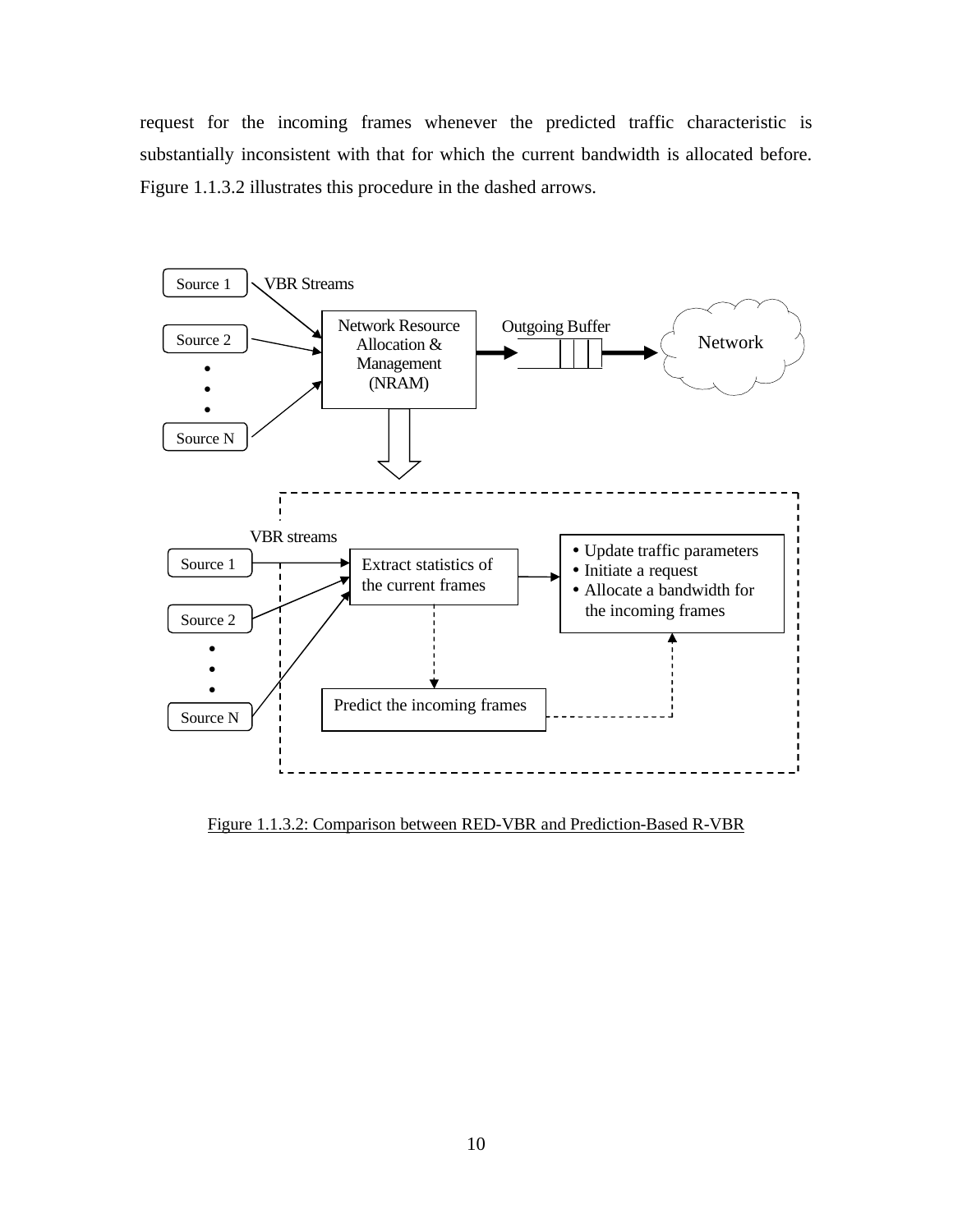request for the incoming frames whenever the predicted traffic characteristic is substantially inconsistent with that for which the current bandwidth is allocated before. Figure 1.1.3.2 illustrates this procedure in the dashed arrows.

Source 1
VBR Streams
Source 2
Source N
Network Resource Allocation & Management (NRAM)
Outgoing Buffer
Network

VBR streams
Source 1
Source 2
Source N
Extract statistics of the current frames
- Update traffic parameters
- Initiate a request
- Allocate a bandwidth for the incoming frames
Predict the incoming frames

Figure 1.1.3.2: Comparison between RED-VBR and Prediction-Based R-VBR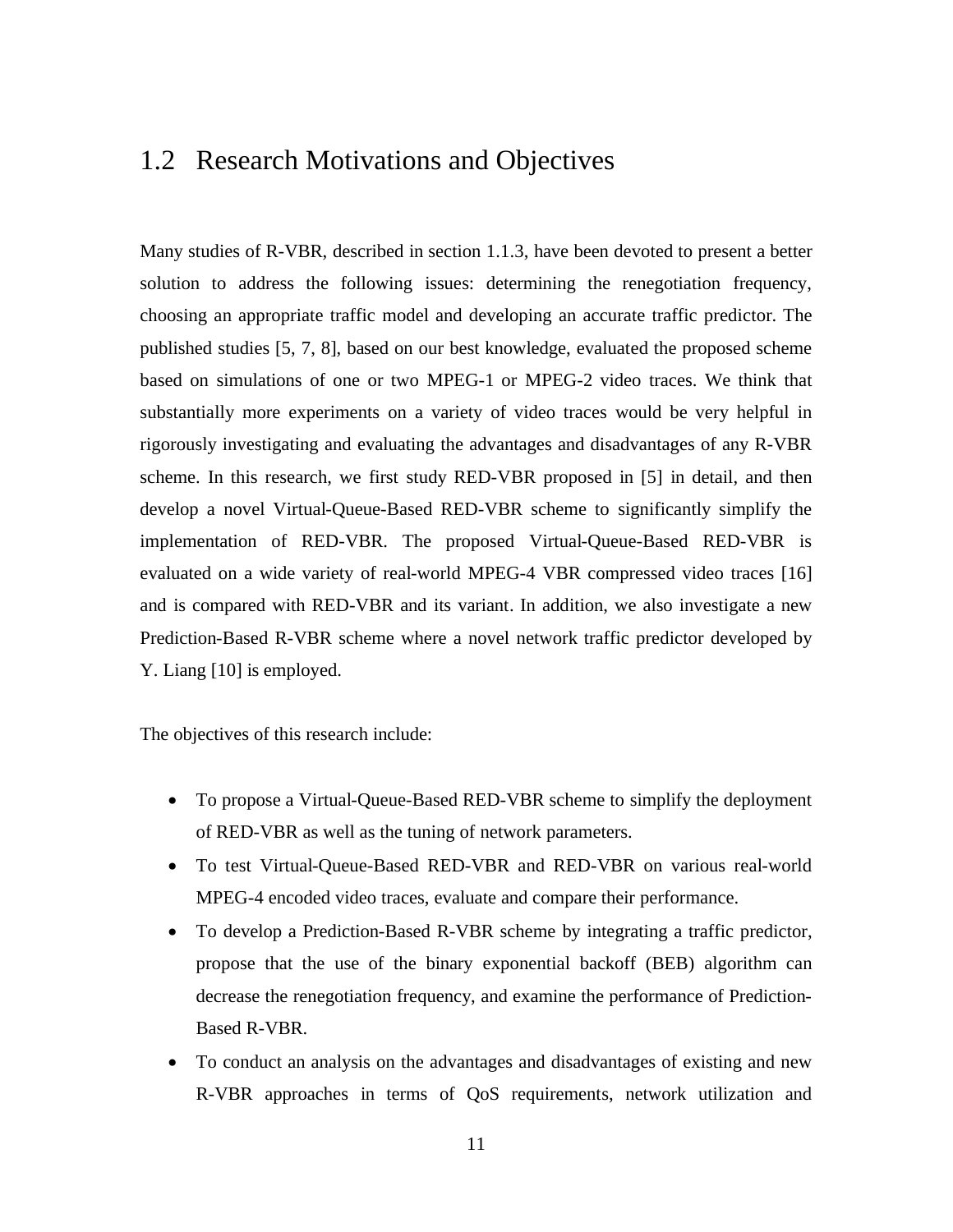## 1.2 Research Motivations and Objectives

Many studies of R-VBR, described in section 1.1.3, have been devoted to present a better solution to address the following issues: determining the renegotiation frequency, choosing an appropriate traffic model and developing an accurate traffic predictor. The published studies [5, 7, 8], based on our best knowledge, evaluated the proposed scheme based on simulations of one or two MPEG-1 or MPEG-2 video traces. We think that substantially more experiments on a variety of video traces would be very helpful in rigorously investigating and evaluating the advantages and disadvantages of any R-VBR scheme. In this research, we first study RED-VBR proposed in [5] in detail, and then develop a novel Virtual-Queue-Based RED-VBR scheme to significantly simplify the implementation of RED-VBR. The proposed Virtual-Queue-Based RED-VBR is evaluated on a wide variety of real-world MPEG-4 VBR compressed video traces [16] and is compared with RED-VBR and its variant. In addition, we also investigate a new Prediction-Based R-VBR scheme where a novel network traffic predictor developed by Y. Liang [10] is employed.

The objectives of this research include:

- To propose a Virtual-Queue-Based RED-VBR scheme to simplify the deployment of RED-VBR as well as the tuning of network parameters.
- To test Virtual-Queue-Based RED-VBR and RED-VBR on various real-world MPEG-4 encoded video traces, evaluate and compare their performance.
- To develop a Prediction-Based R-VBR scheme by integrating a traffic predictor, propose that the use of the binary exponential backoff (BEB) algorithm can decrease the renegotiation frequency, and examine the performance of Prediction-Based R-VBR.
- To conduct an analysis on the advantages and disadvantages of existing and new R-VBR approaches in terms of QoS requirements, network utilization and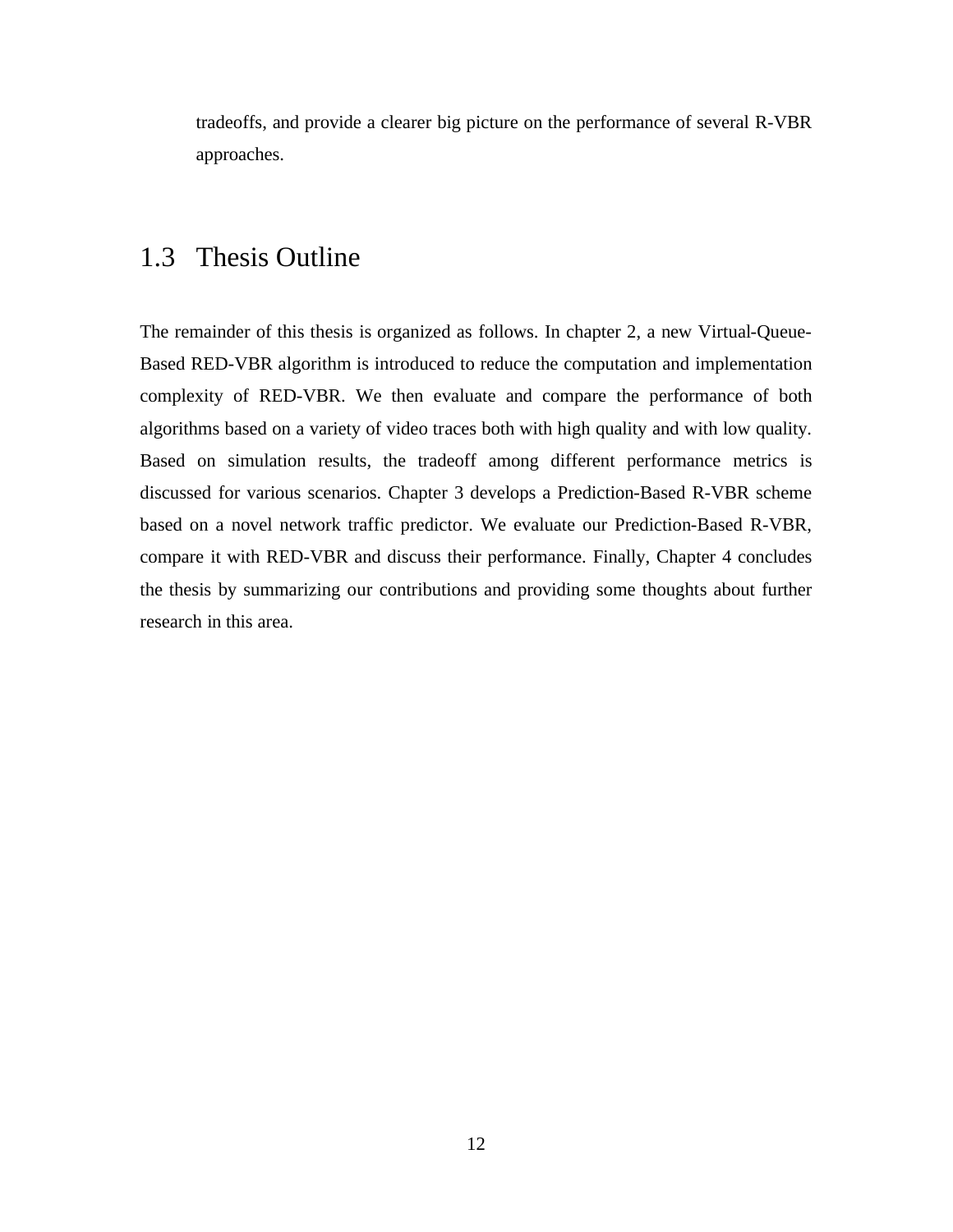tradeoffs, and provide a clearer big picture on the performance of several R-VBR approaches.

## 1.3 Thesis Outline

The remainder of this thesis is organized as follows. In chapter 2, a new Virtual-Queue-Based RED-VBR algorithm is introduced to reduce the computation and implementation complexity of RED-VBR. We then evaluate and compare the performance of both algorithms based on a variety of video traces both with high quality and with low quality. Based on simulation results, the tradeoff among different performance metrics is discussed for various scenarios. Chapter 3 develops a Prediction-Based R-VBR scheme based on a novel network traffic predictor. We evaluate our Prediction-Based R-VBR, compare it with RED-VBR and discuss their performance. Finally, Chapter 4 concludes the thesis by summarizing our contributions and providing some thoughts about further research in this area.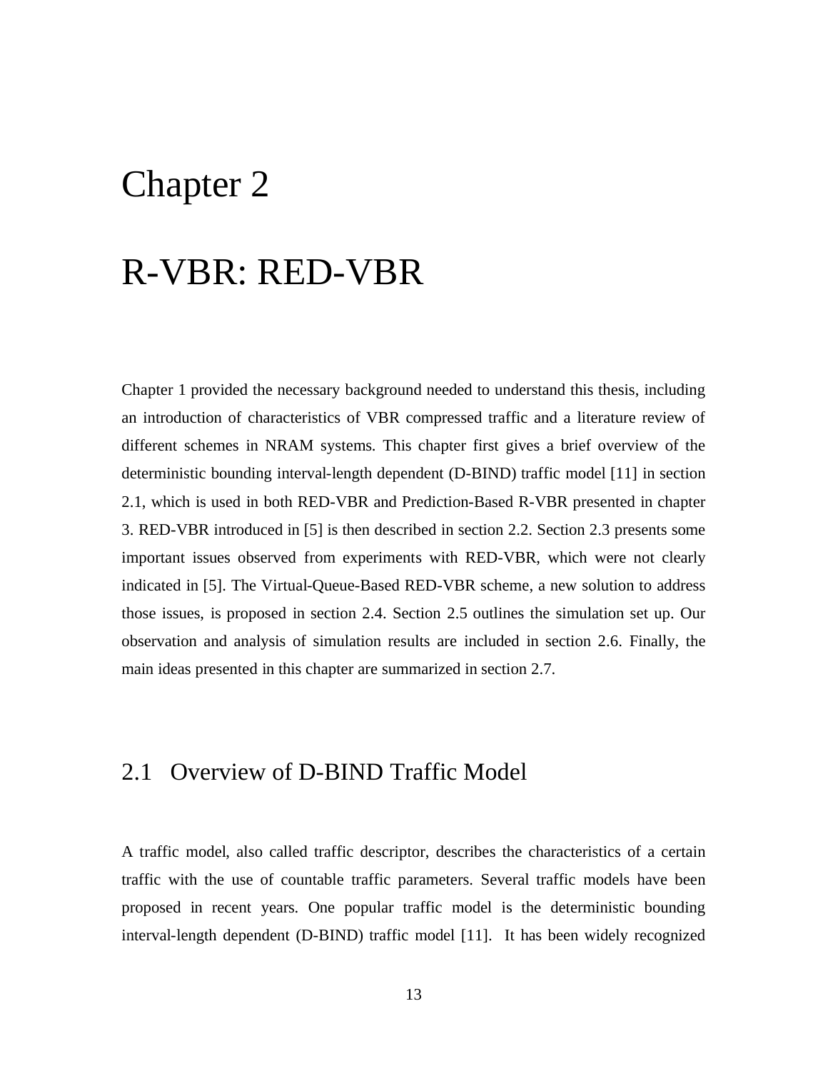# Chapter 2

# R-VBR: RED-VBR

Chapter 1 provided the necessary background needed to understand this thesis, including an introduction of characteristics of VBR compressed traffic and a literature review of different schemes in NRAM systems. This chapter first gives a brief overview of the deterministic bounding interval-length dependent (D-BIND) traffic model [11] in section 2.1, which is used in both RED-VBR and Prediction-Based R-VBR presented in chapter 3. RED-VBR introduced in [5] is then described in section 2.2. Section 2.3 presents some important issues observed from experiments with RED-VBR, which were not clearly indicated in [5]. The Virtual-Queue-Based RED-VBR scheme, a new solution to address those issues, is proposed in section 2.4. Section 2.5 outlines the simulation set up. Our observation and analysis of simulation results are included in section 2.6. Finally, the main ideas presented in this chapter are summarized in section 2.7.

## 2.1 Overview of D-BIND Traffic Model

A traffic model, also called traffic descriptor, describes the characteristics of a certain traffic with the use of countable traffic parameters. Several traffic models have been proposed in recent years. One popular traffic model is the deterministic bounding interval-length dependent (D-BIND) traffic model [11]. It has been widely recognized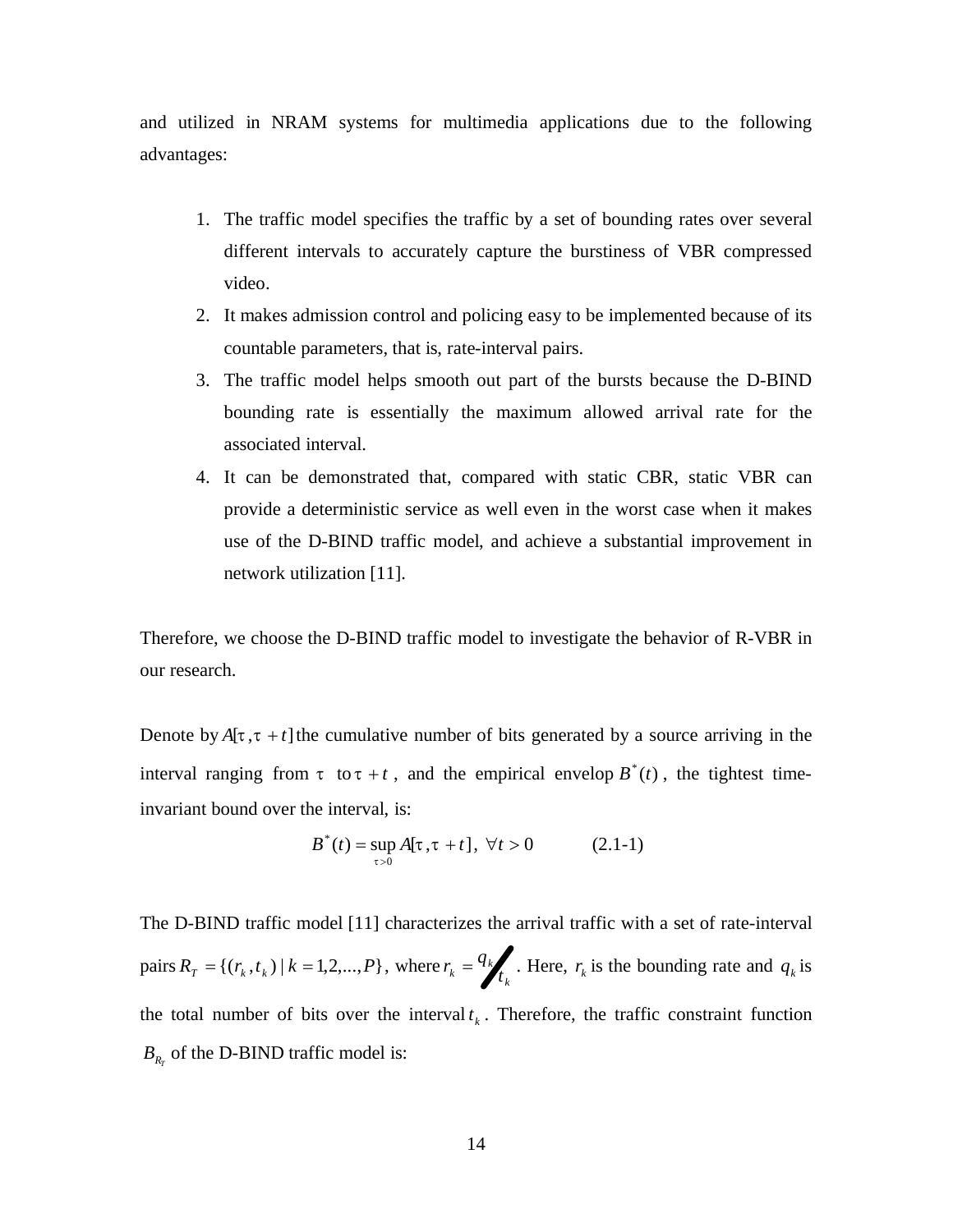and utilized in NRAM systems for multimedia applications due to the following advantages:

1. The traffic model specifies the traffic by a set of bounding rates over several different intervals to accurately capture the burstiness of VBR compressed video.
2. It makes admission control and policing easy to be implemented because of its countable parameters, that is, rate-interval pairs.
3. The traffic model helps smooth out part of the bursts because the D-BIND bounding rate is essentially the maximum allowed arrival rate for the associated interval.
4. It can be demonstrated that, compared with static CBR, static VBR can provide a deterministic service as well even in the worst case when it makes use of the D-BIND traffic model, and achieve a substantial improvement in network utilization [11].

Therefore, we choose the D-BIND traffic model to investigate the behavior of R-VBR in our research.

Denote by $A[\tau, \tau + t]$ the cumulative number of bits generated by a source arriving in the interval ranging from $\tau$ to $\tau + t$, and the empirical envelop $B^*(t)$, the tightest time-invariant bound over the interval, is:

$$B^*(t) = \sup_{\tau > 0} A[\tau, \tau + t], \ \forall t > 0 \qquad (2.1\text{-}1)$$

The D-BIND traffic model [11] characterizes the arrival traffic with a set of rate-interval pairs $R_T = \{(r_k, t_k) \mid k = 1,2,...,P\}$, where $r_k = q_k / t_k$. Here, $r_k$ is the bounding rate and $q_k$ is the total number of bits over the interval $t_k$. Therefore, the traffic constraint function $B_{R_T}$ of the D-BIND traffic model is: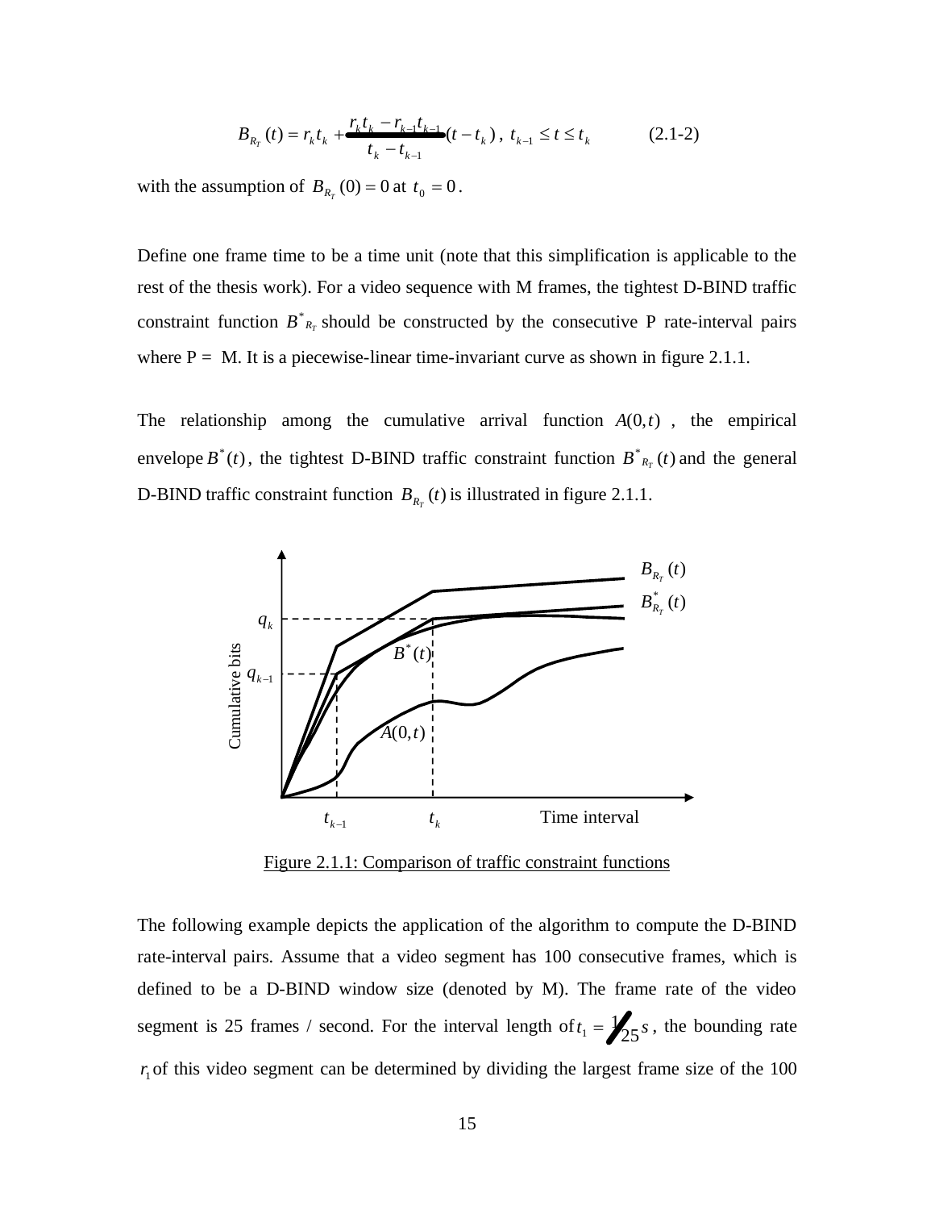$$B_{R_T}(t) = r_k t_k + \frac{r_k t_k - r_{k-1} t_{k-1}}{t_k - t_{k-1}}(t - t_k)\ ,\ t_{k-1} \le t \le t_k \qquad (2.1\text{-}2)$$

with the assumption of $B_{R_T}(0) = 0$ at $t_0 = 0$.

Define one frame time to be a time unit (note that this simplification is applicable to the rest of the thesis work). For a video sequence with M frames, the tightest D-BIND traffic constraint function $B^*_{R_T}$ should be constructed by the consecutive P rate-interval pairs where P = M. It is a piecewise-linear time-invariant curve as shown in figure 2.1.1.

The relationship among the cumulative arrival function $A(0,t)$, the empirical envelope $B^*(t)$, the tightest D-BIND traffic constraint function $B^*_{R_T}(t)$ and the general D-BIND traffic constraint function $B_{R_T}(t)$ is illustrated in figure 2.1.1.

$B_{R_T}(t)$

$B^*_{R_T}(t)$

$q_k$

$B^*(t)$

$q_{k-1}$

Cumulative bits

$A(0,t)$

$t_{k-1}$

$t_k$

Time interval

Figure 2.1.1: Comparison of traffic constraint functions

The following example depicts the application of the algorithm to compute the D-BIND rate-interval pairs. Assume that a video segment has 100 consecutive frames, which is defined to be a D-BIND window size (denoted by M). The frame rate of the video segment is 25 frames / second. For the interval length of $t_1 = 1/25\,s$, the bounding rate $r_1$ of this video segment can be determined by dividing the largest frame size of the 100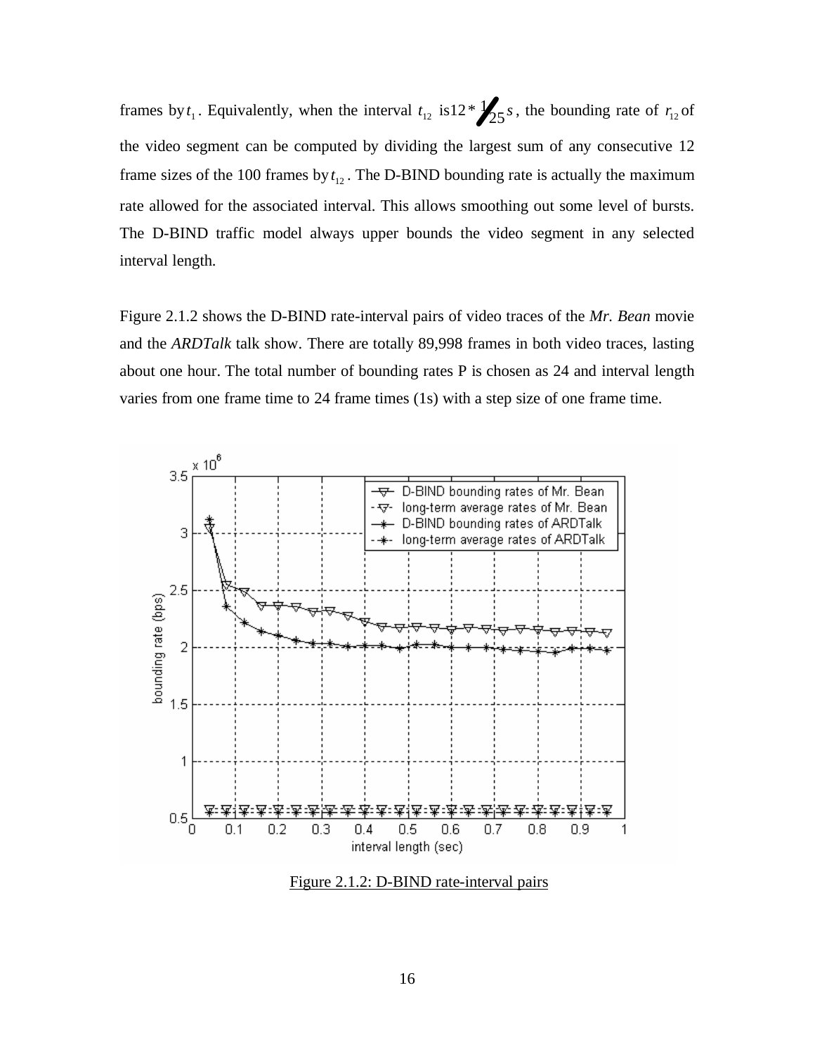frames by $t_1$. Equivalently, when the interval $t_{12}$ is $12 * \frac{1}{25} s$, the bounding rate of $r_{12}$ of the video segment can be computed by dividing the largest sum of any consecutive 12 frame sizes of the 100 frames by $t_{12}$. The D-BIND bounding rate is actually the maximum rate allowed for the associated interval. This allows smoothing out some level of bursts. The D-BIND traffic model always upper bounds the video segment in any selected interval length.

Figure 2.1.2 shows the D-BIND rate-interval pairs of video traces of the *Mr. Bean* movie and the *ARDTalk* talk show. There are totally 89,998 frames in both video traces, lasting about one hour. The total number of bounding rates P is chosen as 24 and interval length varies from one frame time to 24 frame times (1s) with a step size of one frame time.

x 10^6
3.5
3
2.5
2
1.5
1
0.5
bounding rate (bps)
0 0.1 0.2 0.3 0.4 0.5 0.6 0.7 0.8 0.9 1
interval length (sec)
D-BIND bounding rates of Mr. Bean
long-term average rates of Mr. Bean
D-BIND bounding rates of ARDTalk
long-term average rates of ARDTalk

Figure 2.1.2: D-BIND rate-interval pairs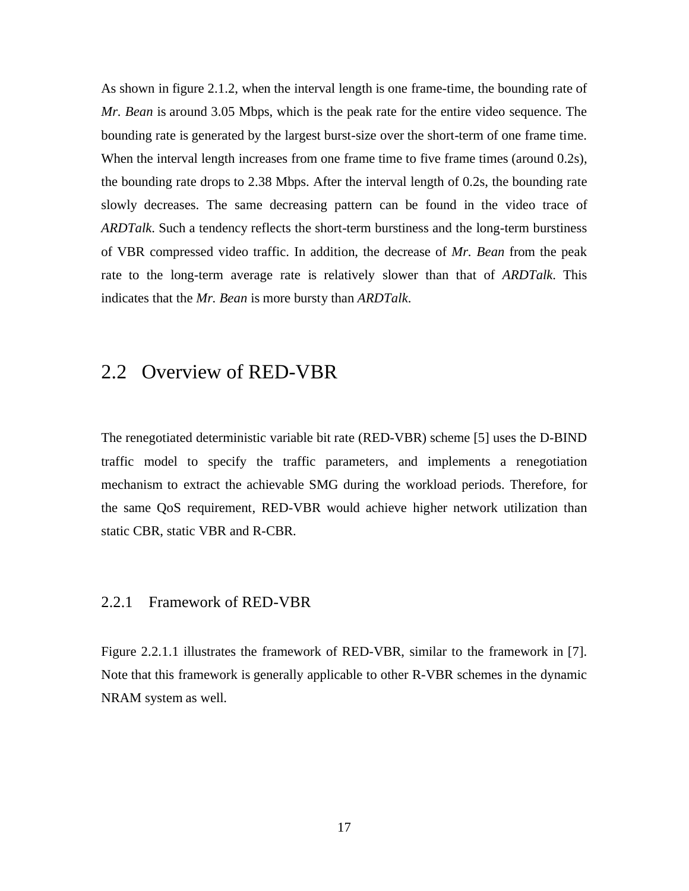As shown in figure 2.1.2, when the interval length is one frame-time, the bounding rate of *Mr. Bean* is around 3.05 Mbps, which is the peak rate for the entire video sequence. The bounding rate is generated by the largest burst-size over the short-term of one frame time. When the interval length increases from one frame time to five frame times (around 0.2s), the bounding rate drops to 2.38 Mbps. After the interval length of 0.2s, the bounding rate slowly decreases. The same decreasing pattern can be found in the video trace of *ARDTalk*. Such a tendency reflects the short-term burstiness and the long-term burstiness of VBR compressed video traffic. In addition, the decrease of *Mr. Bean* from the peak rate to the long-term average rate is relatively slower than that of *ARDTalk*. This indicates that the *Mr. Bean* is more bursty than *ARDTalk*.

## 2.2 Overview of RED-VBR

The renegotiated deterministic variable bit rate (RED-VBR) scheme [5] uses the D-BIND traffic model to specify the traffic parameters, and implements a renegotiation mechanism to extract the achievable SMG during the workload periods. Therefore, for the same QoS requirement, RED-VBR would achieve higher network utilization than static CBR, static VBR and R-CBR.

### 2.2.1 Framework of RED-VBR

Figure 2.2.1.1 illustrates the framework of RED-VBR, similar to the framework in [7]. Note that this framework is generally applicable to other R-VBR schemes in the dynamic NRAM system as well.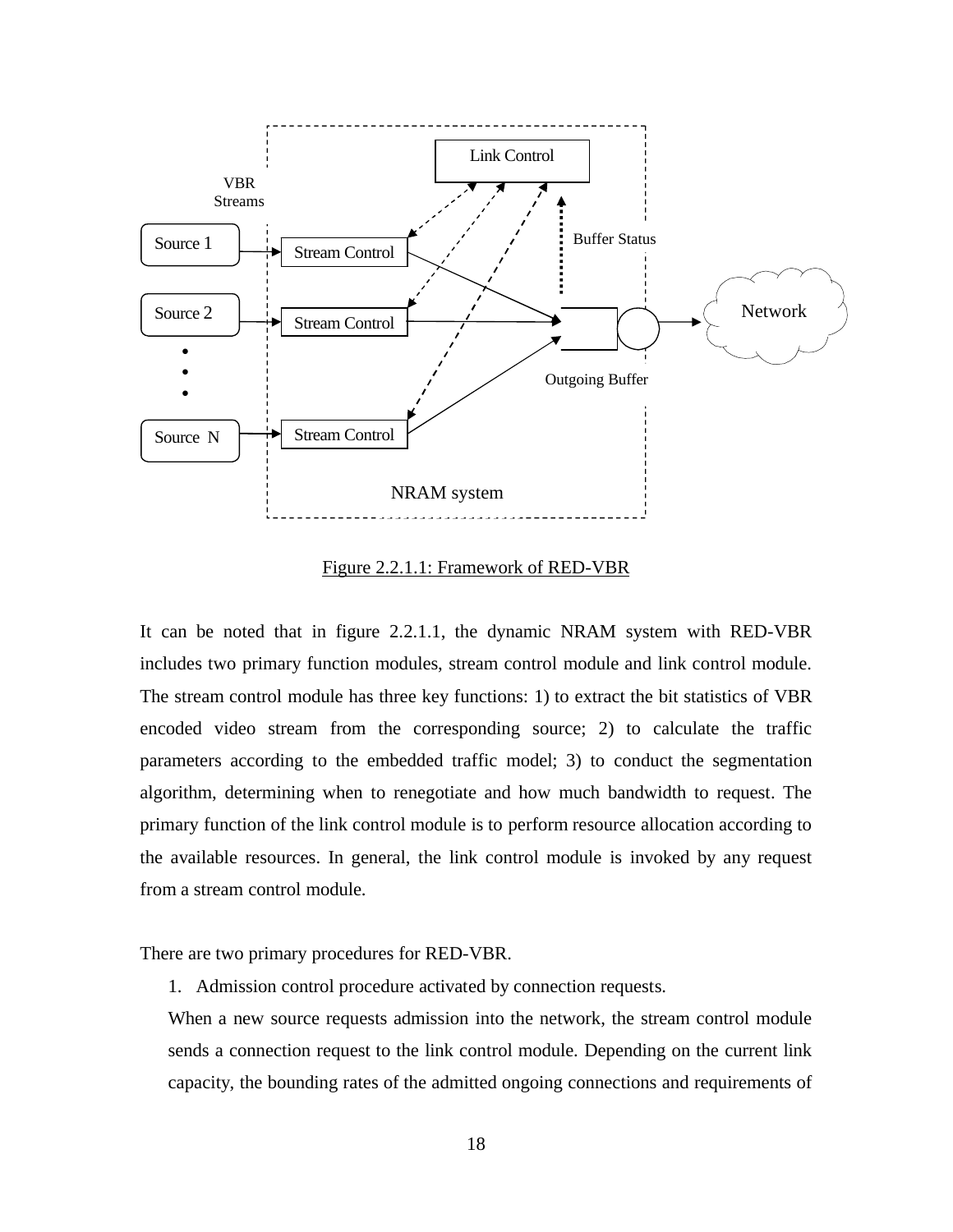Link Control

VBR Streams

Source 1

Source 2

Source N

Stream Control

Stream Control

Stream Control

Buffer Status

Outgoing Buffer

Network

NRAM system

Figure 2.2.1.1: Framework of RED-VBR

It can be noted that in figure 2.2.1.1, the dynamic NRAM system with RED-VBR includes two primary function modules, stream control module and link control module. The stream control module has three key functions: 1) to extract the bit statistics of VBR encoded video stream from the corresponding source; 2) to calculate the traffic parameters according to the embedded traffic model; 3) to conduct the segmentation algorithm, determining when to renegotiate and how much bandwidth to request. The primary function of the link control module is to perform resource allocation according to the available resources. In general, the link control module is invoked by any request from a stream control module.

There are two primary procedures for RED-VBR.

1. Admission control procedure activated by connection requests.

   When a new source requests admission into the network, the stream control module sends a connection request to the link control module. Depending on the current link capacity, the bounding rates of the admitted ongoing connections and requirements of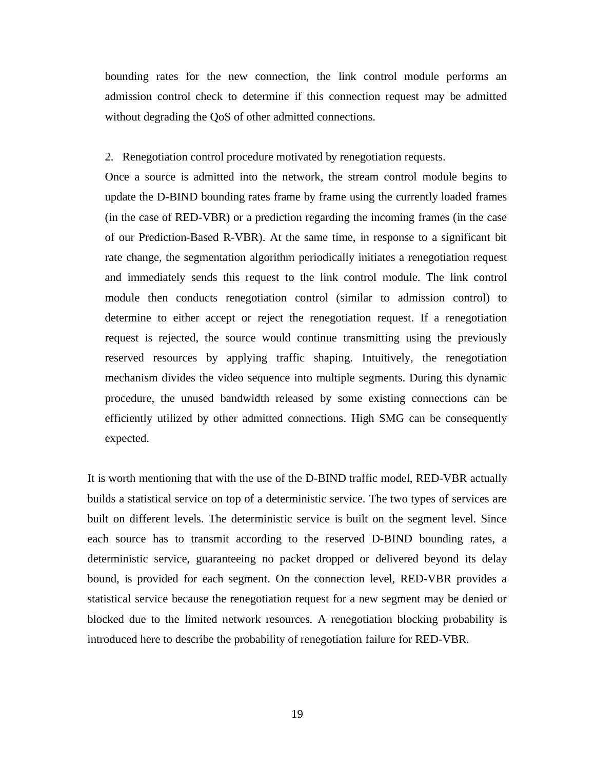bounding rates for the new connection, the link control module performs an admission control check to determine if this connection request may be admitted without degrading the QoS of other admitted connections.

2. Renegotiation control procedure motivated by renegotiation requests.

   Once a source is admitted into the network, the stream control module begins to update the D-BIND bounding rates frame by frame using the currently loaded frames (in the case of RED-VBR) or a prediction regarding the incoming frames (in the case of our Prediction-Based R-VBR). At the same time, in response to a significant bit rate change, the segmentation algorithm periodically initiates a renegotiation request and immediately sends this request to the link control module. The link control module then conducts renegotiation control (similar to admission control) to determine to either accept or reject the renegotiation request. If a renegotiation request is rejected, the source would continue transmitting using the previously reserved resources by applying traffic shaping. Intuitively, the renegotiation mechanism divides the video sequence into multiple segments. During this dynamic procedure, the unused bandwidth released by some existing connections can be efficiently utilized by other admitted connections. High SMG can be consequently expected.

It is worth mentioning that with the use of the D-BIND traffic model, RED-VBR actually builds a statistical service on top of a deterministic service. The two types of services are built on different levels. The deterministic service is built on the segment level. Since each source has to transmit according to the reserved D-BIND bounding rates, a deterministic service, guaranteeing no packet dropped or delivered beyond its delay bound, is provided for each segment. On the connection level, RED-VBR provides a statistical service because the renegotiation request for a new segment may be denied or blocked due to the limited network resources. A renegotiation blocking probability is introduced here to describe the probability of renegotiation failure for RED-VBR.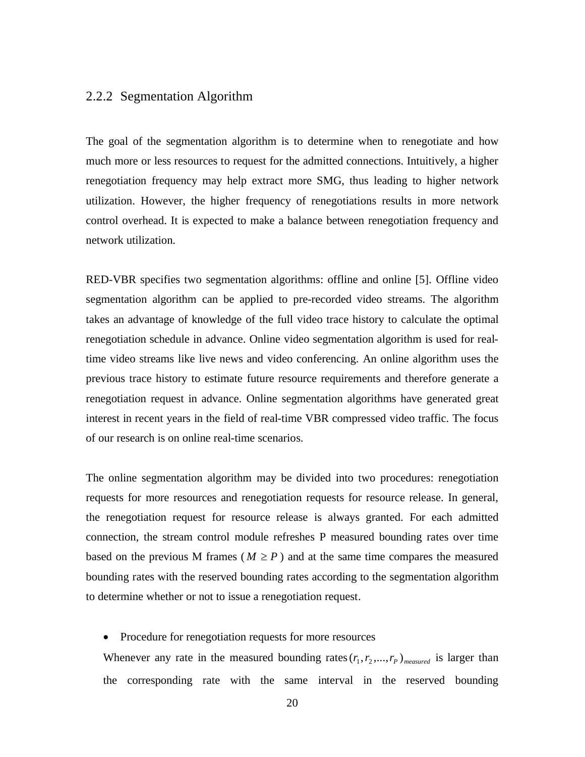### 2.2.2 Segmentation Algorithm

The goal of the segmentation algorithm is to determine when to renegotiate and how much more or less resources to request for the admitted connections. Intuitively, a higher renegotiation frequency may help extract more SMG, thus leading to higher network utilization. However, the higher frequency of renegotiations results in more network control overhead. It is expected to make a balance between renegotiation frequency and network utilization.

RED-VBR specifies two segmentation algorithms: offline and online [5]. Offline video segmentation algorithm can be applied to pre-recorded video streams. The algorithm takes an advantage of knowledge of the full video trace history to calculate the optimal renegotiation schedule in advance. Online video segmentation algorithm is used for real-time video streams like live news and video conferencing. An online algorithm uses the previous trace history to estimate future resource requirements and therefore generate a renegotiation request in advance. Online segmentation algorithms have generated great interest in recent years in the field of real-time VBR compressed video traffic. The focus of our research is on online real-time scenarios.

The online segmentation algorithm may be divided into two procedures: renegotiation requests for more resources and renegotiation requests for resource release. In general, the renegotiation request for resource release is always granted. For each admitted connection, the stream control module refreshes P measured bounding rates over time based on the previous M frames ($M \geq P$) and at the same time compares the measured bounding rates with the reserved bounding rates according to the segmentation algorithm to determine whether or not to issue a renegotiation request.

- Procedure for renegotiation requests for more resources

  Whenever any rate in the measured bounding rates $(r_1, r_2, ..., r_P)_{measured}$ is larger than the corresponding rate with the same interval in the reserved bounding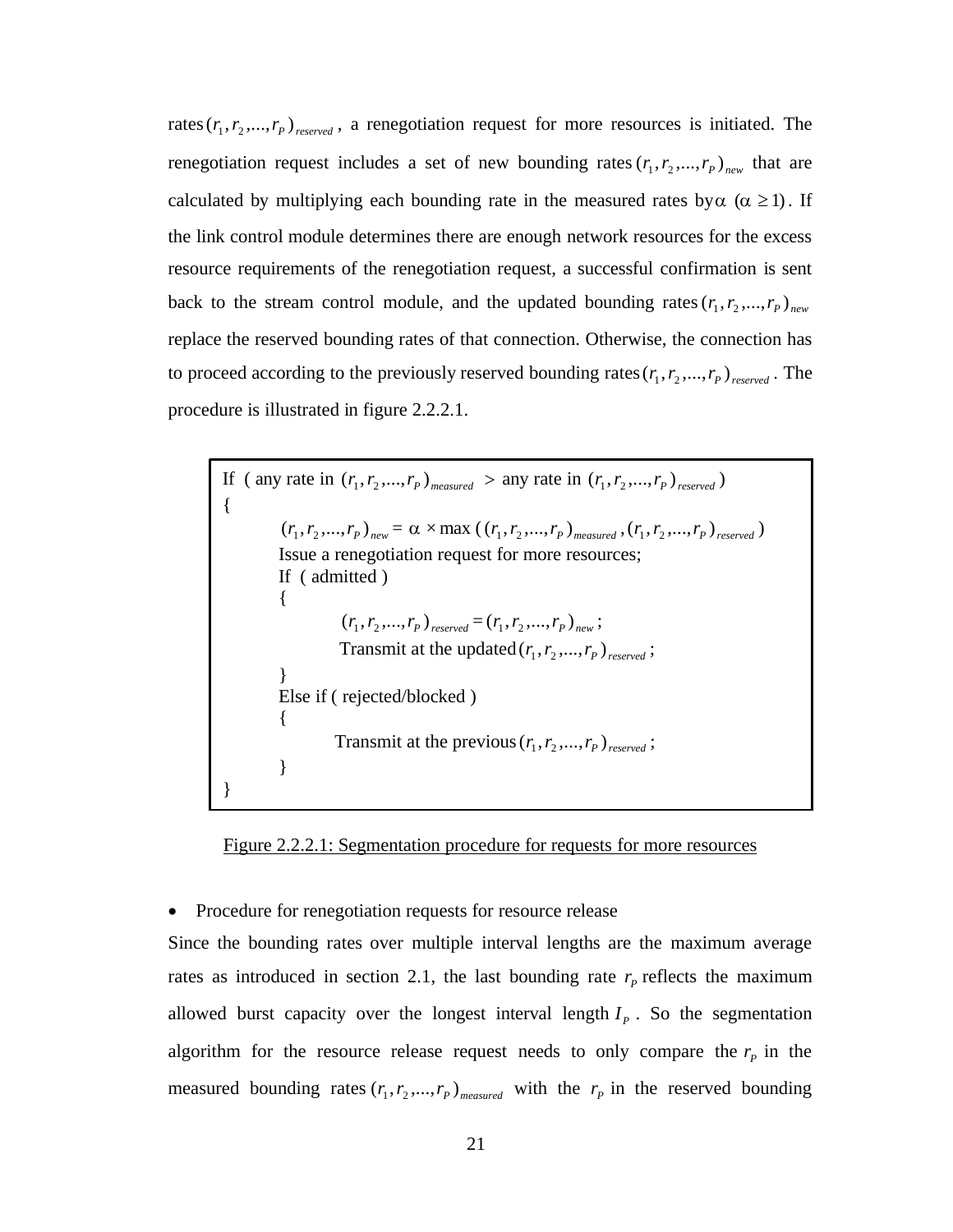rates $(r_1, r_2, ..., r_P)_{reserved}$, a renegotiation request for more resources is initiated. The renegotiation request includes a set of new bounding rates $(r_1, r_2, ..., r_P)_{new}$ that are calculated by multiplying each bounding rate in the measured rates by $\alpha$ $(\alpha \geq 1)$. If the link control module determines there are enough network resources for the excess resource requirements of the renegotiation request, a successful confirmation is sent back to the stream control module, and the updated bounding rates $(r_1, r_2, ..., r_P)_{new}$ replace the reserved bounding rates of that connection. Otherwise, the connection has to proceed according to the previously reserved bounding rates $(r_1, r_2, ..., r_P)_{reserved}$. The procedure is illustrated in figure 2.2.2.1.

```
If ( any rate in (r1, r2,..., rP)measured > any rate in (r1, r2,..., rP)reserved )
{
        (r1, r2,..., rP)new = α × max ((r1, r2,..., rP)measured , (r1, r2,..., rP)reserved )
        Issue a renegotiation request for more resources;
        If ( admitted )
        {
                (r1, r2,..., rP)reserved = (r1, r2,..., rP)new ;
                Transmit at the updated (r1, r2,..., rP)reserved ;
        }
        Else if ( rejected/blocked )
        {
                Transmit at the previous (r1, r2,..., rP)reserved ;
        }
}
```

Figure 2.2.2.1: Segmentation procedure for requests for more resources

- Procedure for renegotiation requests for resource release

Since the bounding rates over multiple interval lengths are the maximum average rates as introduced in section 2.1, the last bounding rate $r_P$ reflects the maximum allowed burst capacity over the longest interval length $I_P$. So the segmentation algorithm for the resource release request needs to only compare the $r_P$ in the measured bounding rates $(r_1, r_2, ..., r_P)_{measured}$ with the $r_P$ in the reserved bounding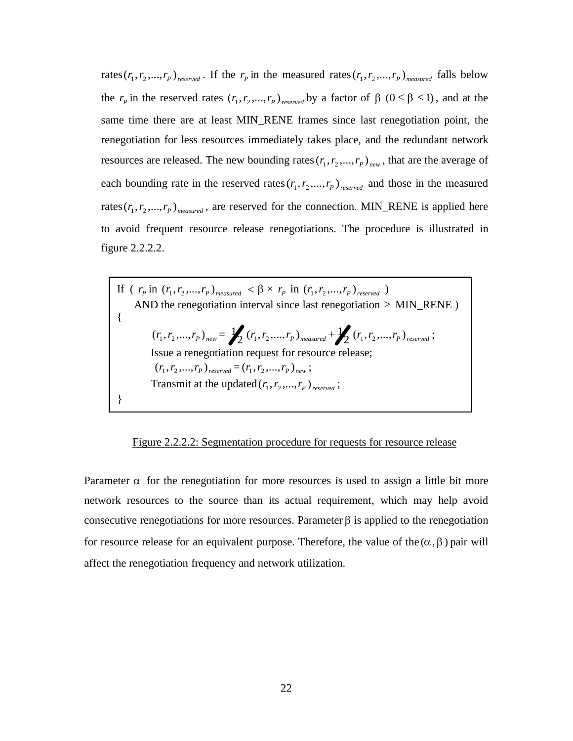rates $(r_1, r_2, ..., r_P)_{reserved}$. If the $r_P$ in the measured rates $(r_1, r_2, ..., r_P)_{measured}$ falls below the $r_P$ in the reserved rates $(r_1, r_2, ..., r_P)_{reserved}$ by a factor of $\beta$ $(0 \le \beta \le 1)$, and at the same time there are at least MIN_RENE frames since last renegotiation point, the renegotiation for less resources immediately takes place, and the redundant network resources are released. The new bounding rates $(r_1, r_2, ..., r_P)_{new}$, that are the average of each bounding rate in the reserved rates $(r_1, r_2, ..., r_P)_{reserved}$ and those in the measured rates $(r_1, r_2, ..., r_P)_{measured}$, are reserved for the connection. MIN_RENE is applied here to avoid frequent resource release renegotiations. The procedure is illustrated in figure 2.2.2.2.

```
If ( r_P in (r_1, r_2,...,r_P)_measured < β × r_P in (r_1, r_2,...,r_P)_reserved )
    AND the renegotiation interval since last renegotiation ≥ MIN_RENE )
{
        (r_1, r_2,...,r_P)_new = 1/2 (r_1, r_2,...,r_P)_measured + 1/2 (r_1, r_2,...,r_P)_reserved ;
        Issue a renegotiation request for resource release;
        (r_1, r_2,...,r_P)_reserved = (r_1, r_2,...,r_P)_new ;
        Transmit at the updated (r_1, r_2,...,r_P)_reserved ;
}
```

Figure 2.2.2.2: Segmentation procedure for requests for resource release

Parameter $\alpha$ for the renegotiation for more resources is used to assign a little bit more network resources to the source than its actual requirement, which may help avoid consecutive renegotiations for more resources. Parameter $\beta$ is applied to the renegotiation for resource release for an equivalent purpose. Therefore, the value of the $(\alpha, \beta)$ pair will affect the renegotiation frequency and network utilization.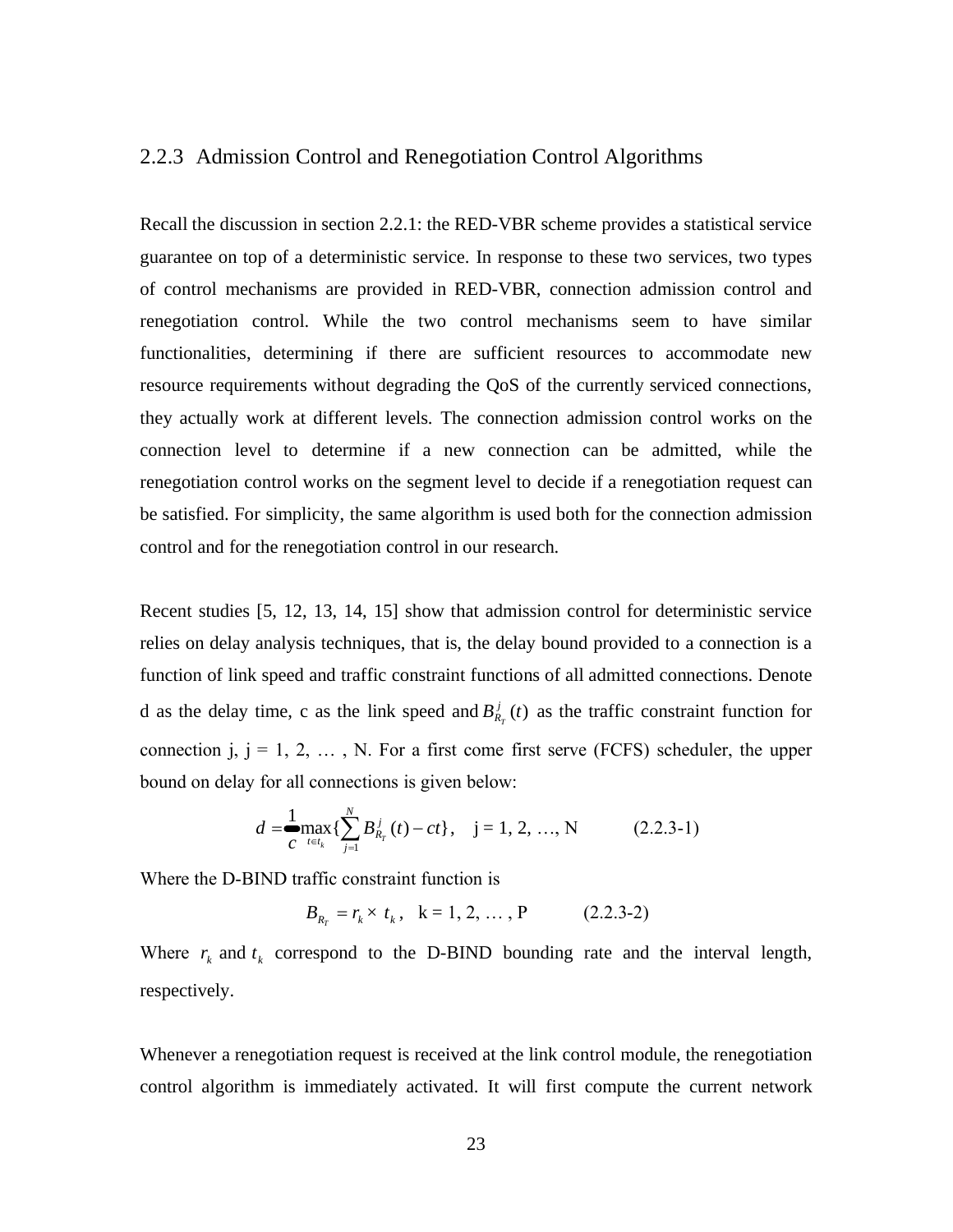### 2.2.3 Admission Control and Renegotiation Control Algorithms

Recall the discussion in section 2.2.1: the RED-VBR scheme provides a statistical service guarantee on top of a deterministic service. In response to these two services, two types of control mechanisms are provided in RED-VBR, connection admission control and renegotiation control. While the two control mechanisms seem to have similar functionalities, determining if there are sufficient resources to accommodate new resource requirements without degrading the QoS of the currently serviced connections, they actually work at different levels. The connection admission control works on the connection level to determine if a new connection can be admitted, while the renegotiation control works on the segment level to decide if a renegotiation request can be satisfied. For simplicity, the same algorithm is used both for the connection admission control and for the renegotiation control in our research.

Recent studies [5, 12, 13, 14, 15] show that admission control for deterministic service relies on delay analysis techniques, that is, the delay bound provided to a connection is a function of link speed and traffic constraint functions of all admitted connections. Denote d as the delay time, c as the link speed and $B^{j}_{R_T}(t)$ as the traffic constraint function for connection j, j = 1, 2, … , N. For a first come first serve (FCFS) scheduler, the upper bound on delay for all connections is given below:

$$d = \frac{1}{c}\max_{t \in t_k}\{\sum_{j=1}^{N} B^{j}_{R_T}(t) - ct\}, \quad \text{j = 1, 2, …, N} \qquad (2.2.3\text{-}1)$$

Where the D-BIND traffic constraint function is

$$B_{R_T} = r_k \times t_k, \quad \text{k = 1, 2, … , P} \qquad (2.2.3\text{-}2)$$

Where $r_k$ and $t_k$ correspond to the D-BIND bounding rate and the interval length, respectively.

Whenever a renegotiation request is received at the link control module, the renegotiation control algorithm is immediately activated. It will first compute the current network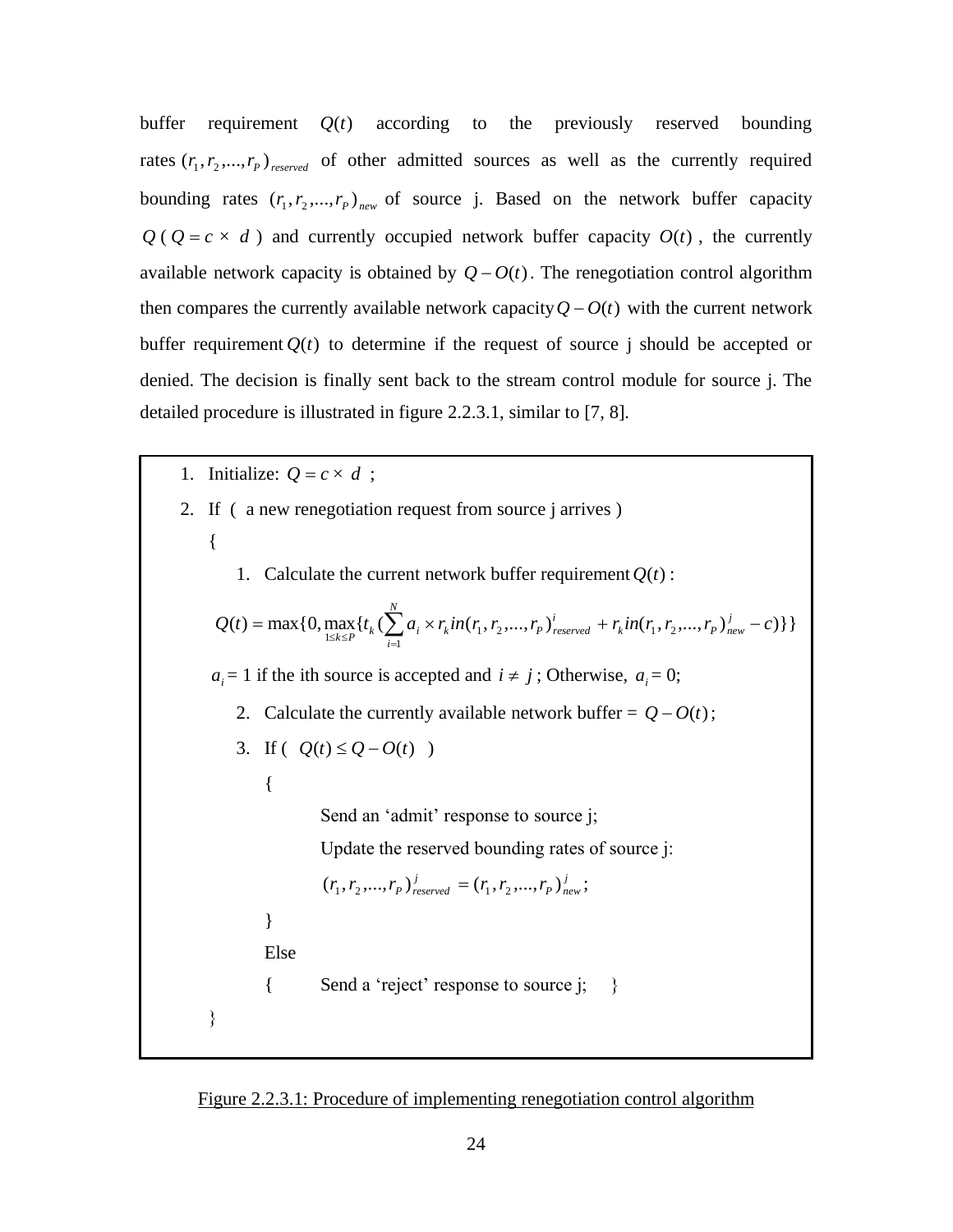buffer requirement $Q(t)$ according to the previously reserved bounding rates $(r_1, r_2, ..., r_P)_{reserved}$ of other admitted sources as well as the currently required bounding rates $(r_1, r_2, ..., r_P)_{new}$ of source j. Based on the network buffer capacity $Q$ ( $Q = c \times d$ ) and currently occupied network buffer capacity $O(t)$, the currently available network capacity is obtained by $Q - O(t)$. The renegotiation control algorithm then compares the currently available network capacity $Q - O(t)$ with the current network buffer requirement $Q(t)$ to determine if the request of source j should be accepted or denied. The decision is finally sent back to the stream control module for source j. The detailed procedure is illustrated in figure 2.2.3.1, similar to [7, 8].

1. Initialize: $Q = c \times d$ ;
2. If ( a new renegotiation request from source j arrives )

   {

   1. Calculate the current network buffer requirement $Q(t)$ :

   $$Q(t) = \max\{0, \max_{1 \le k \le P}\{t_k (\sum_{i=1}^{N} a_i \times r_k in(r_1, r_2, ..., r_P)^i_{reserved} + r_k in(r_1, r_2, ..., r_P)^j_{new} - c)\}\}$$

   $a_i$ = 1 if the ith source is accepted and $i \neq j$ ; Otherwise, $a_i$ = 0;

   2. Calculate the currently available network buffer = $Q - O(t)$;
   3. If ( $Q(t) \le Q - O(t)$ )

      {

      Send an 'admit' response to source j;

      Update the reserved bounding rates of source j:

      $(r_1, r_2, ..., r_P)^j_{reserved} = (r_1, r_2, ..., r_P)^j_{new}$;

      }

      Else

      { Send a 'reject' response to source j; }

   }

Figure 2.2.3.1: Procedure of implementing renegotiation control algorithm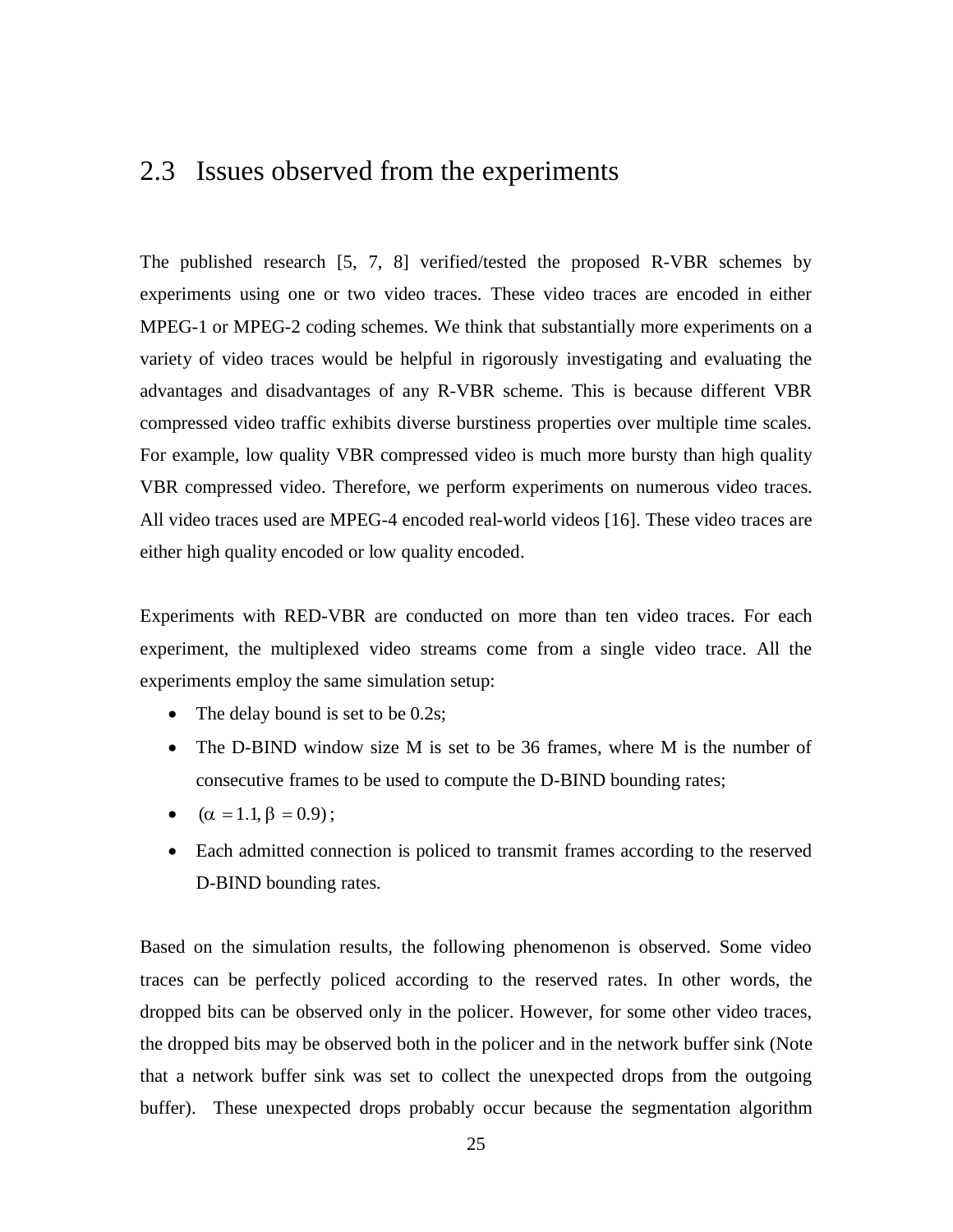## 2.3 Issues observed from the experiments

The published research [5, 7, 8] verified/tested the proposed R-VBR schemes by experiments using one or two video traces. These video traces are encoded in either MPEG-1 or MPEG-2 coding schemes. We think that substantially more experiments on a variety of video traces would be helpful in rigorously investigating and evaluating the advantages and disadvantages of any R-VBR scheme. This is because different VBR compressed video traffic exhibits diverse burstiness properties over multiple time scales. For example, low quality VBR compressed video is much more bursty than high quality VBR compressed video. Therefore, we perform experiments on numerous video traces. All video traces used are MPEG-4 encoded real-world videos [16]. These video traces are either high quality encoded or low quality encoded.

Experiments with RED-VBR are conducted on more than ten video traces. For each experiment, the multiplexed video streams come from a single video trace. All the experiments employ the same simulation setup:

- The delay bound is set to be 0.2s;
- The D-BIND window size M is set to be 36 frames, where M is the number of consecutive frames to be used to compute the D-BIND bounding rates;
- $(\alpha = 1.1, \beta = 0.9)$;
- Each admitted connection is policed to transmit frames according to the reserved D-BIND bounding rates.

Based on the simulation results, the following phenomenon is observed. Some video traces can be perfectly policed according to the reserved rates. In other words, the dropped bits can be observed only in the policer. However, for some other video traces, the dropped bits may be observed both in the policer and in the network buffer sink (Note that a network buffer sink was set to collect the unexpected drops from the outgoing buffer). These unexpected drops probably occur because the segmentation algorithm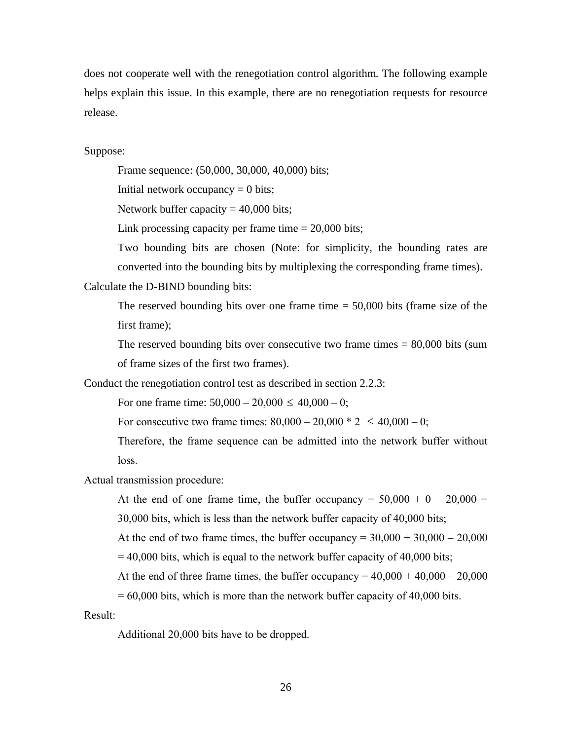does not cooperate well with the renegotiation control algorithm. The following example helps explain this issue. In this example, there are no renegotiation requests for resource release.

Suppose:

Frame sequence: (50,000, 30,000, 40,000) bits;

Initial network occupancy = 0 bits;

Network buffer capacity = 40,000 bits;

Link processing capacity per frame time = 20,000 bits;

Two bounding bits are chosen (Note: for simplicity, the bounding rates are converted into the bounding bits by multiplexing the corresponding frame times).

Calculate the D-BIND bounding bits:

The reserved bounding bits over one frame time = 50,000 bits (frame size of the first frame);

The reserved bounding bits over consecutive two frame times = 80,000 bits (sum of frame sizes of the first two frames).

Conduct the renegotiation control test as described in section 2.2.3:

For one frame time: $50{,}000 - 20{,}000 \leq 40{,}000 - 0$;

For consecutive two frame times: $80{,}000 - 20{,}000 * 2 \leq 40{,}000 - 0$;

Therefore, the frame sequence can be admitted into the network buffer without loss.

Actual transmission procedure:

At the end of one frame time, the buffer occupancy = 50,000 + 0 – 20,000 = 30,000 bits, which is less than the network buffer capacity of 40,000 bits;

At the end of two frame times, the buffer occupancy = 30,000 + 30,000 – 20,000 = 40,000 bits, which is equal to the network buffer capacity of 40,000 bits;

At the end of three frame times, the buffer occupancy = 40,000 + 40,000 – 20,000 = 60,000 bits, which is more than the network buffer capacity of 40,000 bits.

Result:

Additional 20,000 bits have to be dropped.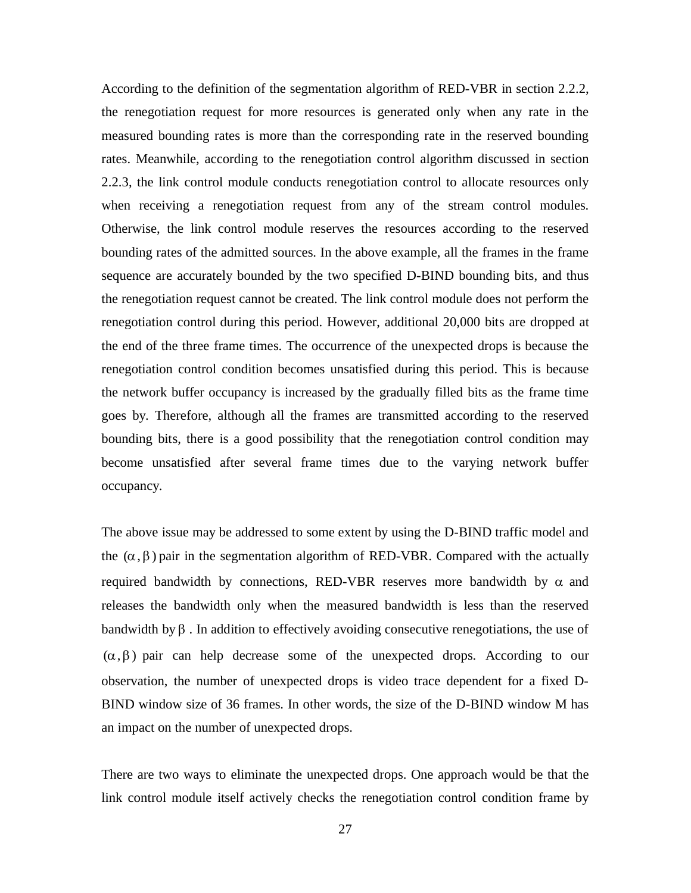According to the definition of the segmentation algorithm of RED-VBR in section 2.2.2, the renegotiation request for more resources is generated only when any rate in the measured bounding rates is more than the corresponding rate in the reserved bounding rates. Meanwhile, according to the renegotiation control algorithm discussed in section 2.2.3, the link control module conducts renegotiation control to allocate resources only when receiving a renegotiation request from any of the stream control modules. Otherwise, the link control module reserves the resources according to the reserved bounding rates of the admitted sources. In the above example, all the frames in the frame sequence are accurately bounded by the two specified D-BIND bounding bits, and thus the renegotiation request cannot be created. The link control module does not perform the renegotiation control during this period. However, additional 20,000 bits are dropped at the end of the three frame times. The occurrence of the unexpected drops is because the renegotiation control condition becomes unsatisfied during this period. This is because the network buffer occupancy is increased by the gradually filled bits as the frame time goes by. Therefore, although all the frames are transmitted according to the reserved bounding bits, there is a good possibility that the renegotiation control condition may become unsatisfied after several frame times due to the varying network buffer occupancy.

The above issue may be addressed to some extent by using the D-BIND traffic model and the $(\alpha, \beta)$ pair in the segmentation algorithm of RED-VBR. Compared with the actually required bandwidth by connections, RED-VBR reserves more bandwidth by $\alpha$ and releases the bandwidth only when the measured bandwidth is less than the reserved bandwidth by $\beta$. In addition to effectively avoiding consecutive renegotiations, the use of $(\alpha, \beta)$ pair can help decrease some of the unexpected drops. According to our observation, the number of unexpected drops is video trace dependent for a fixed D-BIND window size of 36 frames. In other words, the size of the D-BIND window M has an impact on the number of unexpected drops.

There are two ways to eliminate the unexpected drops. One approach would be that the link control module itself actively checks the renegotiation control condition frame by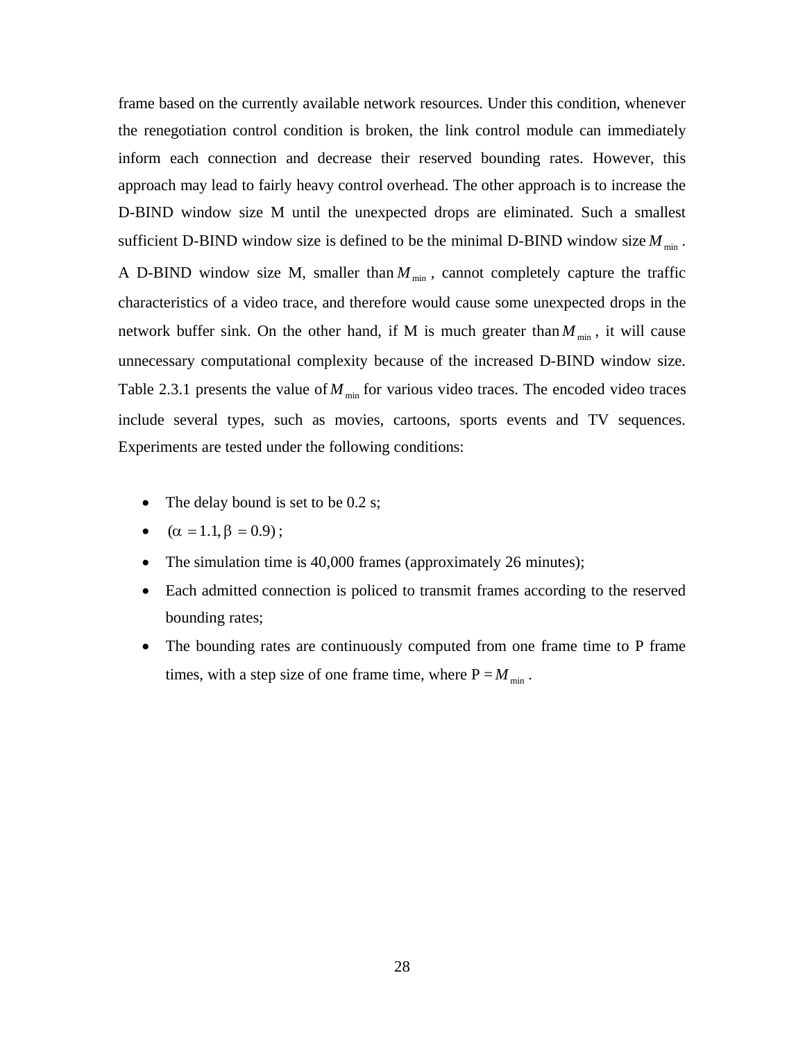frame based on the currently available network resources. Under this condition, whenever the renegotiation control condition is broken, the link control module can immediately inform each connection and decrease their reserved bounding rates. However, this approach may lead to fairly heavy control overhead. The other approach is to increase the D-BIND window size M until the unexpected drops are eliminated. Such a smallest sufficient D-BIND window size is defined to be the minimal D-BIND window size $M_{\min}$. A D-BIND window size M, smaller than $M_{\min}$, cannot completely capture the traffic characteristics of a video trace, and therefore would cause some unexpected drops in the network buffer sink. On the other hand, if M is much greater than $M_{\min}$, it will cause unnecessary computational complexity because of the increased D-BIND window size. Table 2.3.1 presents the value of $M_{\min}$ for various video traces. The encoded video traces include several types, such as movies, cartoons, sports events and TV sequences. Experiments are tested under the following conditions:

- The delay bound is set to be 0.2 s;
- $(\alpha = 1.1, \beta = 0.9)$;
- The simulation time is 40,000 frames (approximately 26 minutes);
- Each admitted connection is policed to transmit frames according to the reserved bounding rates;
- The bounding rates are continuously computed from one frame time to P frame times, with a step size of one frame time, where $P = M_{\min}$.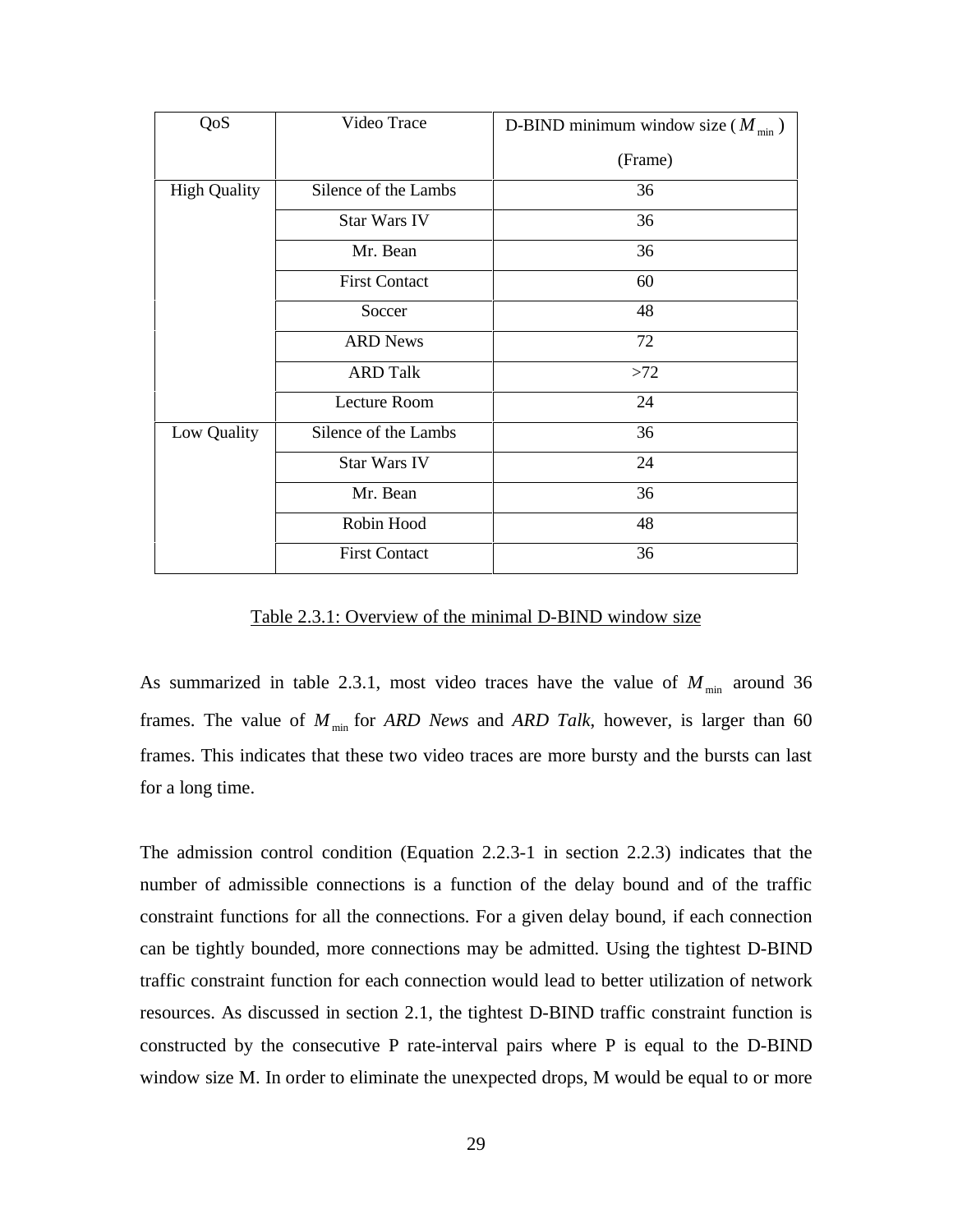| QoS | Video Trace | D-BIND minimum window size ( $M_{\min}$ ) (Frame) |
|---|---|---|
| High Quality | Silence of the Lambs | 36 |
| | Star Wars IV | 36 |
| | Mr. Bean | 36 |
| | First Contact | 60 |
| | Soccer | 48 |
| | ARD News | 72 |
| | ARD Talk | >72 |
| | Lecture Room | 24 |
| Low Quality | Silence of the Lambs | 36 |
| | Star Wars IV | 24 |
| | Mr. Bean | 36 |
| | Robin Hood | 48 |
| | First Contact | 36 |

Table 2.3.1: Overview of the minimal D-BIND window size

As summarized in table 2.3.1, most video traces have the value of $M_{\min}$ around 36 frames. The value of $M_{\min}$ for *ARD News* and *ARD Talk*, however, is larger than 60 frames. This indicates that these two video traces are more bursty and the bursts can last for a long time.

The admission control condition (Equation 2.2.3-1 in section 2.2.3) indicates that the number of admissible connections is a function of the delay bound and of the traffic constraint functions for all the connections. For a given delay bound, if each connection can be tightly bounded, more connections may be admitted. Using the tightest D-BIND traffic constraint function for each connection would lead to better utilization of network resources. As discussed in section 2.1, the tightest D-BIND traffic constraint function is constructed by the consecutive P rate-interval pairs where P is equal to the D-BIND window size M. In order to eliminate the unexpected drops, M would be equal to or more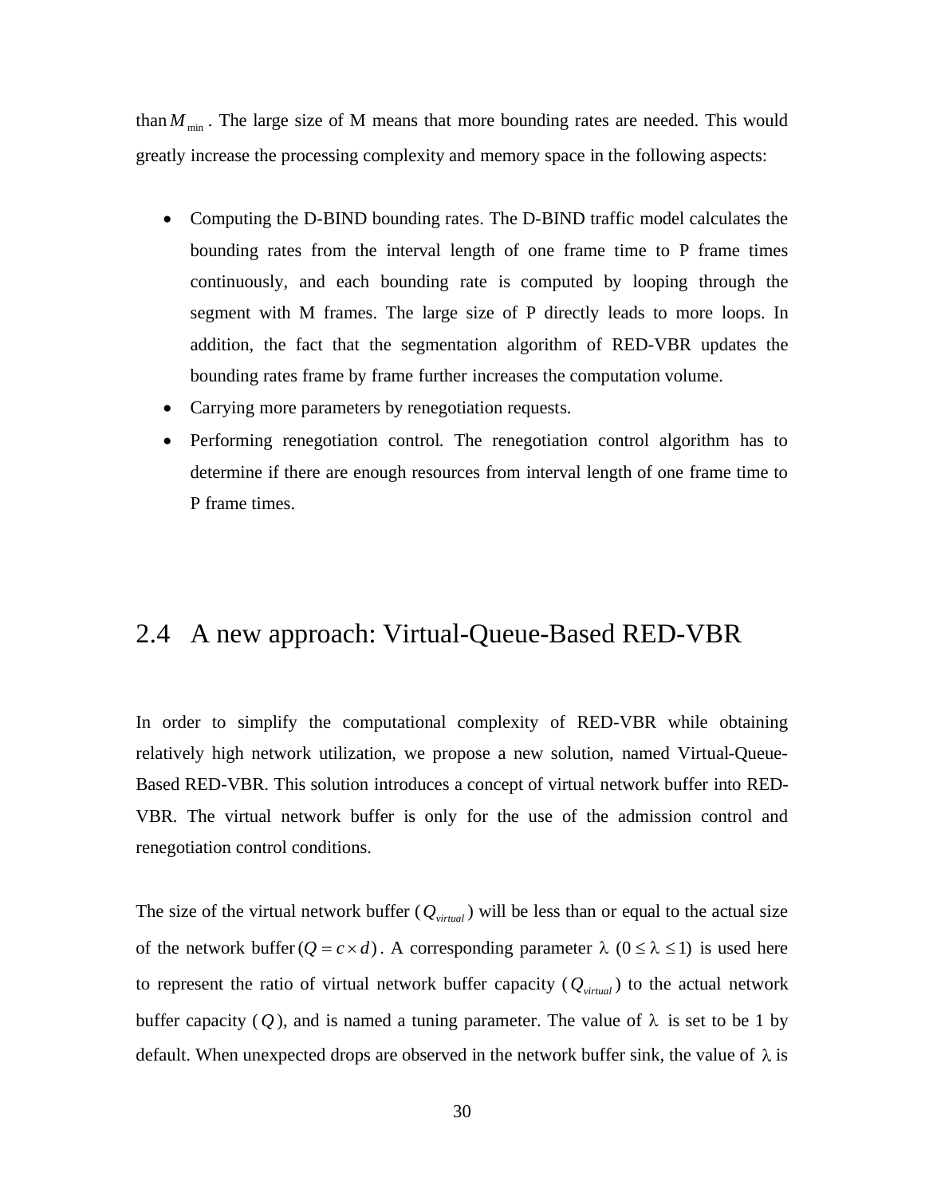than $M_{\min}$. The large size of M means that more bounding rates are needed. This would greatly increase the processing complexity and memory space in the following aspects:

- Computing the D-BIND bounding rates. The D-BIND traffic model calculates the bounding rates from the interval length of one frame time to P frame times continuously, and each bounding rate is computed by looping through the segment with M frames. The large size of P directly leads to more loops. In addition, the fact that the segmentation algorithm of RED-VBR updates the bounding rates frame by frame further increases the computation volume.
- Carrying more parameters by renegotiation requests.
- Performing renegotiation control. The renegotiation control algorithm has to determine if there are enough resources from interval length of one frame time to P frame times.

## 2.4 A new approach: Virtual-Queue-Based RED-VBR

In order to simplify the computational complexity of RED-VBR while obtaining relatively high network utilization, we propose a new solution, named Virtual-Queue-Based RED-VBR. This solution introduces a concept of virtual network buffer into RED-VBR. The virtual network buffer is only for the use of the admission control and renegotiation control conditions.

The size of the virtual network buffer ($Q_{virtual}$) will be less than or equal to the actual size of the network buffer $(Q = c \times d)$. A corresponding parameter $\lambda$ $(0 \le \lambda \le 1)$ is used here to represent the ratio of virtual network buffer capacity ($Q_{virtual}$) to the actual network buffer capacity ($Q$), and is named a tuning parameter. The value of $\lambda$ is set to be 1 by default. When unexpected drops are observed in the network buffer sink, the value of $\lambda$ is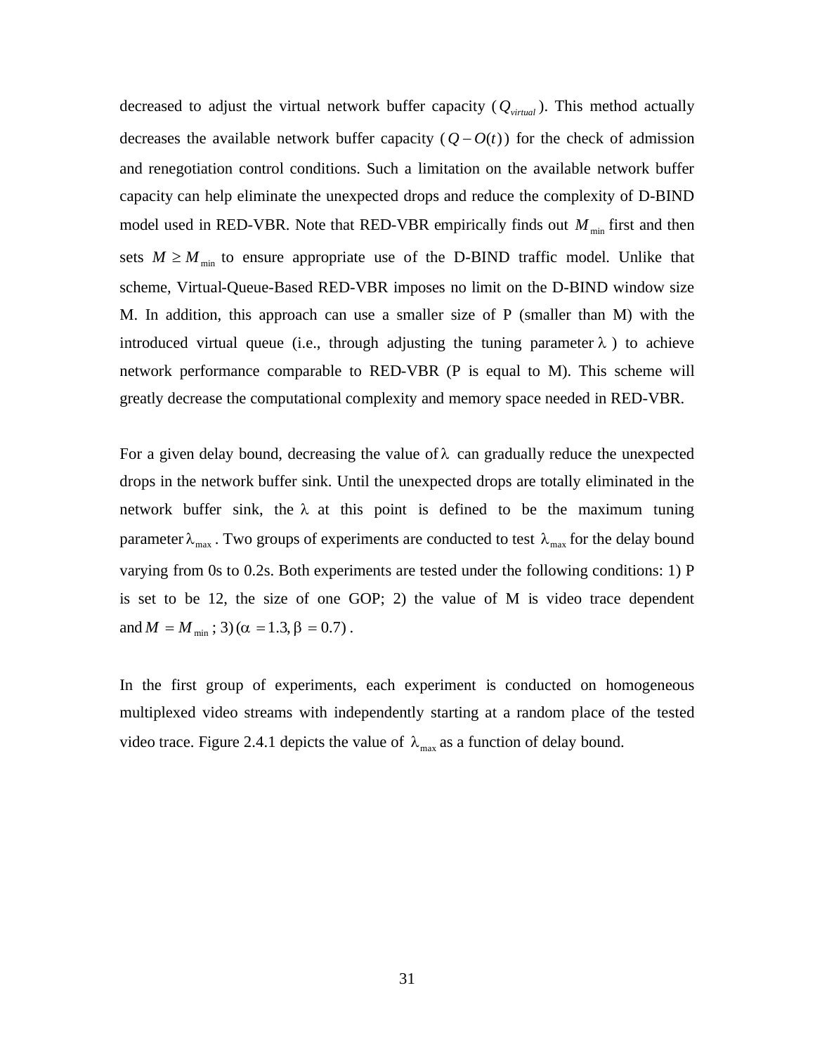decreased to adjust the virtual network buffer capacity ($Q_{virtual}$). This method actually decreases the available network buffer capacity ($Q - O(t)$) for the check of admission and renegotiation control conditions. Such a limitation on the available network buffer capacity can help eliminate the unexpected drops and reduce the complexity of D-BIND model used in RED-VBR. Note that RED-VBR empirically finds out $M_{\min}$ first and then sets $M \geq M_{\min}$ to ensure appropriate use of the D-BIND traffic model. Unlike that scheme, Virtual-Queue-Based RED-VBR imposes no limit on the D-BIND window size M. In addition, this approach can use a smaller size of P (smaller than M) with the introduced virtual queue (i.e., through adjusting the tuning parameter $\lambda$) to achieve network performance comparable to RED-VBR (P is equal to M). This scheme will greatly decrease the computational complexity and memory space needed in RED-VBR.

For a given delay bound, decreasing the value of $\lambda$ can gradually reduce the unexpected drops in the network buffer sink. Until the unexpected drops are totally eliminated in the network buffer sink, the $\lambda$ at this point is defined to be the maximum tuning parameter $\lambda_{\max}$. Two groups of experiments are conducted to test $\lambda_{\max}$ for the delay bound varying from 0s to 0.2s. Both experiments are tested under the following conditions: 1) P is set to be 12, the size of one GOP; 2) the value of M is video trace dependent and $M = M_{\min}$; 3) $(\alpha = 1.3, \beta = 0.7)$.

In the first group of experiments, each experiment is conducted on homogeneous multiplexed video streams with independently starting at a random place of the tested video trace. Figure 2.4.1 depicts the value of $\lambda_{\max}$ as a function of delay bound.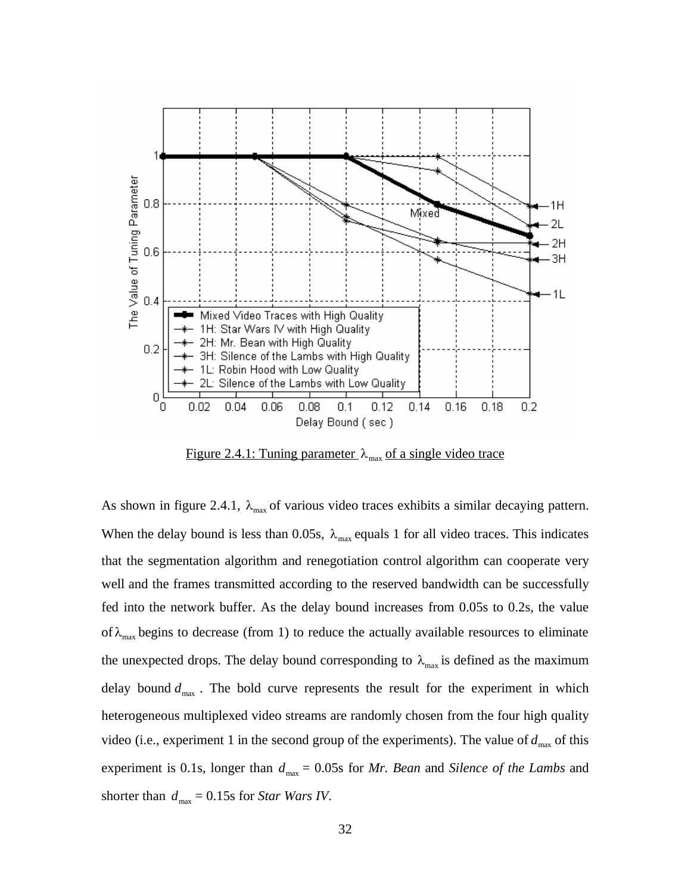The Value of Tuning Parameter

Delay Bound ( sec )

0
0.2
0.4
0.6
0.8
1

0
0.02
0.04
0.06
0.08
0.1
0.12
0.14
0.16
0.18
0.2

Mixed

1H
2L
2H
3H
1L

Mixed Video Traces with High Quality
1H: Star Wars IV with High Quality
2H: Mr. Bean with High Quality
3H: Silence of the Lambs with High Quality
1L: Robin Hood with Low Quality
2L: Silence of the Lambs with Low Quality

Figure 2.4.1: Tuning parameter $\lambda_{max}$ of a single video trace

As shown in figure 2.4.1, $\lambda_{max}$ of various video traces exhibits a similar decaying pattern. When the delay bound is less than 0.05s, $\lambda_{max}$ equals 1 for all video traces. This indicates that the segmentation algorithm and renegotiation control algorithm can cooperate very well and the frames transmitted according to the reserved bandwidth can be successfully fed into the network buffer. As the delay bound increases from 0.05s to 0.2s, the value of $\lambda_{max}$ begins to decrease (from 1) to reduce the actually available resources to eliminate the unexpected drops. The delay bound corresponding to $\lambda_{max}$ is defined as the maximum delay bound $d_{max}$. The bold curve represents the result for the experiment in which heterogeneous multiplexed video streams are randomly chosen from the four high quality video (i.e., experiment 1 in the second group of the experiments). The value of $d_{max}$ of this experiment is 0.1s, longer than $d_{max}$ = 0.05s for *Mr. Bean* and *Silence of the Lambs* and shorter than $d_{max}$ = 0.15s for *Star Wars IV*.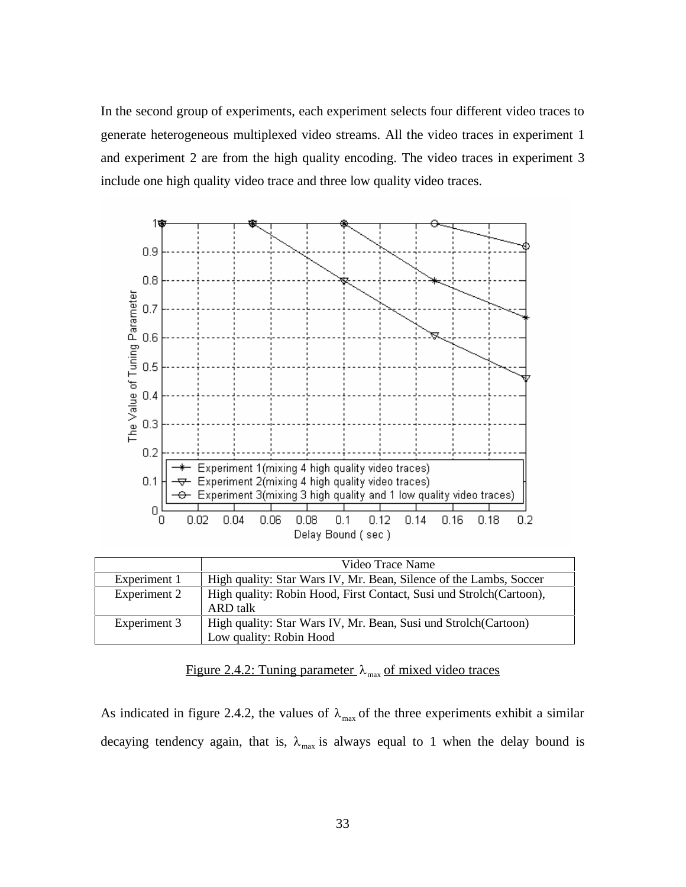In the second group of experiments, each experiment selects four different video traces to generate heterogeneous multiplexed video streams. All the video traces in experiment 1 and experiment 2 are from the high quality encoding. The video traces in experiment 3 include one high quality video trace and three low quality video traces.

The Value of Tuning Parameter

1
0.9
0.8
0.7
0.6
0.5
0.4
0.3
0.2
0.1
0

0 0.02 0.04 0.06 0.08 0.1 0.12 0.14 0.16 0.18 0.2

Delay Bound ( sec )

Experiment 1(mixing 4 high quality video traces)
Experiment 2(mixing 4 high quality video traces)
Experiment 3(mixing 3 high quality and 1 low quality video traces)

| | Video Trace Name |
|---|---|
| Experiment 1 | High quality: Star Wars IV, Mr. Bean, Silence of the Lambs, Soccer |
| Experiment 2 | High quality: Robin Hood, First Contact, Susi und Strolch(Cartoon), ARD talk |
| Experiment 3 | High quality: Star Wars IV, Mr. Bean, Susi und Strolch(Cartoon) Low quality: Robin Hood |

Figure 2.4.2: Tuning parameter $\lambda_{max}$ of mixed video traces

As indicated in figure 2.4.2, the values of $\lambda_{max}$ of the three experiments exhibit a similar decaying tendency again, that is, $\lambda_{max}$ is always equal to 1 when the delay bound is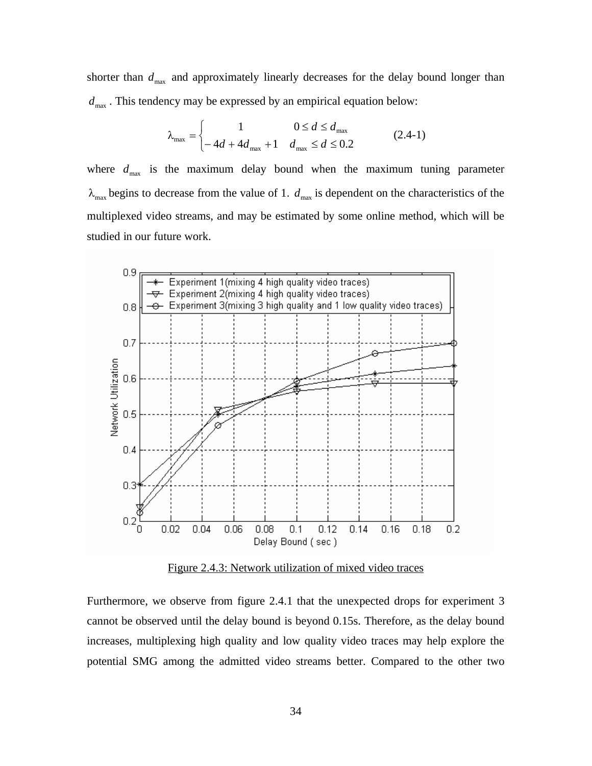shorter than $d_{max}$ and approximately linearly decreases for the delay bound longer than $d_{max}$. This tendency may be expressed by an empirical equation below:

$$\lambda_{max} = \begin{cases} 1 & 0 \le d \le d_{max} \\ -4d + 4d_{max} + 1 & d_{max} \le d \le 0.2 \end{cases} \qquad (2.4\text{-}1)$$

where $d_{max}$ is the maximum delay bound when the maximum tuning parameter $\lambda_{max}$ begins to decrease from the value of 1. $d_{max}$ is dependent on the characteristics of the multiplexed video streams, and may be estimated by some online method, which will be studied in our future work.

Experiment 1(mixing 4 high quality video traces)
Experiment 2(mixing 4 high quality video traces)
Experiment 3(mixing 3 high quality and 1 low quality video traces)

Network Utilization

0.9
0.8
0.7
0.6
0.5
0.4
0.3
0.2

Delay Bound ( sec )

0 0.02 0.04 0.06 0.08 0.1 0.12 0.14 0.16 0.18 0.2

Figure 2.4.3: Network utilization of mixed video traces

Furthermore, we observe from figure 2.4.1 that the unexpected drops for experiment 3 cannot be observed until the delay bound is beyond 0.15s. Therefore, as the delay bound increases, multiplexing high quality and low quality video traces may help explore the potential SMG among the admitted video streams better. Compared to the other two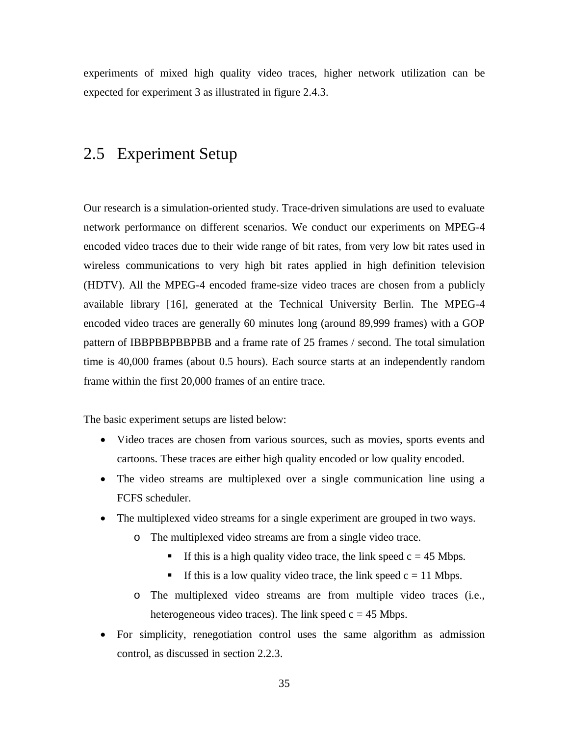experiments of mixed high quality video traces, higher network utilization can be expected for experiment 3 as illustrated in figure 2.4.3.

## 2.5 Experiment Setup

Our research is a simulation-oriented study. Trace-driven simulations are used to evaluate network performance on different scenarios. We conduct our experiments on MPEG-4 encoded video traces due to their wide range of bit rates, from very low bit rates used in wireless communications to very high bit rates applied in high definition television (HDTV). All the MPEG-4 encoded frame-size video traces are chosen from a publicly available library [16], generated at the Technical University Berlin. The MPEG-4 encoded video traces are generally 60 minutes long (around 89,999 frames) with a GOP pattern of IBBPBBPBBPBB and a frame rate of 25 frames / second. The total simulation time is 40,000 frames (about 0.5 hours). Each source starts at an independently random frame within the first 20,000 frames of an entire trace.

The basic experiment setups are listed below:

- Video traces are chosen from various sources, such as movies, sports events and cartoons. These traces are either high quality encoded or low quality encoded.
- The video streams are multiplexed over a single communication line using a FCFS scheduler.
- The multiplexed video streams for a single experiment are grouped in two ways.
    - The multiplexed video streams are from a single video trace.
        - If this is a high quality video trace, the link speed c = 45 Mbps.
        - If this is a low quality video trace, the link speed c = 11 Mbps.
    - The multiplexed video streams are from multiple video traces (i.e., heterogeneous video traces). The link speed c = 45 Mbps.
- For simplicity, renegotiation control uses the same algorithm as admission control, as discussed in section 2.2.3.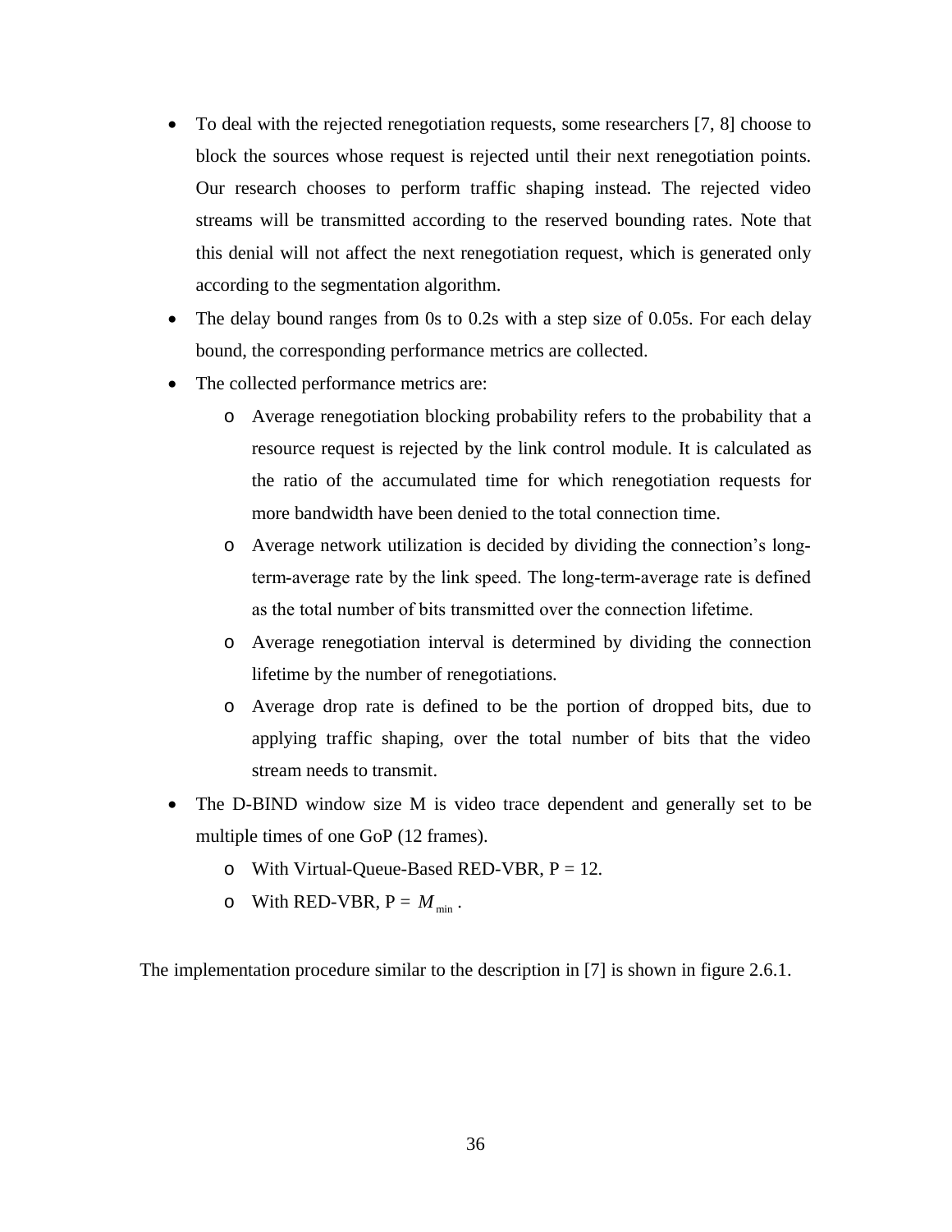- To deal with the rejected renegotiation requests, some researchers [7, 8] choose to block the sources whose request is rejected until their next renegotiation points. Our research chooses to perform traffic shaping instead. The rejected video streams will be transmitted according to the reserved bounding rates. Note that this denial will not affect the next renegotiation request, which is generated only according to the segmentation algorithm.
- The delay bound ranges from 0s to 0.2s with a step size of 0.05s. For each delay bound, the corresponding performance metrics are collected.
- The collected performance metrics are:
  - Average renegotiation blocking probability refers to the probability that a resource request is rejected by the link control module. It is calculated as the ratio of the accumulated time for which renegotiation requests for more bandwidth have been denied to the total connection time.
  - Average network utilization is decided by dividing the connection's long-term-average rate by the link speed. The long-term-average rate is defined as the total number of bits transmitted over the connection lifetime.
  - Average renegotiation interval is determined by dividing the connection lifetime by the number of renegotiations.
  - Average drop rate is defined to be the portion of dropped bits, due to applying traffic shaping, over the total number of bits that the video stream needs to transmit.
- The D-BIND window size M is video trace dependent and generally set to be multiple times of one GoP (12 frames).
  - With Virtual-Queue-Based RED-VBR, P = 12.
  - With RED-VBR, P = $M_{\min}$.

The implementation procedure similar to the description in [7] is shown in figure 2.6.1.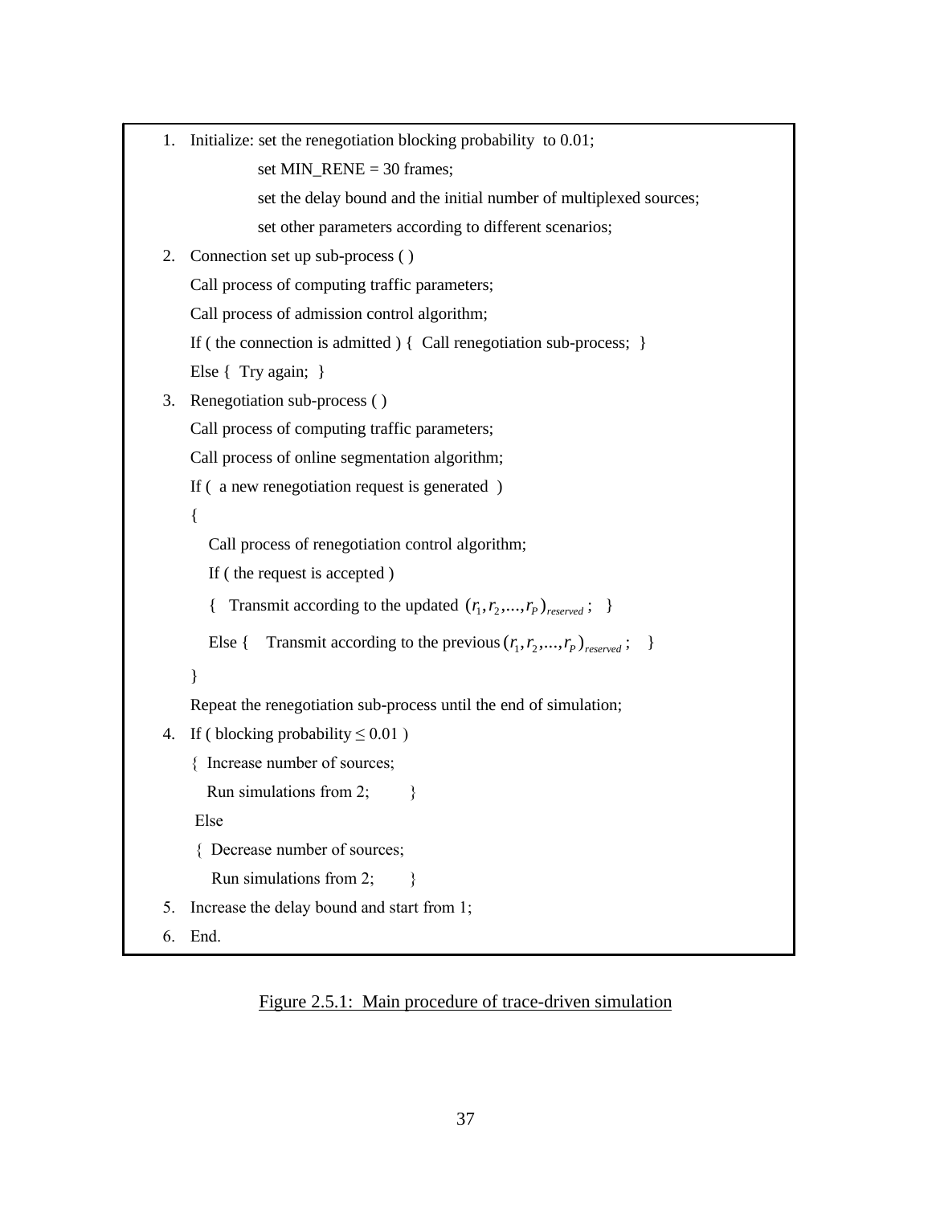1. Initialize: set the renegotiation blocking probability to 0.01;
   set MIN_RENE = 30 frames;
   set the delay bound and the initial number of multiplexed sources;
   set other parameters according to different scenarios;
2. Connection set up sub-process ( )
   Call process of computing traffic parameters;
   Call process of admission control algorithm;
   If ( the connection is admitted ) { Call renegotiation sub-process; }
   Else { Try again; }
3. Renegotiation sub-process ( )
   Call process of computing traffic parameters;
   Call process of online segmentation algorithm;
   If ( a new renegotiation request is generated )
   {
   Call process of renegotiation control algorithm;
   If ( the request is accepted )
   { Transmit according to the updated $(r_1, r_2, ..., r_P)_{reserved}$ ; }
   Else { Transmit according to the previous $(r_1, r_2, ..., r_P)_{reserved}$ ; }
   }
   Repeat the renegotiation sub-process until the end of simulation;
4. If ( blocking probability $\leq$ 0.01 )
   { Increase number of sources;
   Run simulations from 2; }
   Else
   { Decrease number of sources;
   Run simulations from 2; }
5. Increase the delay bound and start from 1;
6. End.

Figure 2.5.1: Main procedure of trace-driven simulation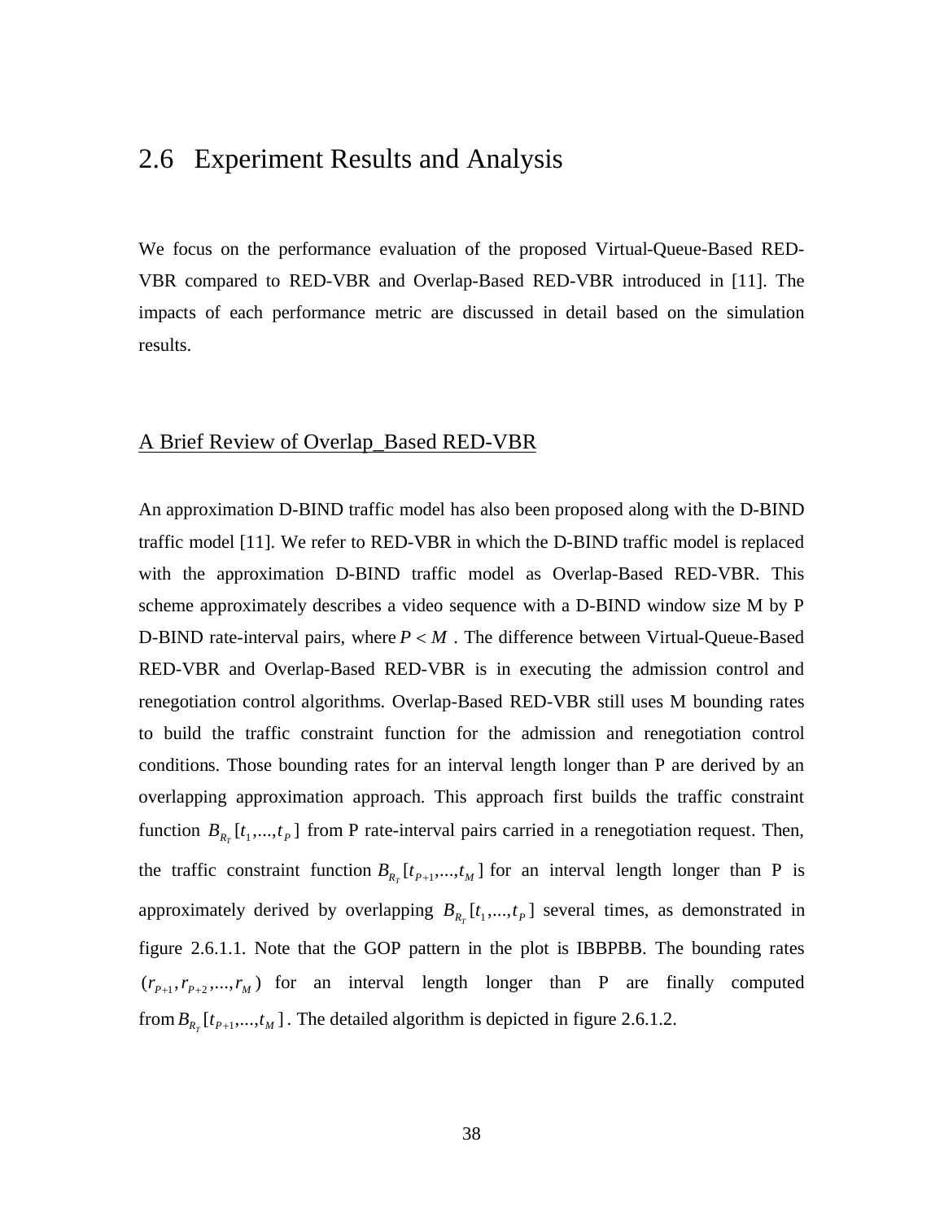## 2.6 Experiment Results and Analysis

We focus on the performance evaluation of the proposed Virtual-Queue-Based RED-VBR compared to RED-VBR and Overlap-Based RED-VBR introduced in [11]. The impacts of each performance metric are discussed in detail based on the simulation results.

### A Brief Review of Overlap_Based RED-VBR

An approximation D-BIND traffic model has also been proposed along with the D-BIND traffic model [11]. We refer to RED-VBR in which the D-BIND traffic model is replaced with the approximation D-BIND traffic model as Overlap-Based RED-VBR. This scheme approximately describes a video sequence with a D-BIND window size M by P D-BIND rate-interval pairs, where $P < M$ . The difference between Virtual-Queue-Based RED-VBR and Overlap-Based RED-VBR is in executing the admission control and renegotiation control algorithms. Overlap-Based RED-VBR still uses M bounding rates to build the traffic constraint function for the admission and renegotiation control conditions. Those bounding rates for an interval length longer than P are derived by an overlapping approximation approach. This approach first builds the traffic constraint function $B_{R_T}[t_1,...,t_P]$ from P rate-interval pairs carried in a renegotiation request. Then, the traffic constraint function $B_{R_T}[t_{P+1},...,t_M]$ for an interval length longer than P is approximately derived by overlapping $B_{R_T}[t_1,...,t_P]$ several times, as demonstrated in figure 2.6.1.1. Note that the GOP pattern in the plot is IBBPBB. The bounding rates $(r_{P+1}, r_{P+2},...,r_M)$ for an interval length longer than P are finally computed from $B_{R_T}[t_{P+1},...,t_M]$ . The detailed algorithm is depicted in figure 2.6.1.2.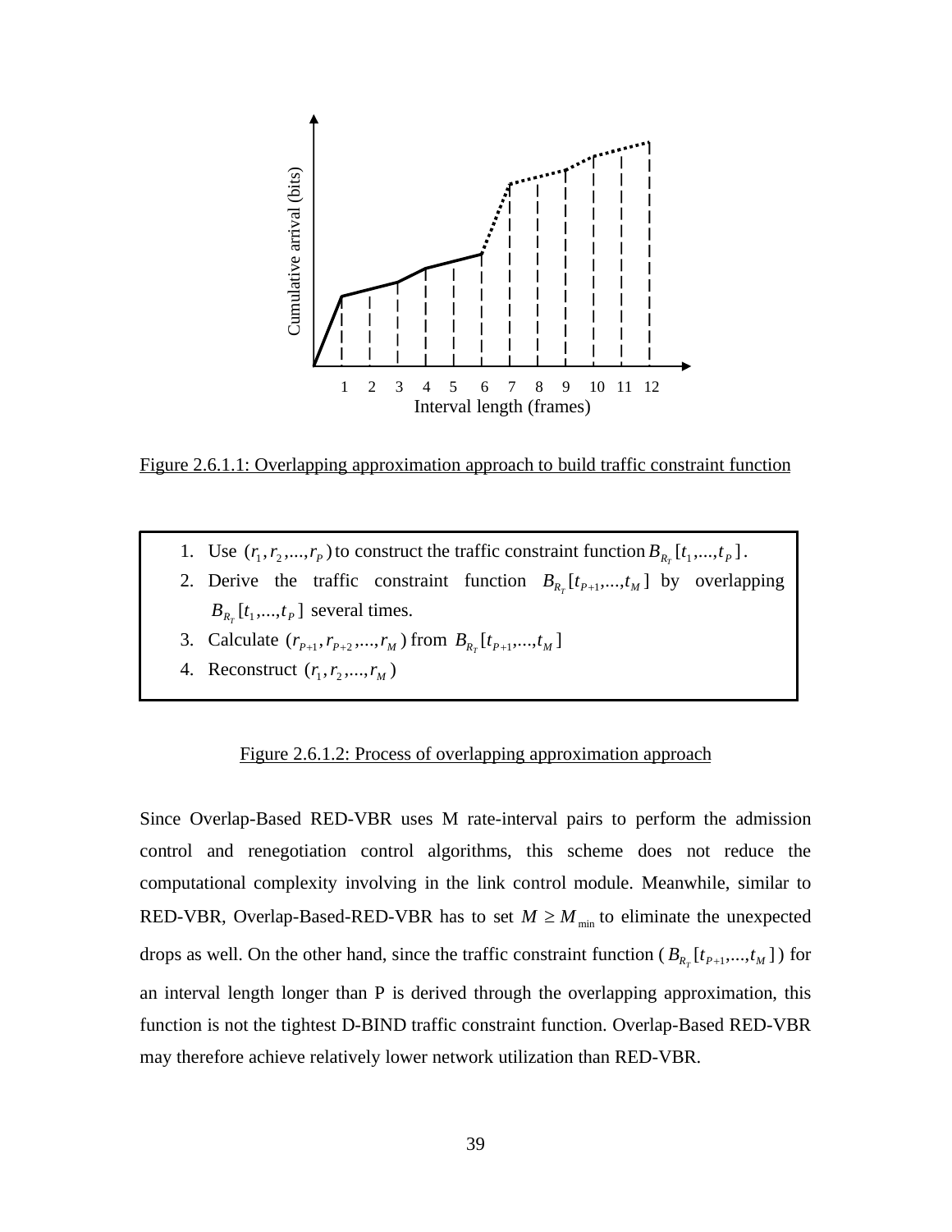Cumulative arrival (bits)

1 2 3 4 5 6 7 8 9 10 11 12

Interval length (frames)

Figure 2.6.1.1: Overlapping approximation approach to build traffic constraint function

1. Use $(r_1, r_2, ..., r_P)$ to construct the traffic constraint function $B_{R_T}[t_1, ..., t_P]$.
2. Derive the traffic constraint function $B_{R_T}[t_{P+1}, ..., t_M]$ by overlapping $B_{R_T}[t_1, ..., t_P]$ several times.
3. Calculate $(r_{P+1}, r_{P+2}, ..., r_M)$ from $B_{R_T}[t_{P+1}, ..., t_M]$
4. Reconstruct $(r_1, r_2, ..., r_M)$

Figure 2.6.1.2: Process of overlapping approximation approach

Since Overlap-Based RED-VBR uses M rate-interval pairs to perform the admission control and renegotiation control algorithms, this scheme does not reduce the computational complexity involving in the link control module. Meanwhile, similar to RED-VBR, Overlap-Based-RED-VBR has to set $M \geq M_{\min}$ to eliminate the unexpected drops as well. On the other hand, since the traffic constraint function ($B_{R_T}[t_{P+1}, ..., t_M]$) for an interval length longer than P is derived through the overlapping approximation, this function is not the tightest D-BIND traffic constraint function. Overlap-Based RED-VBR may therefore achieve relatively lower network utilization than RED-VBR.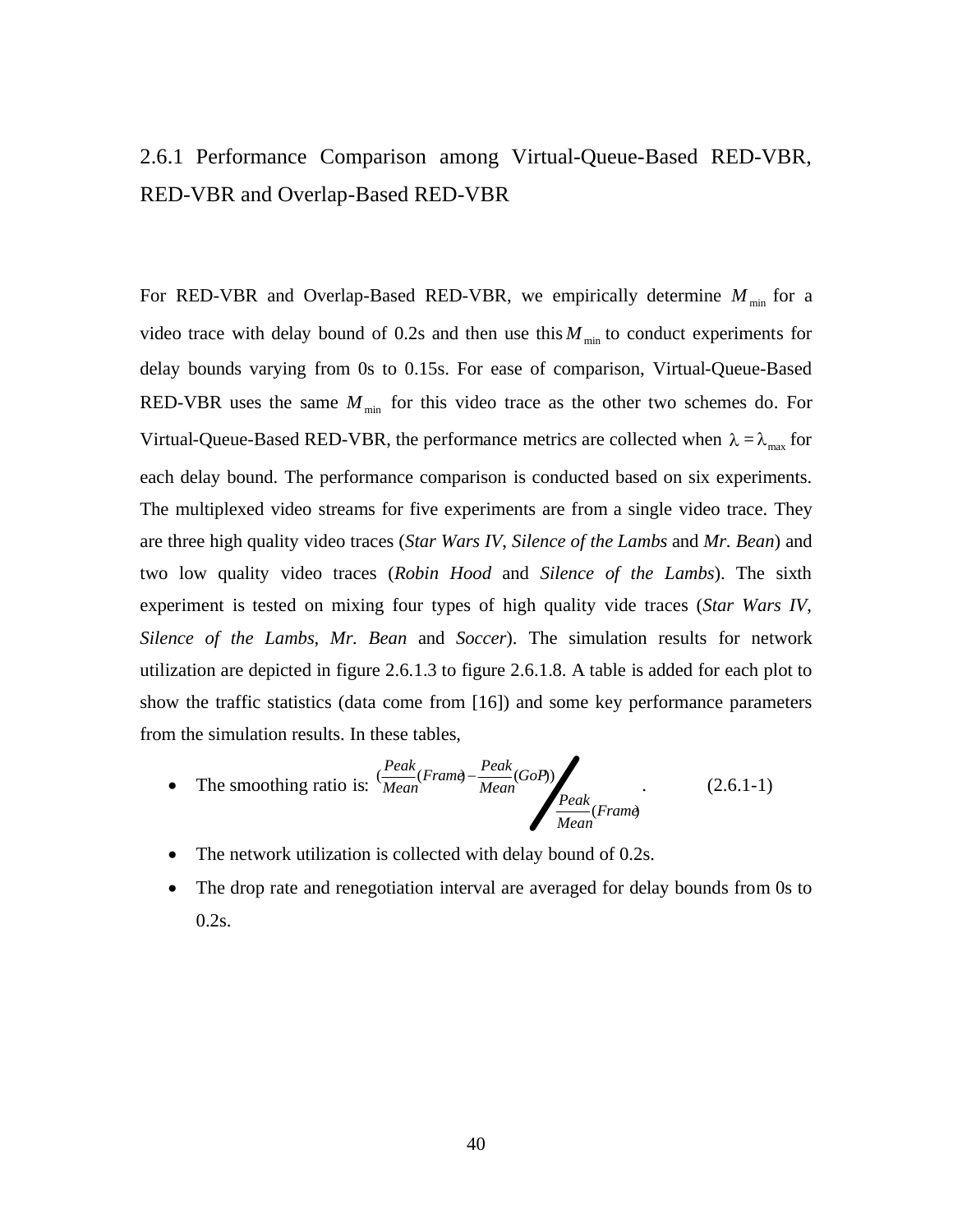### 2.6.1 Performance Comparison among Virtual-Queue-Based RED-VBR, RED-VBR and Overlap-Based RED-VBR

For RED-VBR and Overlap-Based RED-VBR, we empirically determine $M_{\min}$ for a video trace with delay bound of 0.2s and then use this $M_{\min}$ to conduct experiments for delay bounds varying from 0s to 0.15s. For ease of comparison, Virtual-Queue-Based RED-VBR uses the same $M_{\min}$ for this video trace as the other two schemes do. For Virtual-Queue-Based RED-VBR, the performance metrics are collected when $\lambda = \lambda_{\max}$ for each delay bound. The performance comparison is conducted based on six experiments. The multiplexed video streams for five experiments are from a single video trace. They are three high quality video traces (*Star Wars IV*, *Silence of the Lambs* and *Mr. Bean*) and two low quality video traces (*Robin Hood* and *Silence of the Lambs*). The sixth experiment is tested on mixing four types of high quality vide traces (*Star Wars IV*, *Silence of the Lambs*, *Mr. Bean* and *Soccer*). The simulation results for network utilization are depicted in figure 2.6.1.3 to figure 2.6.1.8. A table is added for each plot to show the traffic statistics (data come from [16]) and some key performance parameters from the simulation results. In these tables,

- The smoothing ratio is: $\left(\frac{Peak}{Mean}(Frame) - \frac{Peak}{Mean}(GoP)\right) \Big/ \frac{Peak}{Mean}(Frame)$ . (2.6.1-1)
- The network utilization is collected with delay bound of 0.2s.
- The drop rate and renegotiation interval are averaged for delay bounds from 0s to 0.2s.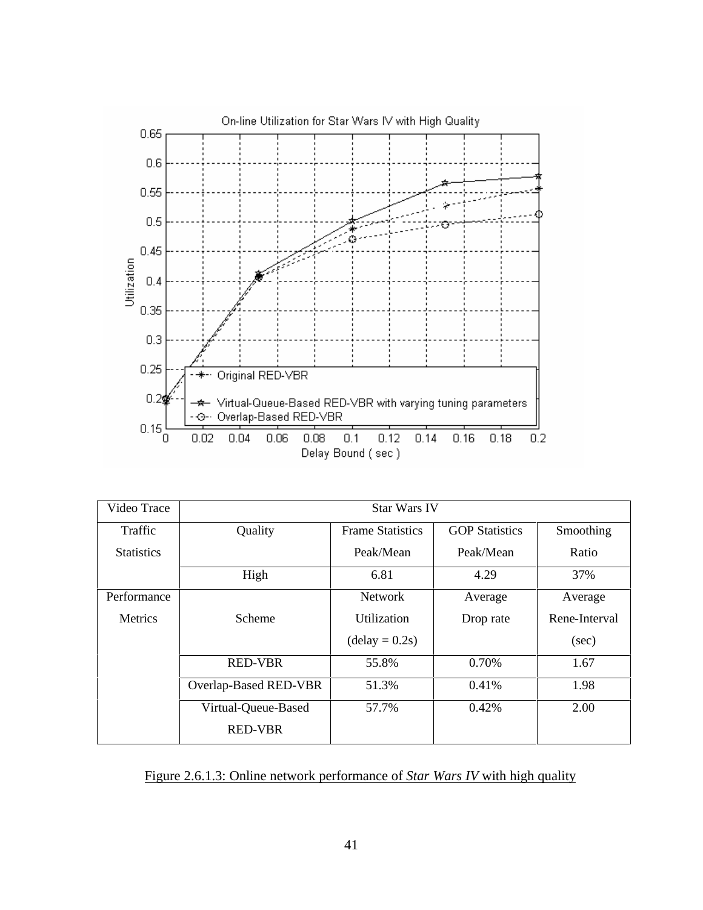On-line Utilization for Star Wars IV with High Quality

Utilization

0.65
0.6
0.55
0.5
0.45
0.4
0.35
0.3
0.25
0.2
0.15

0 0.02 0.04 0.06 0.08 0.1 0.12 0.14 0.16 0.18 0.2

Delay Bound ( sec )

Original RED-VBR

Virtual-Queue-Based RED-VBR with varying tuning parameters

Overlap-Based RED-VBR

| Video Trace | Star Wars IV | | | |
|---|---|---|---|---|
| Traffic Statistics | Quality | Frame Statistics Peak/Mean | GOP Statistics Peak/Mean | Smoothing Ratio |
| | High | 6.81 | 4.29 | 37% |
| Performance Metrics | Scheme | Network Utilization (delay = 0.2s) | Average Drop rate | Average Rene-Interval (sec) |
| | RED-VBR | 55.8% | 0.70% | 1.67 |
| | Overlap-Based RED-VBR | 51.3% | 0.41% | 1.98 |
| | Virtual-Queue-Based RED-VBR | 57.7% | 0.42% | 2.00 |

Figure 2.6.1.3: Online network performance of *Star Wars IV* with high quality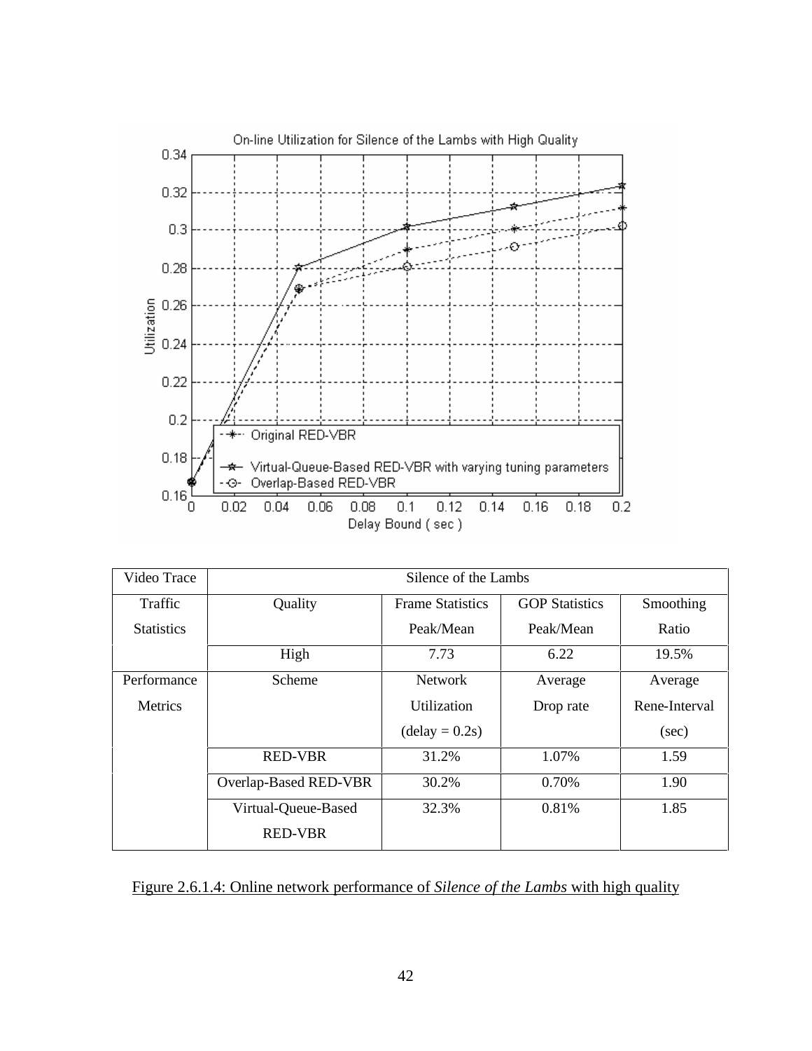On-line Utilization for Silence of the Lambs with High Quality

0.34
0.32
0.3
0.28
0.26
0.24
0.22
0.2
0.18
0.16

Utilization

0 0.02 0.04 0.06 0.08 0.1 0.12 0.14 0.16 0.18 0.2

Delay Bound ( sec )

Original RED-VBR

Virtual-Queue-Based RED-VBR with varying tuning parameters

Overlap-Based RED-VBR

| Video Trace | Silence of the Lambs | | | |
|---|---|---|---|---|
| Traffic Statistics | Quality | Frame Statistics Peak/Mean | GOP Statistics Peak/Mean | Smoothing Ratio |
| | High | 7.73 | 6.22 | 19.5% |
| Performance Metrics | Scheme | Network Utilization (delay = 0.2s) | Average Drop rate | Average Rene-Interval (sec) |
| | RED-VBR | 31.2% | 1.07% | 1.59 |
| | Overlap-Based RED-VBR | 30.2% | 0.70% | 1.90 |
| | Virtual-Queue-Based RED-VBR | 32.3% | 0.81% | 1.85 |

Figure 2.6.1.4: Online network performance of *Silence of the Lambs* with high quality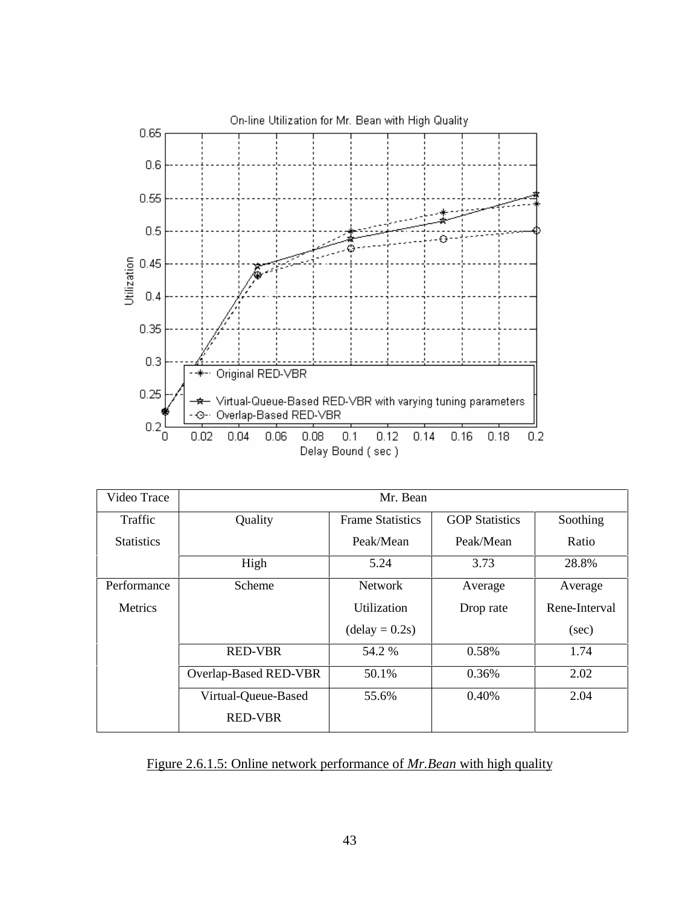On-line Utilization for Mr. Bean with High Quality

0.65
0.6
0.55
0.5
0.45
0.4
0.35
0.3
0.25
0.2

Utilization

0 0.02 0.04 0.06 0.08 0.1 0.12 0.14 0.16 0.18 0.2

Delay Bound ( sec )

Original RED-VBR

Virtual-Queue-Based RED-VBR with varying tuning parameters

Overlap-Based RED-VBR

| Video Trace | Mr. Bean | | | |
|---|---|---|---|---|
| Traffic Statistics | Quality | Frame Statistics Peak/Mean | GOP Statistics Peak/Mean | Soothing Ratio |
| | High | 5.24 | 3.73 | 28.8% |
| Performance Metrics | Scheme | Network Utilization (delay = 0.2s) | Average Drop rate | Average Rene-Interval (sec) |
| | RED-VBR | 54.2 % | 0.58% | 1.74 |
| | Overlap-Based RED-VBR | 50.1% | 0.36% | 2.02 |
| | Virtual-Queue-Based RED-VBR | 55.6% | 0.40% | 2.04 |

Figure 2.6.1.5: Online network performance of *Mr.Bean* with high quality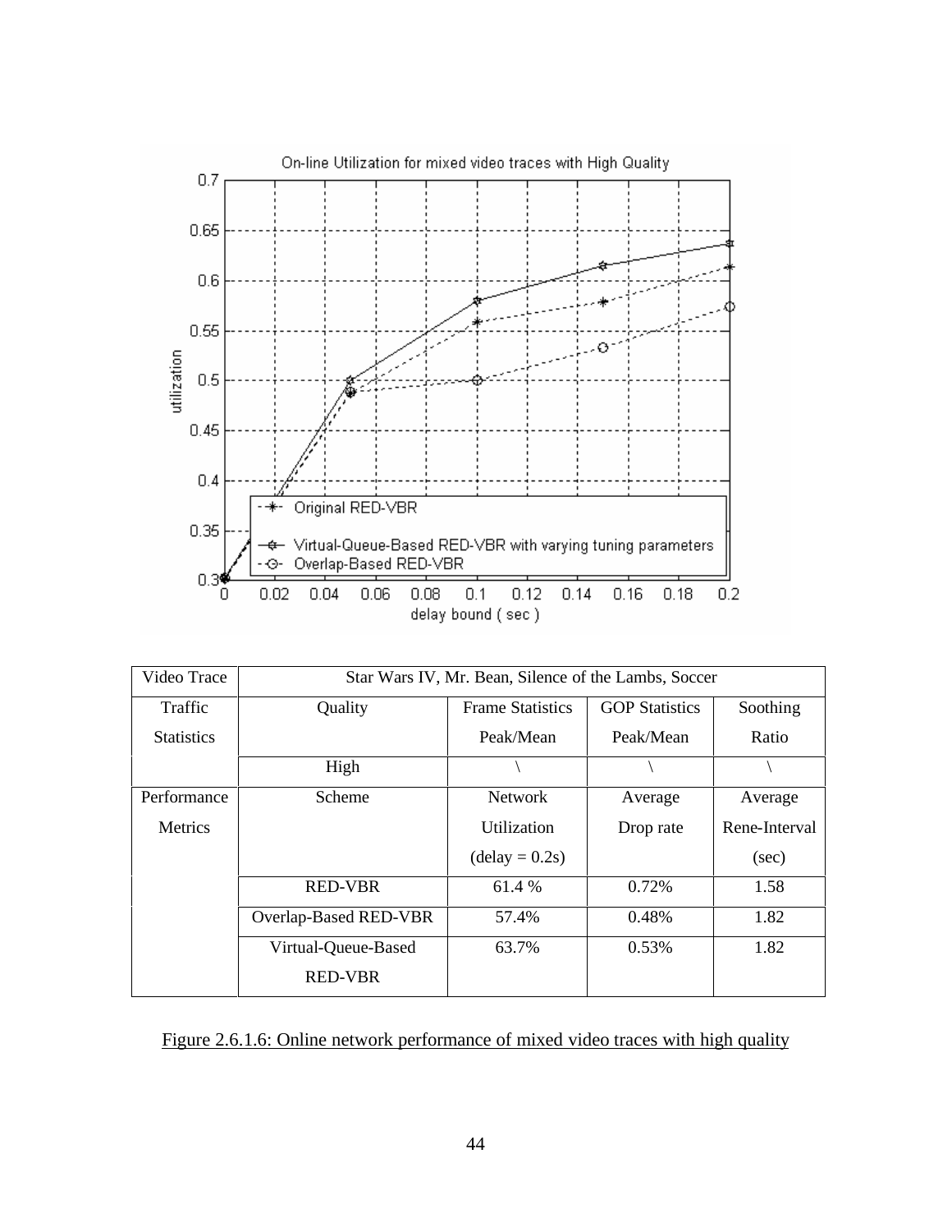On-line Utilization for mixed video traces with High Quality

utilization

0.7
0.65
0.6
0.55
0.5
0.45
0.4
0.35
0.3

0 0.02 0.04 0.06 0.08 0.1 0.12 0.14 0.16 0.18 0.2

delay bound ( sec )

Original RED-VBR

Virtual-Queue-Based RED-VBR with varying tuning parameters

Overlap-Based RED-VBR

| Video Trace | Star Wars IV, Mr. Bean, Silence of the Lambs, Soccer | | | |
|---|---|---|---|---|
| Traffic Statistics | Quality | Frame Statistics Peak/Mean | GOP Statistics Peak/Mean | Soothing Ratio |
| | High | \ | \ | \ |
| Performance Metrics | Scheme | Network Utilization (delay = 0.2s) | Average Drop rate | Average Rene-Interval (sec) |
| | RED-VBR | 61.4 % | 0.72% | 1.58 |
| | Overlap-Based RED-VBR | 57.4% | 0.48% | 1.82 |
| | Virtual-Queue-Based RED-VBR | 63.7% | 0.53% | 1.82 |

Figure 2.6.1.6: Online network performance of mixed video traces with high quality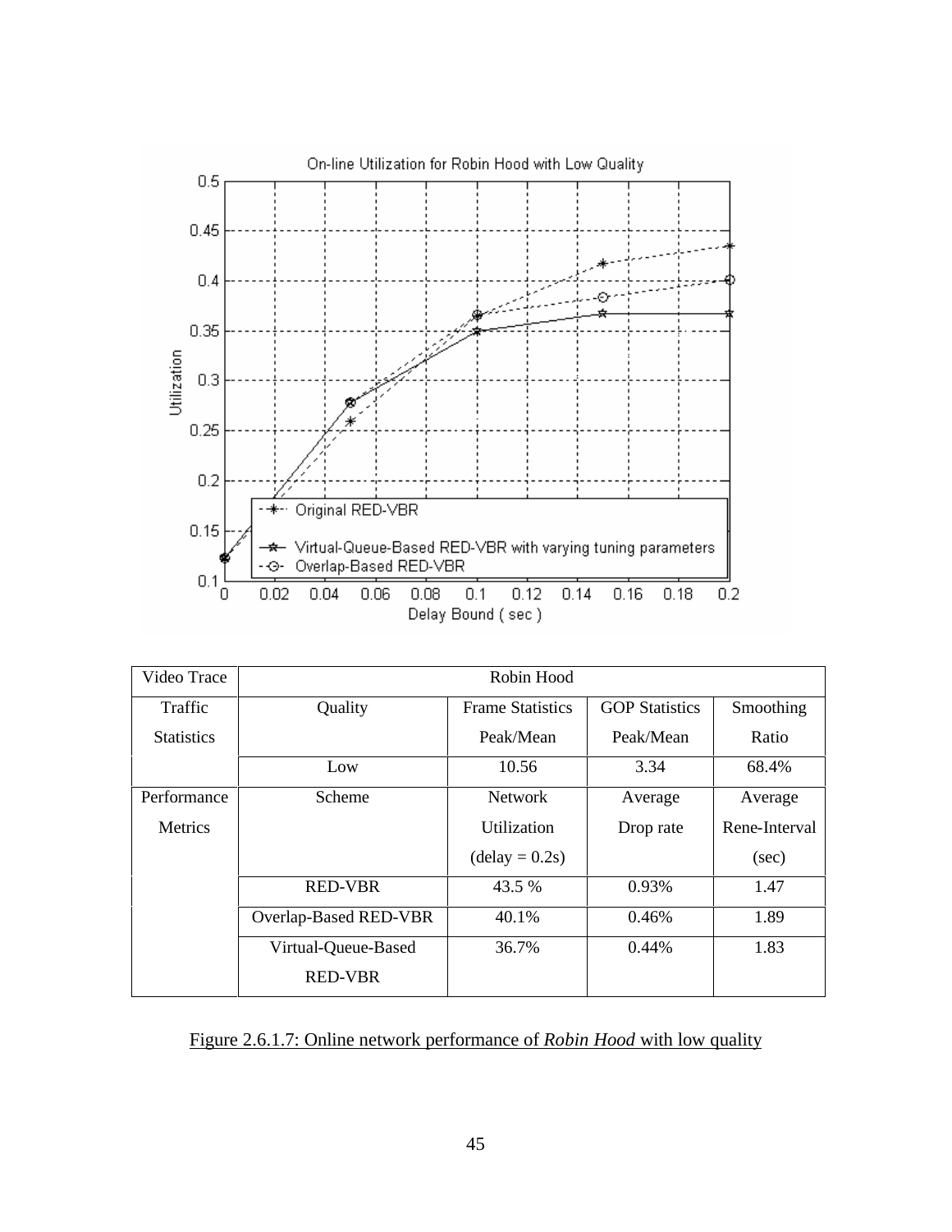On-line Utilization for Robin Hood with Low Quality

Utilization

0.5
0.45
0.4
0.35
0.3
0.25
0.2
0.15
0.1

0 0.02 0.04 0.06 0.08 0.1 0.12 0.14 0.16 0.18 0.2

Delay Bound ( sec )

Original RED-VBR

Virtual-Queue-Based RED-VBR with varying tuning parameters

Overlap-Based RED-VBR

| Video Trace | Robin Hood | | | |
|---|---|---|---|---|
| Traffic Statistics | Quality | Frame Statistics Peak/Mean | GOP Statistics Peak/Mean | Smoothing Ratio |
| | Low | 10.56 | 3.34 | 68.4% |
| Performance Metrics | Scheme | Network Utilization (delay = 0.2s) | Average Drop rate | Average Rene-Interval (sec) |
| | RED-VBR | 43.5 % | 0.93% | 1.47 |
| | Overlap-Based RED-VBR | 40.1% | 0.46% | 1.89 |
| | Virtual-Queue-Based RED-VBR | 36.7% | 0.44% | 1.83 |

Figure 2.6.1.7: Online network performance of *Robin Hood* with low quality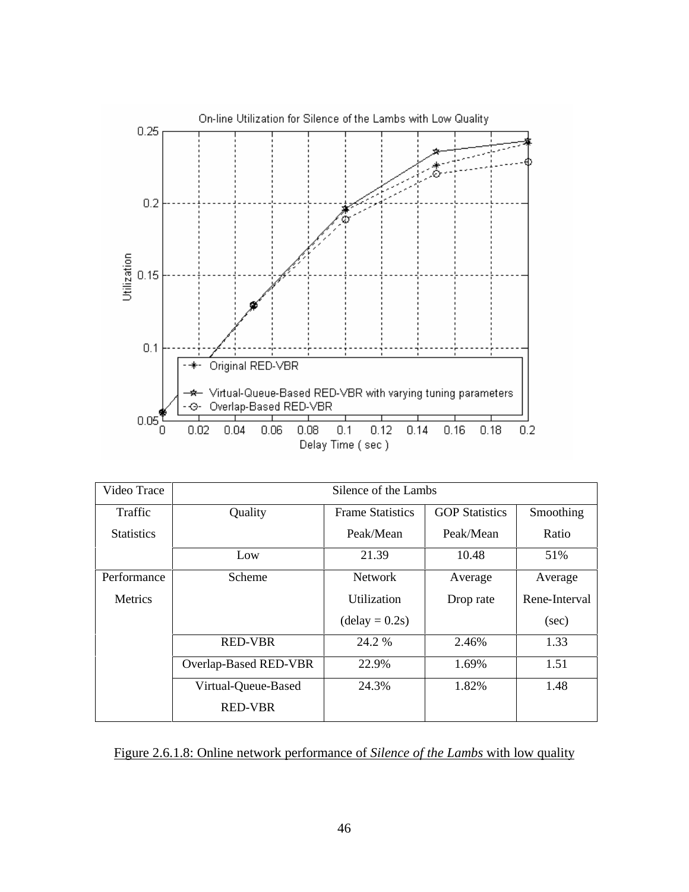On-line Utilization for Silence of the Lambs with Low Quality

0.25
0.2
0.15
0.1
0.05

Utilization

0 0.02 0.04 0.06 0.08 0.1 0.12 0.14 0.16 0.18 0.2

Delay Time ( sec )

Original RED-VBR

Virtual-Queue-Based RED-VBR with varying tuning parameters

Overlap-Based RED-VBR

| Video Trace | Silence of the Lambs | | | |
|---|---|---|---|---|
| Traffic Statistics | Quality | Frame Statistics Peak/Mean | GOP Statistics Peak/Mean | Smoothing Ratio |
| | Low | 21.39 | 10.48 | 51% |
| Performance Metrics | Scheme | Network Utilization (delay = 0.2s) | Average Drop rate | Average Rene-Interval (sec) |
| | RED-VBR | 24.2 % | 2.46% | 1.33 |
| | Overlap-Based RED-VBR | 22.9% | 1.69% | 1.51 |
| | Virtual-Queue-Based RED-VBR | 24.3% | 1.82% | 1.48 |

Figure 2.6.1.8: Online network performance of *Silence of the Lambs* with low quality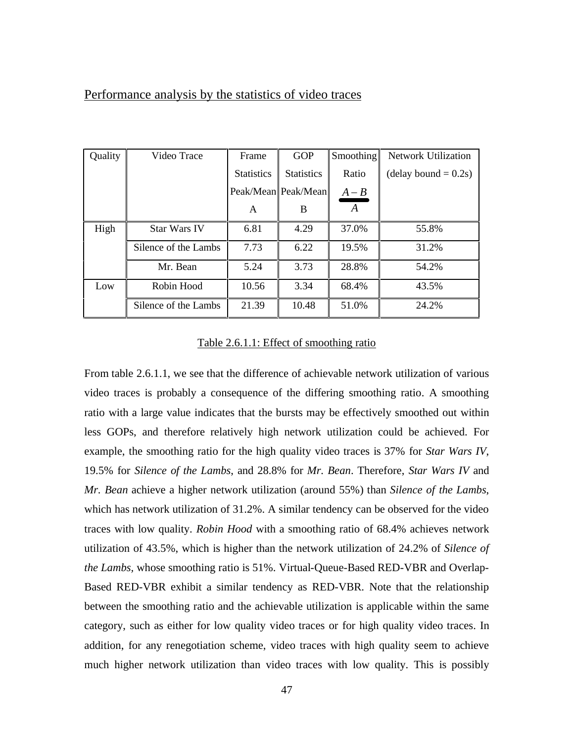Performance analysis by the statistics of video traces

| Quality | Video Trace | Frame Statistics Peak/Mean A | GOP Statistics Peak/Mean B | Smoothing Ratio $\frac{A-B}{A}$ | Network Utilization (delay bound = 0.2s) |
|---|---|---|---|---|---|
| High | Star Wars IV | 6.81 | 4.29 | 37.0% | 55.8% |
| | Silence of the Lambs | 7.73 | 6.22 | 19.5% | 31.2% |
| | Mr. Bean | 5.24 | 3.73 | 28.8% | 54.2% |
| Low | Robin Hood | 10.56 | 3.34 | 68.4% | 43.5% |
| | Silence of the Lambs | 21.39 | 10.48 | 51.0% | 24.2% |

Table 2.6.1.1: Effect of smoothing ratio

From table 2.6.1.1, we see that the difference of achievable network utilization of various video traces is probably a consequence of the differing smoothing ratio. A smoothing ratio with a large value indicates that the bursts may be effectively smoothed out within less GOPs, and therefore relatively high network utilization could be achieved. For example, the smoothing ratio for the high quality video traces is 37% for *Star Wars IV*, 19.5% for *Silence of the Lambs*, and 28.8% for *Mr. Bean*. Therefore, *Star Wars IV* and *Mr. Bean* achieve a higher network utilization (around 55%) than *Silence of the Lambs*, which has network utilization of 31.2%. A similar tendency can be observed for the video traces with low quality. *Robin Hood* with a smoothing ratio of 68.4% achieves network utilization of 43.5%, which is higher than the network utilization of 24.2% of *Silence of the Lambs,* whose smoothing ratio is 51%. Virtual-Queue-Based RED-VBR and Overlap-Based RED-VBR exhibit a similar tendency as RED-VBR. Note that the relationship between the smoothing ratio and the achievable utilization is applicable within the same category, such as either for low quality video traces or for high quality video traces. In addition, for any renegotiation scheme, video traces with high quality seem to achieve much higher network utilization than video traces with low quality. This is possibly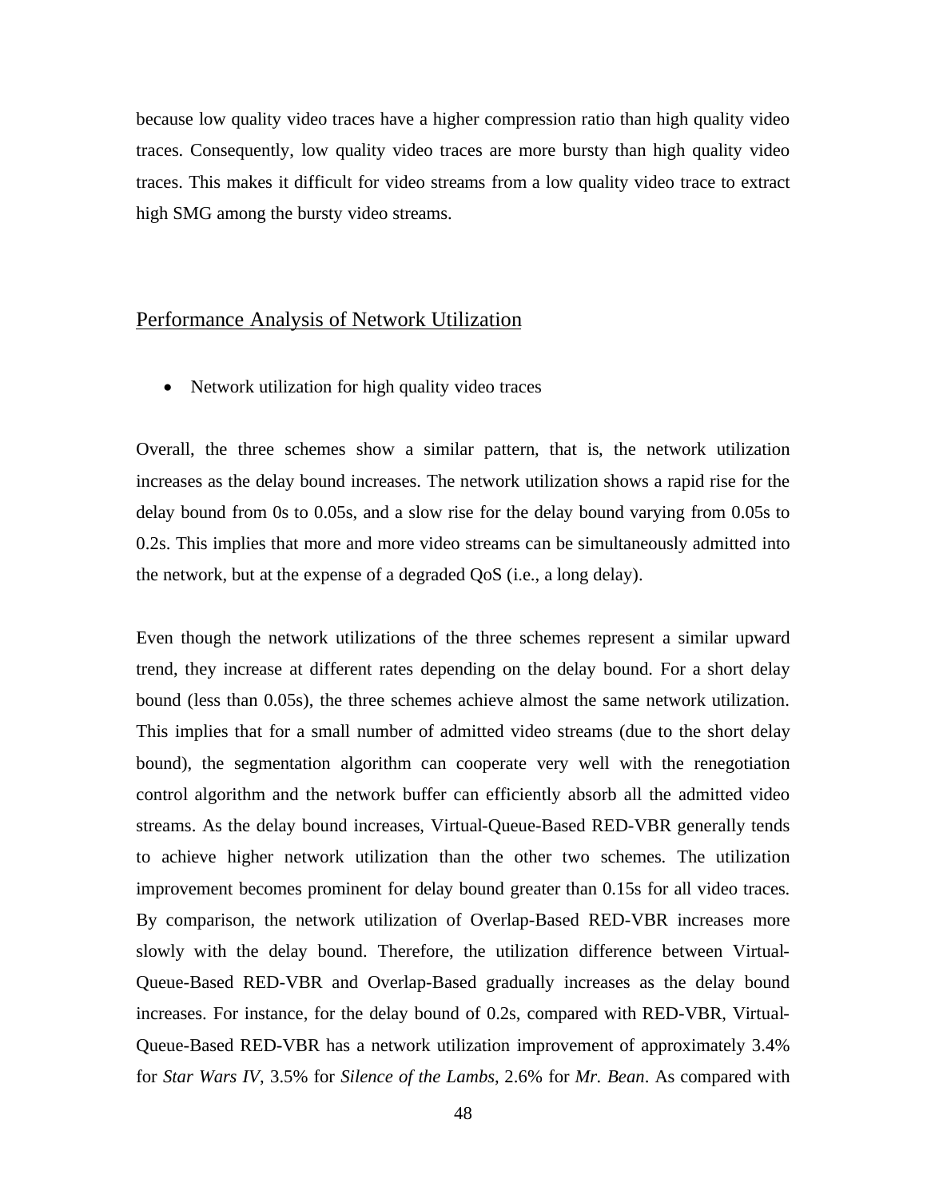because low quality video traces have a higher compression ratio than high quality video traces. Consequently, low quality video traces are more bursty than high quality video traces. This makes it difficult for video streams from a low quality video trace to extract high SMG among the bursty video streams.

## Performance Analysis of Network Utilization

- Network utilization for high quality video traces

Overall, the three schemes show a similar pattern, that is, the network utilization increases as the delay bound increases. The network utilization shows a rapid rise for the delay bound from 0s to 0.05s, and a slow rise for the delay bound varying from 0.05s to 0.2s. This implies that more and more video streams can be simultaneously admitted into the network, but at the expense of a degraded QoS (i.e., a long delay).

Even though the network utilizations of the three schemes represent a similar upward trend, they increase at different rates depending on the delay bound. For a short delay bound (less than 0.05s), the three schemes achieve almost the same network utilization. This implies that for a small number of admitted video streams (due to the short delay bound), the segmentation algorithm can cooperate very well with the renegotiation control algorithm and the network buffer can efficiently absorb all the admitted video streams. As the delay bound increases, Virtual-Queue-Based RED-VBR generally tends to achieve higher network utilization than the other two schemes. The utilization improvement becomes prominent for delay bound greater than 0.15s for all video traces. By comparison, the network utilization of Overlap-Based RED-VBR increases more slowly with the delay bound. Therefore, the utilization difference between Virtual-Queue-Based RED-VBR and Overlap-Based gradually increases as the delay bound increases. For instance, for the delay bound of 0.2s, compared with RED-VBR, Virtual-Queue-Based RED-VBR has a network utilization improvement of approximately 3.4% for *Star Wars IV*, 3.5% for *Silence of the Lambs*, 2.6% for *Mr. Bean*. As compared with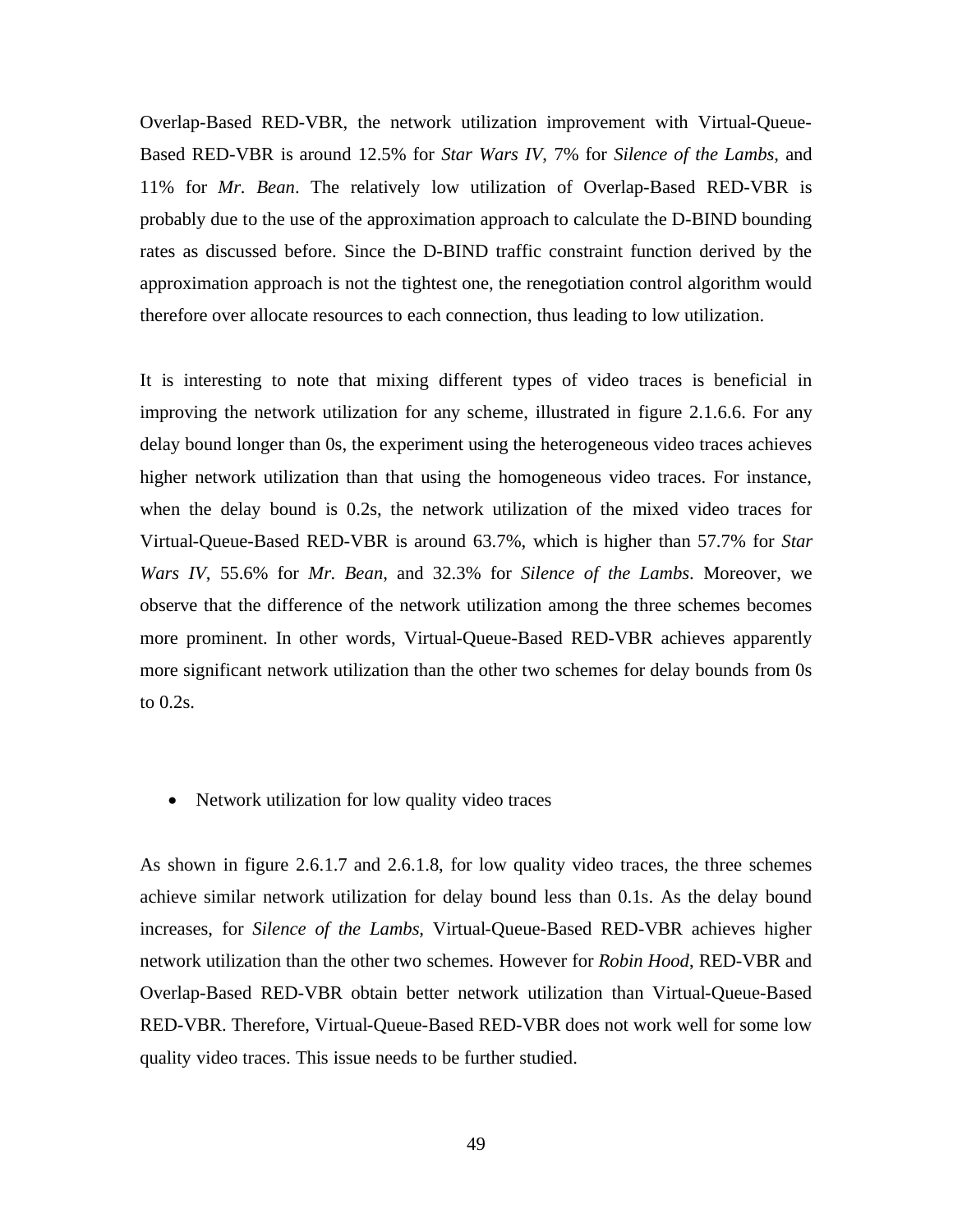Overlap-Based RED-VBR, the network utilization improvement with Virtual-Queue-Based RED-VBR is around 12.5% for *Star Wars IV*, 7% for *Silence of the Lambs*, and 11% for *Mr. Bean*. The relatively low utilization of Overlap-Based RED-VBR is probably due to the use of the approximation approach to calculate the D-BIND bounding rates as discussed before. Since the D-BIND traffic constraint function derived by the approximation approach is not the tightest one, the renegotiation control algorithm would therefore over allocate resources to each connection, thus leading to low utilization.

It is interesting to note that mixing different types of video traces is beneficial in improving the network utilization for any scheme, illustrated in figure 2.1.6.6. For any delay bound longer than 0s, the experiment using the heterogeneous video traces achieves higher network utilization than that using the homogeneous video traces. For instance, when the delay bound is 0.2s, the network utilization of the mixed video traces for Virtual-Queue-Based RED-VBR is around 63.7%, which is higher than 57.7% for *Star Wars IV*, 55.6% for *Mr. Bean*, and 32.3% for *Silence of the Lambs*. Moreover, we observe that the difference of the network utilization among the three schemes becomes more prominent. In other words, Virtual-Queue-Based RED-VBR achieves apparently more significant network utilization than the other two schemes for delay bounds from 0s to 0.2s.

- Network utilization for low quality video traces

As shown in figure 2.6.1.7 and 2.6.1.8, for low quality video traces, the three schemes achieve similar network utilization for delay bound less than 0.1s. As the delay bound increases, for *Silence of the Lambs*, Virtual-Queue-Based RED-VBR achieves higher network utilization than the other two schemes. However for *Robin Hood*, RED-VBR and Overlap-Based RED-VBR obtain better network utilization than Virtual-Queue-Based RED-VBR. Therefore, Virtual-Queue-Based RED-VBR does not work well for some low quality video traces. This issue needs to be further studied.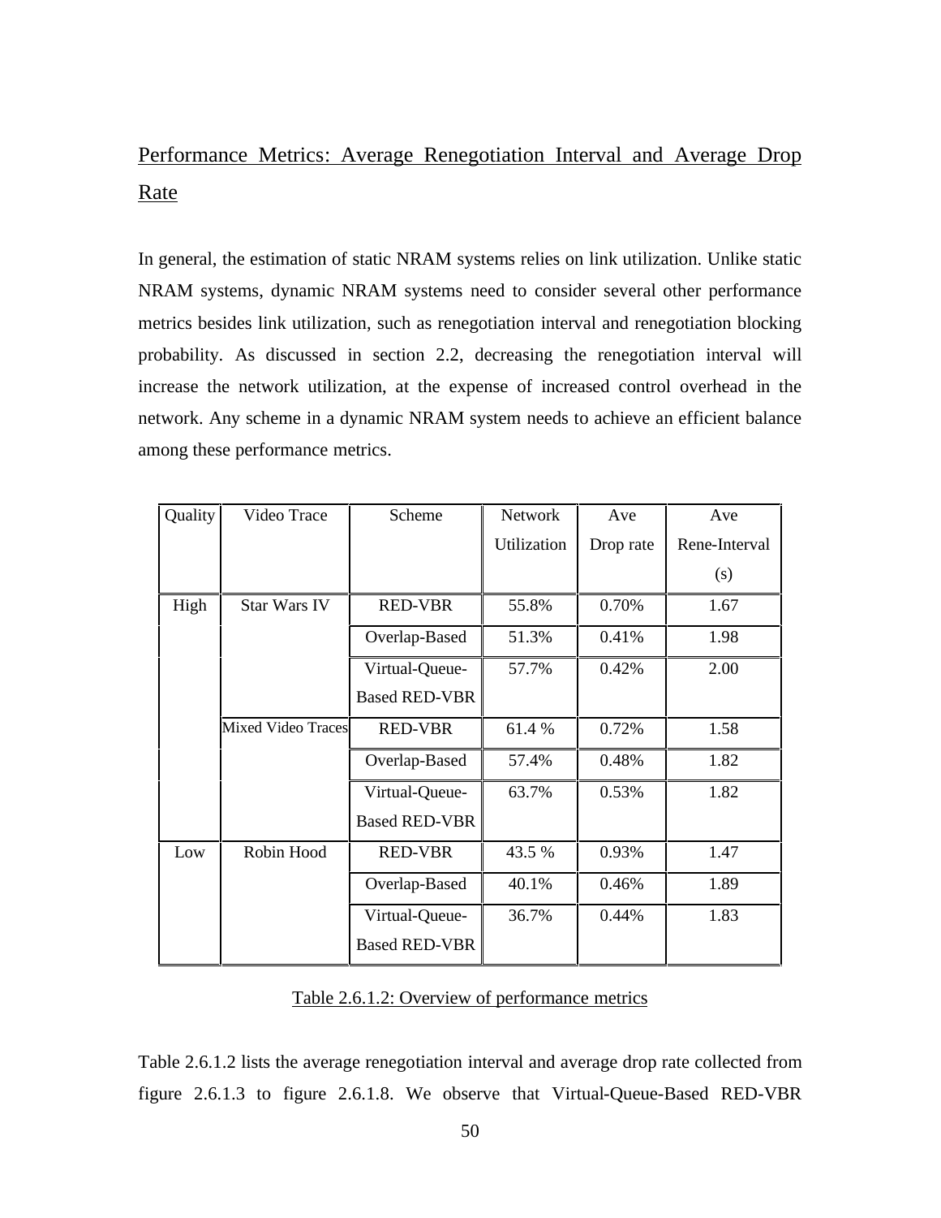## Performance Metrics: Average Renegotiation Interval and Average Drop Rate

In general, the estimation of static NRAM systems relies on link utilization. Unlike static NRAM systems, dynamic NRAM systems need to consider several other performance metrics besides link utilization, such as renegotiation interval and renegotiation blocking probability. As discussed in section 2.2, decreasing the renegotiation interval will increase the network utilization, at the expense of increased control overhead in the network. Any scheme in a dynamic NRAM system needs to achieve an efficient balance among these performance metrics.

| Quality | Video Trace | Scheme | Network Utilization | Ave Drop rate | Ave Rene-Interval (s) |
|---|---|---|---|---|---|
| High | Star Wars IV | RED-VBR | 55.8% | 0.70% | 1.67 |
| | | Overlap-Based | 51.3% | 0.41% | 1.98 |
| | | Virtual-Queue-Based RED-VBR | 57.7% | 0.42% | 2.00 |
| | Mixed Video Traces | RED-VBR | 61.4 % | 0.72% | 1.58 |
| | | Overlap-Based | 57.4% | 0.48% | 1.82 |
| | | Virtual-Queue-Based RED-VBR | 63.7% | 0.53% | 1.82 |
| Low | Robin Hood | RED-VBR | 43.5 % | 0.93% | 1.47 |
| | | Overlap-Based | 40.1% | 0.46% | 1.89 |
| | | Virtual-Queue-Based RED-VBR | 36.7% | 0.44% | 1.83 |

Table 2.6.1.2: Overview of performance metrics

Table 2.6.1.2 lists the average renegotiation interval and average drop rate collected from figure 2.6.1.3 to figure 2.6.1.8. We observe that Virtual-Queue-Based RED-VBR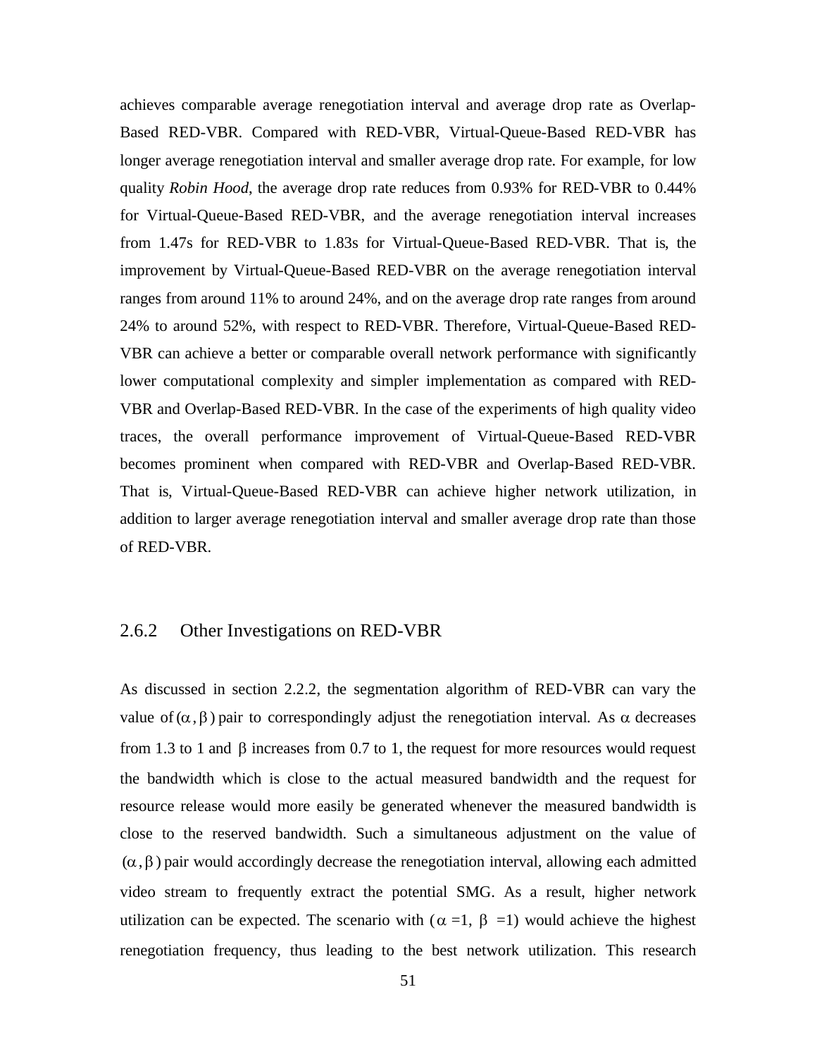achieves comparable average renegotiation interval and average drop rate as Overlap-Based RED-VBR. Compared with RED-VBR, Virtual-Queue-Based RED-VBR has longer average renegotiation interval and smaller average drop rate. For example, for low quality *Robin Hood*, the average drop rate reduces from 0.93% for RED-VBR to 0.44% for Virtual-Queue-Based RED-VBR, and the average renegotiation interval increases from 1.47s for RED-VBR to 1.83s for Virtual-Queue-Based RED-VBR. That is, the improvement by Virtual-Queue-Based RED-VBR on the average renegotiation interval ranges from around 11% to around 24%, and on the average drop rate ranges from around 24% to around 52%, with respect to RED-VBR. Therefore, Virtual-Queue-Based RED-VBR can achieve a better or comparable overall network performance with significantly lower computational complexity and simpler implementation as compared with RED-VBR and Overlap-Based RED-VBR. In the case of the experiments of high quality video traces, the overall performance improvement of Virtual-Queue-Based RED-VBR becomes prominent when compared with RED-VBR and Overlap-Based RED-VBR. That is, Virtual-Queue-Based RED-VBR can achieve higher network utilization, in addition to larger average renegotiation interval and smaller average drop rate than those of RED-VBR.

### 2.6.2 Other Investigations on RED-VBR

As discussed in section 2.2.2, the segmentation algorithm of RED-VBR can vary the value of $(\alpha, \beta)$ pair to correspondingly adjust the renegotiation interval. As $\alpha$ decreases from 1.3 to 1 and $\beta$ increases from 0.7 to 1, the request for more resources would request the bandwidth which is close to the actual measured bandwidth and the request for resource release would more easily be generated whenever the measured bandwidth is close to the reserved bandwidth. Such a simultaneous adjustment on the value of $(\alpha, \beta)$ pair would accordingly decrease the renegotiation interval, allowing each admitted video stream to frequently extract the potential SMG. As a result, higher network utilization can be expected. The scenario with ($\alpha$ =1, $\beta$ =1) would achieve the highest renegotiation frequency, thus leading to the best network utilization. This research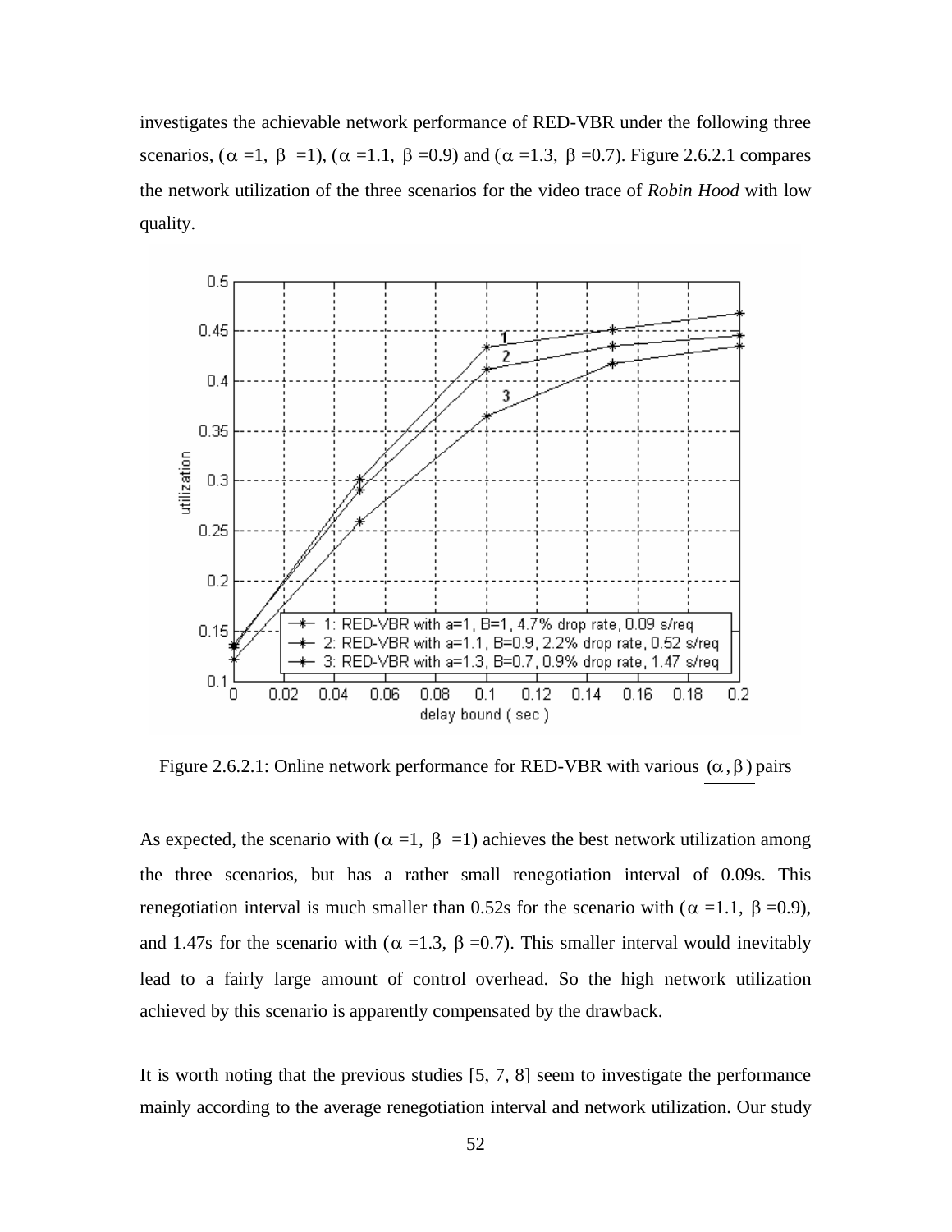investigates the achievable network performance of RED-VBR under the following three scenarios, ($\alpha$ =1, $\beta$ =1), ($\alpha$ =1.1, $\beta$ =0.9) and ($\alpha$ =1.3, $\beta$ =0.7). Figure 2.6.2.1 compares the network utilization of the three scenarios for the video trace of *Robin Hood* with low quality.

utilization

0.5
0.45
0.4
0.35
0.3
0.25
0.2
0.15
0.1

0 0.02 0.04 0.06 0.08 0.1 0.12 0.14 0.16 0.18 0.2

delay bound ( sec )

1
2
3

1: RED-VBR with a=1, B=1, 4.7% drop rate, 0.09 s/req
2: RED-VBR with a=1.1, B=0.9, 2.2% drop rate, 0.52 s/req
3: RED-VBR with a=1.3, B=0.7, 0.9% drop rate, 1.47 s/req

Figure 2.6.2.1: Online network performance for RED-VBR with various $(\alpha, \beta)$ pairs

As expected, the scenario with ($\alpha$ =1, $\beta$ =1) achieves the best network utilization among the three scenarios, but has a rather small renegotiation interval of 0.09s. This renegotiation interval is much smaller than 0.52s for the scenario with ($\alpha$ =1.1, $\beta$ =0.9), and 1.47s for the scenario with ($\alpha$ =1.3, $\beta$ =0.7). This smaller interval would inevitably lead to a fairly large amount of control overhead. So the high network utilization achieved by this scenario is apparently compensated by the drawback.

It is worth noting that the previous studies [5, 7, 8] seem to investigate the performance mainly according to the average renegotiation interval and network utilization. Our study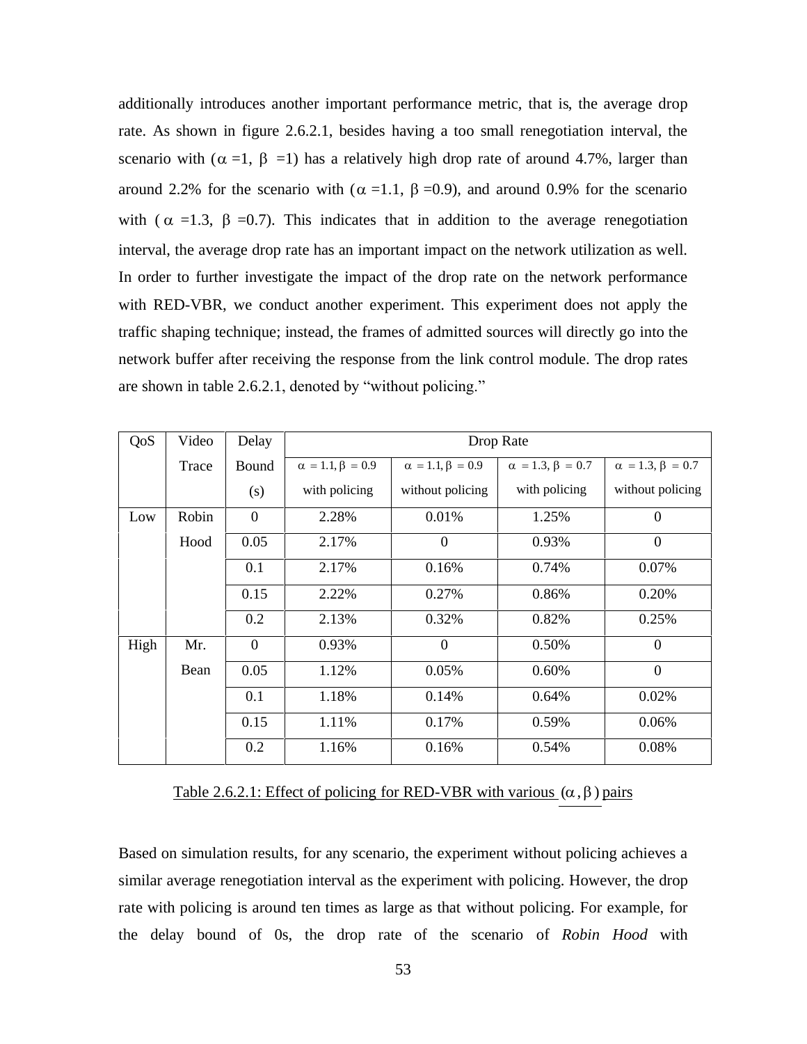additionally introduces another important performance metric, that is, the average drop rate. As shown in figure 2.6.2.1, besides having a too small renegotiation interval, the scenario with ($\alpha$ =1, $\beta$ =1) has a relatively high drop rate of around 4.7%, larger than around 2.2% for the scenario with ($\alpha$ =1.1, $\beta$ =0.9), and around 0.9% for the scenario with ($\alpha$ =1.3, $\beta$ =0.7). This indicates that in addition to the average renegotiation interval, the average drop rate has an important impact on the network utilization as well. In order to further investigate the impact of the drop rate on the network performance with RED-VBR, we conduct another experiment. This experiment does not apply the traffic shaping technique; instead, the frames of admitted sources will directly go into the network buffer after receiving the response from the link control module. The drop rates are shown in table 2.6.2.1, denoted by "without policing."

| QoS | Video Trace | Delay Bound (s) | Drop Rate | | | |
|---|---|---|---|---|---|---|
| | | | $\alpha = 1.1, \beta = 0.9$ with policing | $\alpha = 1.1, \beta = 0.9$ without policing | $\alpha = 1.3, \beta = 0.7$ with policing | $\alpha = 1.3, \beta = 0.7$ without policing |
| Low | Robin Hood | 0 | 2.28% | 0.01% | 1.25% | 0 |
| | | 0.05 | 2.17% | 0 | 0.93% | 0 |
| | | 0.1 | 2.17% | 0.16% | 0.74% | 0.07% |
| | | 0.15 | 2.22% | 0.27% | 0.86% | 0.20% |
| | | 0.2 | 2.13% | 0.32% | 0.82% | 0.25% |
| High | Mr. Bean | 0 | 0.93% | 0 | 0.50% | 0 |
| | | 0.05 | 1.12% | 0.05% | 0.60% | 0 |
| | | 0.1 | 1.18% | 0.14% | 0.64% | 0.02% |
| | | 0.15 | 1.11% | 0.17% | 0.59% | 0.06% |
| | | 0.2 | 1.16% | 0.16% | 0.54% | 0.08% |

Table 2.6.2.1: Effect of policing for RED-VBR with various $(\alpha, \beta)$ pairs

Based on simulation results, for any scenario, the experiment without policing achieves a similar average renegotiation interval as the experiment with policing. However, the drop rate with policing is around ten times as large as that without policing. For example, for the delay bound of 0s, the drop rate of the scenario of *Robin Hood* with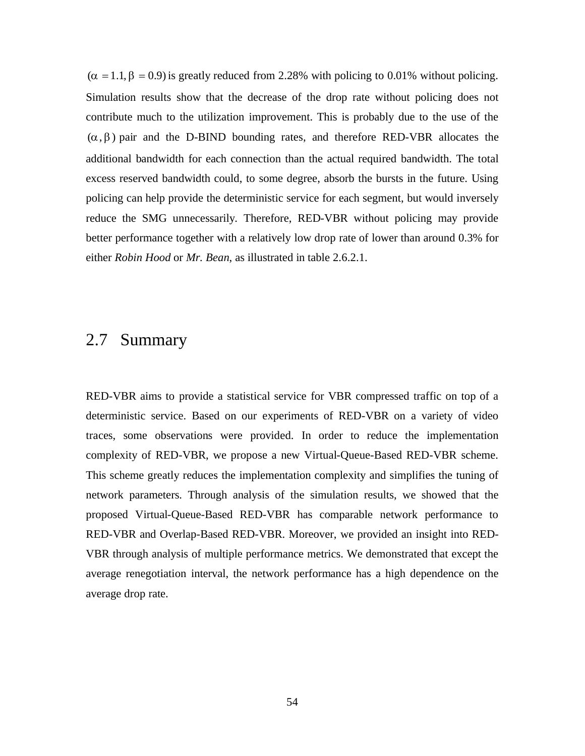$(\alpha = 1.1, \beta = 0.9)$ is greatly reduced from 2.28% with policing to 0.01% without policing. Simulation results show that the decrease of the drop rate without policing does not contribute much to the utilization improvement. This is probably due to the use of the $(\alpha, \beta)$ pair and the D-BIND bounding rates, and therefore RED-VBR allocates the additional bandwidth for each connection than the actual required bandwidth. The total excess reserved bandwidth could, to some degree, absorb the bursts in the future. Using policing can help provide the deterministic service for each segment, but would inversely reduce the SMG unnecessarily. Therefore, RED-VBR without policing may provide better performance together with a relatively low drop rate of lower than around 0.3% for either *Robin Hood* or *Mr. Bean*, as illustrated in table 2.6.2.1.

## 2.7 Summary

RED-VBR aims to provide a statistical service for VBR compressed traffic on top of a deterministic service. Based on our experiments of RED-VBR on a variety of video traces, some observations were provided. In order to reduce the implementation complexity of RED-VBR, we propose a new Virtual-Queue-Based RED-VBR scheme. This scheme greatly reduces the implementation complexity and simplifies the tuning of network parameters. Through analysis of the simulation results, we showed that the proposed Virtual-Queue-Based RED-VBR has comparable network performance to RED-VBR and Overlap-Based RED-VBR. Moreover, we provided an insight into RED-VBR through analysis of multiple performance metrics. We demonstrated that except the average renegotiation interval, the network performance has a high dependence on the average drop rate.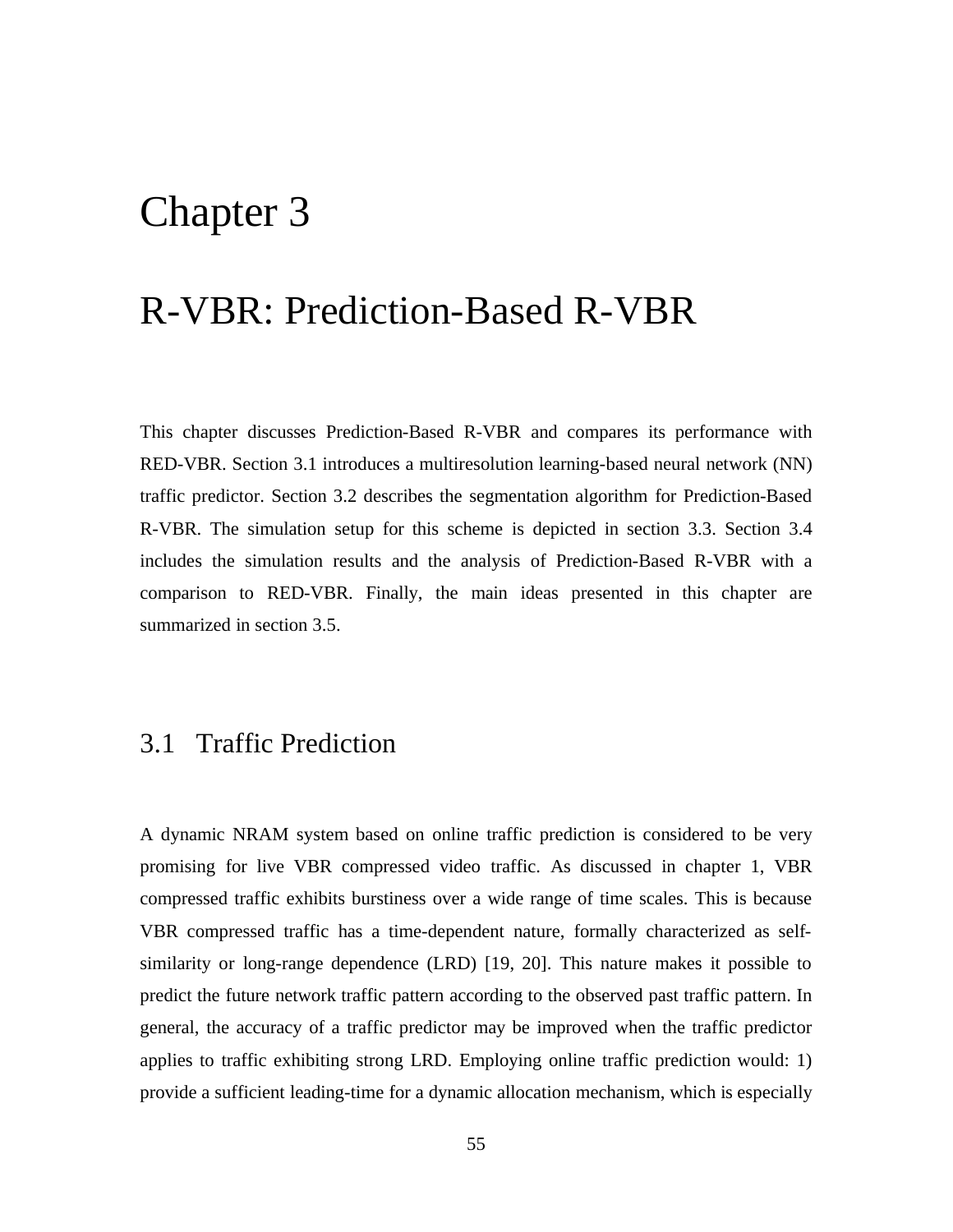# Chapter 3

# R-VBR: Prediction-Based R-VBR

This chapter discusses Prediction-Based R-VBR and compares its performance with RED-VBR. Section 3.1 introduces a multiresolution learning-based neural network (NN) traffic predictor. Section 3.2 describes the segmentation algorithm for Prediction-Based R-VBR. The simulation setup for this scheme is depicted in section 3.3. Section 3.4 includes the simulation results and the analysis of Prediction-Based R-VBR with a comparison to RED-VBR. Finally, the main ideas presented in this chapter are summarized in section 3.5.

## 3.1 Traffic Prediction

A dynamic NRAM system based on online traffic prediction is considered to be very promising for live VBR compressed video traffic. As discussed in chapter 1, VBR compressed traffic exhibits burstiness over a wide range of time scales. This is because VBR compressed traffic has a time-dependent nature, formally characterized as self-similarity or long-range dependence (LRD) [19, 20]. This nature makes it possible to predict the future network traffic pattern according to the observed past traffic pattern. In general, the accuracy of a traffic predictor may be improved when the traffic predictor applies to traffic exhibiting strong LRD. Employing online traffic prediction would: 1) provide a sufficient leading-time for a dynamic allocation mechanism, which is especially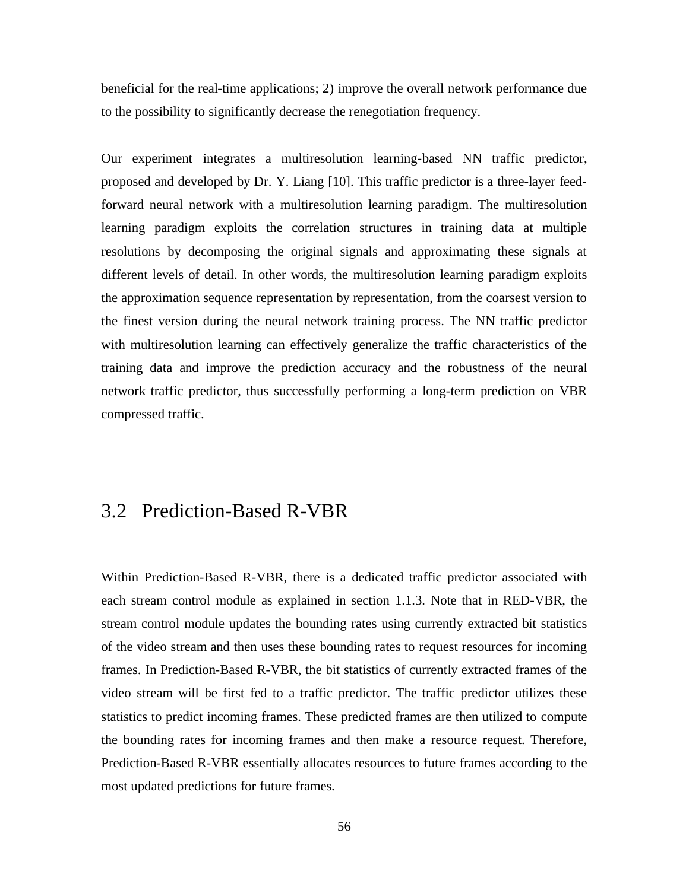beneficial for the real-time applications; 2) improve the overall network performance due to the possibility to significantly decrease the renegotiation frequency.

Our experiment integrates a multiresolution learning-based NN traffic predictor, proposed and developed by Dr. Y. Liang [10]. This traffic predictor is a three-layer feed-forward neural network with a multiresolution learning paradigm. The multiresolution learning paradigm exploits the correlation structures in training data at multiple resolutions by decomposing the original signals and approximating these signals at different levels of detail. In other words, the multiresolution learning paradigm exploits the approximation sequence representation by representation, from the coarsest version to the finest version during the neural network training process. The NN traffic predictor with multiresolution learning can effectively generalize the traffic characteristics of the training data and improve the prediction accuracy and the robustness of the neural network traffic predictor, thus successfully performing a long-term prediction on VBR compressed traffic.

## 3.2 Prediction-Based R-VBR

Within Prediction-Based R-VBR, there is a dedicated traffic predictor associated with each stream control module as explained in section 1.1.3. Note that in RED-VBR, the stream control module updates the bounding rates using currently extracted bit statistics of the video stream and then uses these bounding rates to request resources for incoming frames. In Prediction-Based R-VBR, the bit statistics of currently extracted frames of the video stream will be first fed to a traffic predictor. The traffic predictor utilizes these statistics to predict incoming frames. These predicted frames are then utilized to compute the bounding rates for incoming frames and then make a resource request. Therefore, Prediction-Based R-VBR essentially allocates resources to future frames according to the most updated predictions for future frames.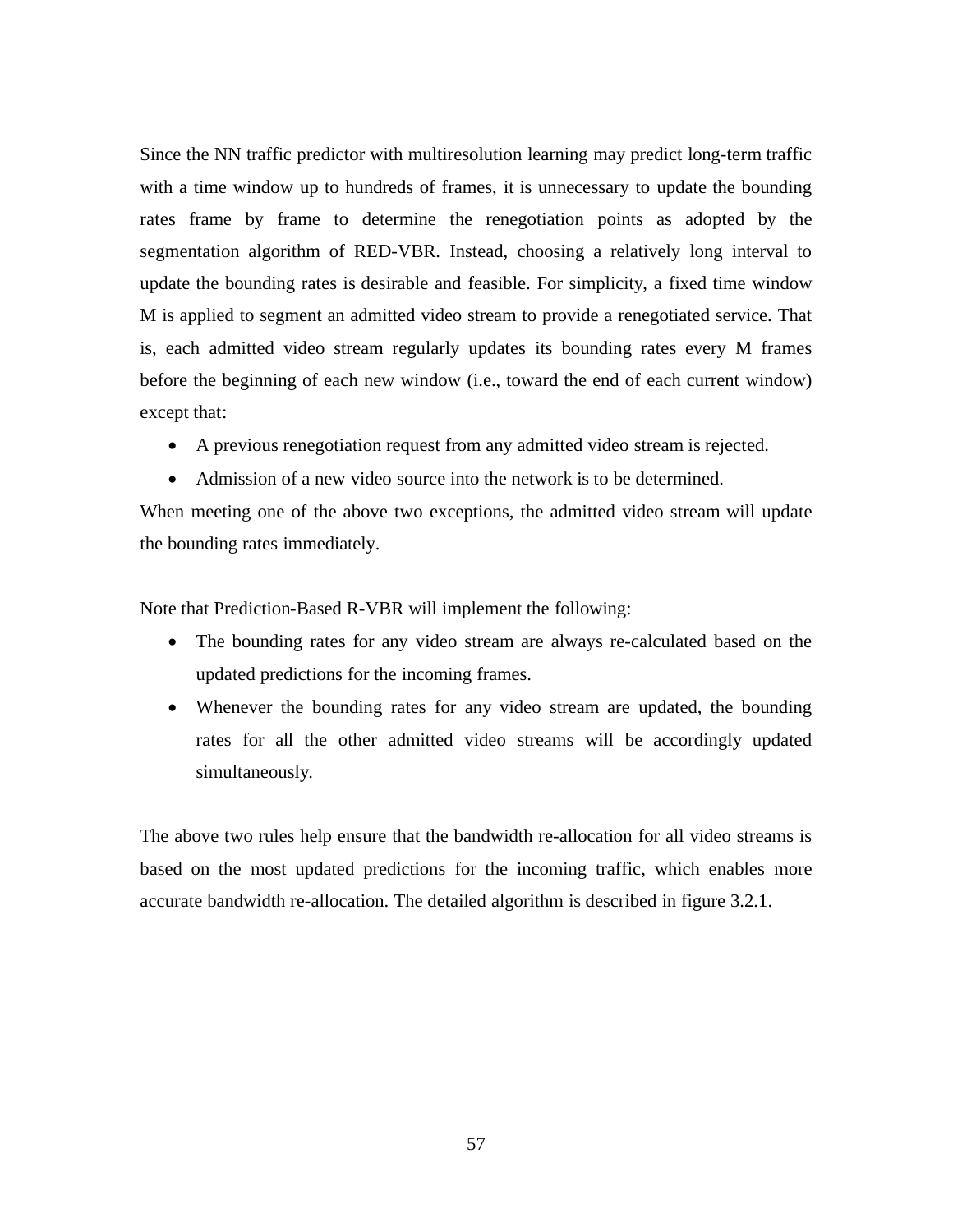Since the NN traffic predictor with multiresolution learning may predict long-term traffic with a time window up to hundreds of frames, it is unnecessary to update the bounding rates frame by frame to determine the renegotiation points as adopted by the segmentation algorithm of RED-VBR. Instead, choosing a relatively long interval to update the bounding rates is desirable and feasible. For simplicity, a fixed time window M is applied to segment an admitted video stream to provide a renegotiated service. That is, each admitted video stream regularly updates its bounding rates every M frames before the beginning of each new window (i.e., toward the end of each current window) except that:

- A previous renegotiation request from any admitted video stream is rejected.
- Admission of a new video source into the network is to be determined.

When meeting one of the above two exceptions, the admitted video stream will update the bounding rates immediately.

Note that Prediction-Based R-VBR will implement the following:

- The bounding rates for any video stream are always re-calculated based on the updated predictions for the incoming frames.
- Whenever the bounding rates for any video stream are updated, the bounding rates for all the other admitted video streams will be accordingly updated simultaneously.

The above two rules help ensure that the bandwidth re-allocation for all video streams is based on the most updated predictions for the incoming traffic, which enables more accurate bandwidth re-allocation. The detailed algorithm is described in figure 3.2.1.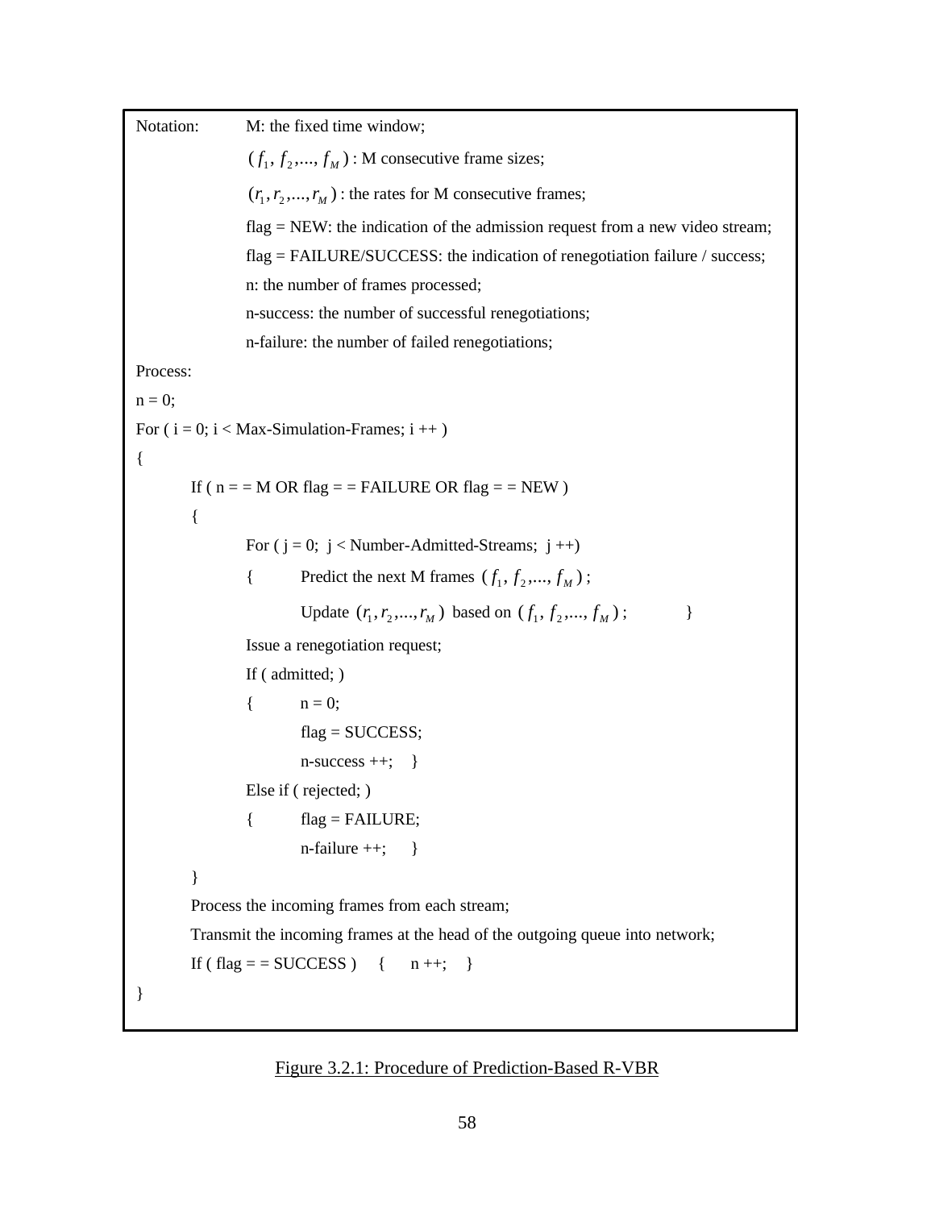```
Notation:   M: the fixed time window;
            (f_1, f_2,..., f_M) : M consecutive frame sizes;
            (r_1, r_2,..., r_M) : the rates for M consecutive frames;
            flag = NEW: the indication of the admission request from a new video stream;
            flag = FAILURE/SUCCESS: the indication of renegotiation failure / success;
            n: the number of frames processed;
            n-success: the number of successful renegotiations;
            n-failure: the number of failed renegotiations;
Process:
n = 0;
For ( i = 0; i < Max-Simulation-Frames; i ++ )
{
      If ( n = = M OR flag = = FAILURE OR flag = = NEW )
      {
            For ( j = 0;  j < Number-Admitted-Streams;  j ++)
            {     Predict the next M frames (f_1, f_2,..., f_M) ;
                  Update (r_1, r_2,..., r_M) based on (f_1, f_2,..., f_M) ;        }
            Issue a renegotiation request;
            If ( admitted; )
            {     n = 0;
                  flag = SUCCESS;
                  n-success ++;    }
            Else if ( rejected; )
            {     flag = FAILURE;
                  n-failure ++;    }
      }
      Process the incoming frames from each stream;
      Transmit the incoming frames at the head of the outgoing queue into network;
      If ( flag = = SUCCESS )    {    n ++;    }
}
```

Figure 3.2.1: Procedure of Prediction-Based R-VBR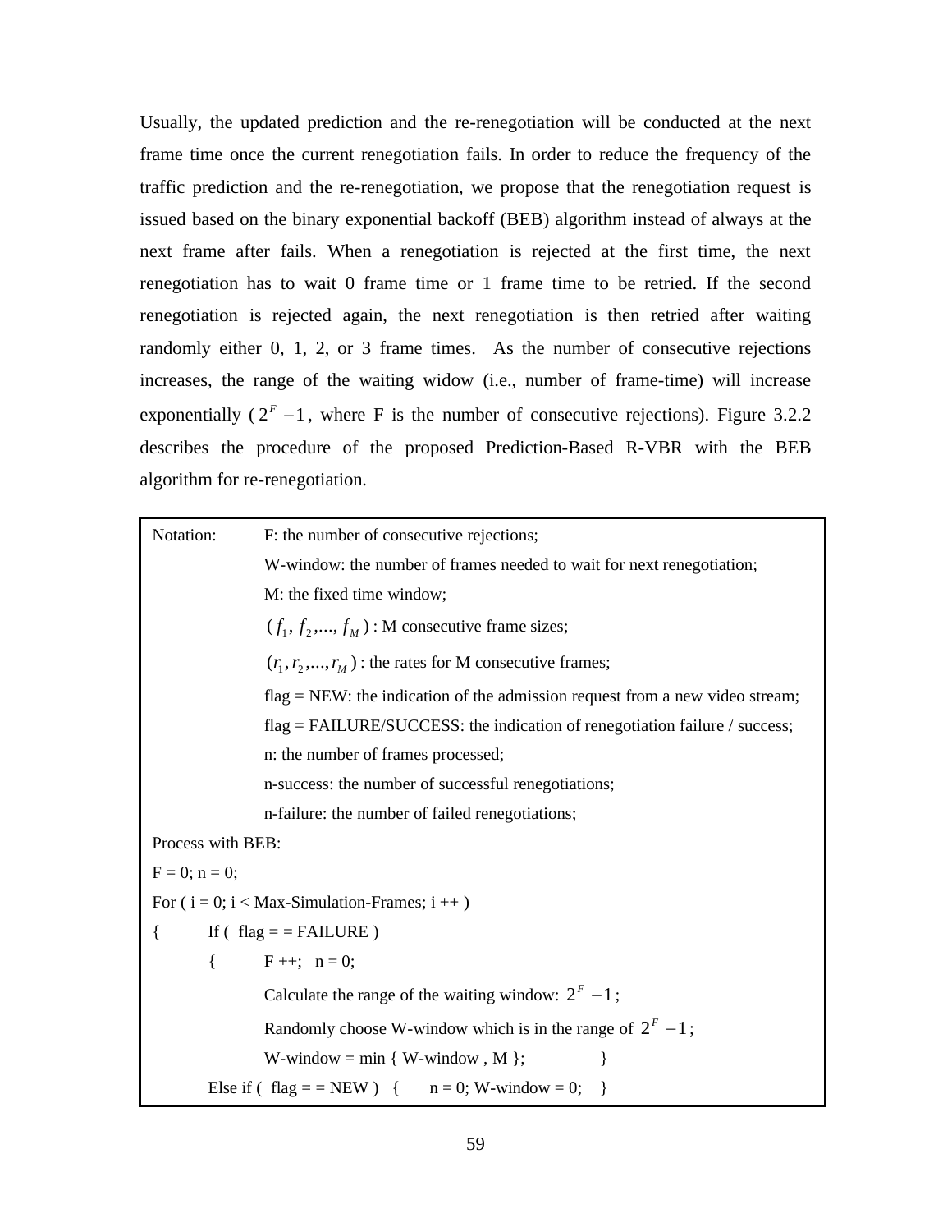Usually, the updated prediction and the re-renegotiation will be conducted at the next frame time once the current renegotiation fails. In order to reduce the frequency of the traffic prediction and the re-renegotiation, we propose that the renegotiation request is issued based on the binary exponential backoff (BEB) algorithm instead of always at the next frame after fails. When a renegotiation is rejected at the first time, the next renegotiation has to wait 0 frame time or 1 frame time to be retried. If the second renegotiation is rejected again, the next renegotiation is then retried after waiting randomly either 0, 1, 2, or 3 frame times. As the number of consecutive rejections increases, the range of the waiting widow (i.e., number of frame-time) will increase exponentially ( $2^F - 1$, where F is the number of consecutive rejections). Figure 3.2.2 describes the procedure of the proposed Prediction-Based R-VBR with the BEB algorithm for re-renegotiation.

```
Notation:     F: the number of consecutive rejections;
              W-window: the number of frames needed to wait for next renegotiation;
              M: the fixed time window;
              (f_1, f_2,..., f_M) : M consecutive frame sizes;
              (r_1, r_2,..., r_M) : the rates for M consecutive frames;
              flag = NEW: the indication of the admission request from a new video stream;
              flag = FAILURE/SUCCESS: the indication of renegotiation failure / success;
              n: the number of frames processed;
              n-success: the number of successful renegotiations;
              n-failure: the number of failed renegotiations;
Process with BEB:
F = 0; n = 0;
For ( i = 0; i < Max-Simulation-Frames; i ++ )
{       If (  flag = = FAILURE )
        {       F ++;   n = 0;
                Calculate the range of the waiting window: 2^F - 1;
                Randomly choose W-window which is in the range of 2^F - 1;
                W-window = min { W-window , M };            }
        Else if (  flag = = NEW )   {      n = 0; W-window = 0;    }
```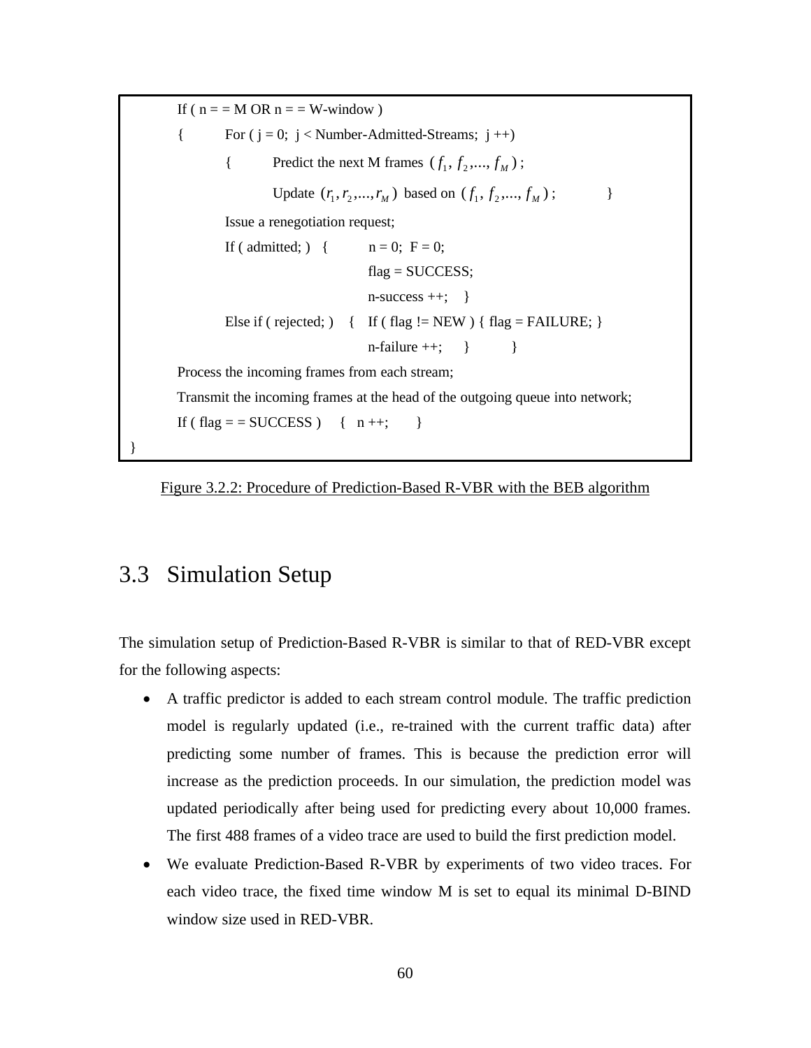```
        If ( n = = M OR n = = W-window )
        {       For ( j = 0;  j < Number-Admitted-Streams;  j ++)
                {       Predict the next M frames ( f_1, f_2,..., f_M ) ;
                        Update (r_1, r_2,...,r_M) based on ( f_1, f_2,..., f_M ) ;        }
                Issue a renegotiation request;
                If ( admitted; )   {        n = 0;  F = 0;
                                            flag = SUCCESS;
                                            n-success ++;    }
                Else if ( rejected; )   {   If ( flag != NEW ) { flag = FAILURE; }
                                            n-failure ++;     }        }
        Process the incoming frames from each stream;
        Transmit the incoming frames at the head of the outgoing queue into network;
        If ( flag = = SUCCESS )    {   n ++;      }
}
```

Figure 3.2.2: Procedure of Prediction-Based R-VBR with the BEB algorithm

## 3.3 Simulation Setup

The simulation setup of Prediction-Based R-VBR is similar to that of RED-VBR except for the following aspects:

- A traffic predictor is added to each stream control module. The traffic prediction model is regularly updated (i.e., re-trained with the current traffic data) after predicting some number of frames. This is because the prediction error will increase as the prediction proceeds. In our simulation, the prediction model was updated periodically after being used for predicting every about 10,000 frames. The first 488 frames of a video trace are used to build the first prediction model.
- We evaluate Prediction-Based R-VBR by experiments of two video traces. For each video trace, the fixed time window M is set to equal its minimal D-BIND window size used in RED-VBR.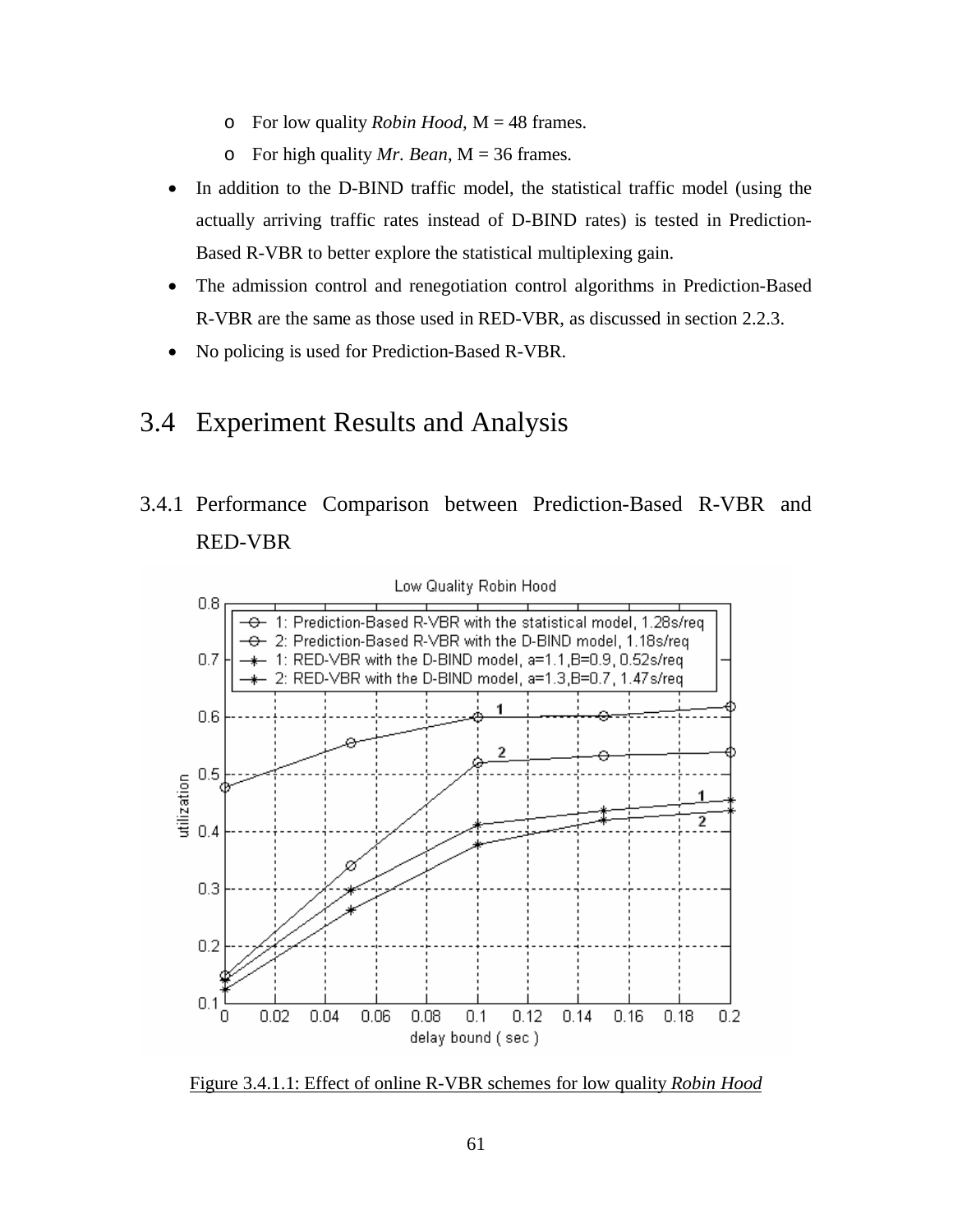- For low quality *Robin Hood*, M = 48 frames.
- For high quality *Mr. Bean*, M = 36 frames.

- In addition to the D-BIND traffic model, the statistical traffic model (using the actually arriving traffic rates instead of D-BIND rates) is tested in Prediction-Based R-VBR to better explore the statistical multiplexing gain.
- The admission control and renegotiation control algorithms in Prediction-Based R-VBR are the same as those used in RED-VBR, as discussed in section 2.2.3.
- No policing is used for Prediction-Based R-VBR.

## 3.4 Experiment Results and Analysis

### 3.4.1 Performance Comparison between Prediction-Based R-VBR and RED-VBR

Low Quality Robin Hood

1: Prediction-Based R-VBR with the statistical model, 1.28s/req
2: Prediction-Based R-VBR with the D-BIND model, 1.18s/req
1: RED-VBR with the D-BIND model, a=1.1,B=0.9, 0.52s/req
2: RED-VBR with the D-BIND model, a=1.3,B=0.7, 1.47s/req

utilization

0.1 0.2 0.3 0.4 0.5 0.6 0.7 0.8

delay bound ( sec )

0 0.02 0.04 0.06 0.08 0.1 0.12 0.14 0.16 0.18 0.2

Figure 3.4.1.1: Effect of online R-VBR schemes for low quality *Robin Hood*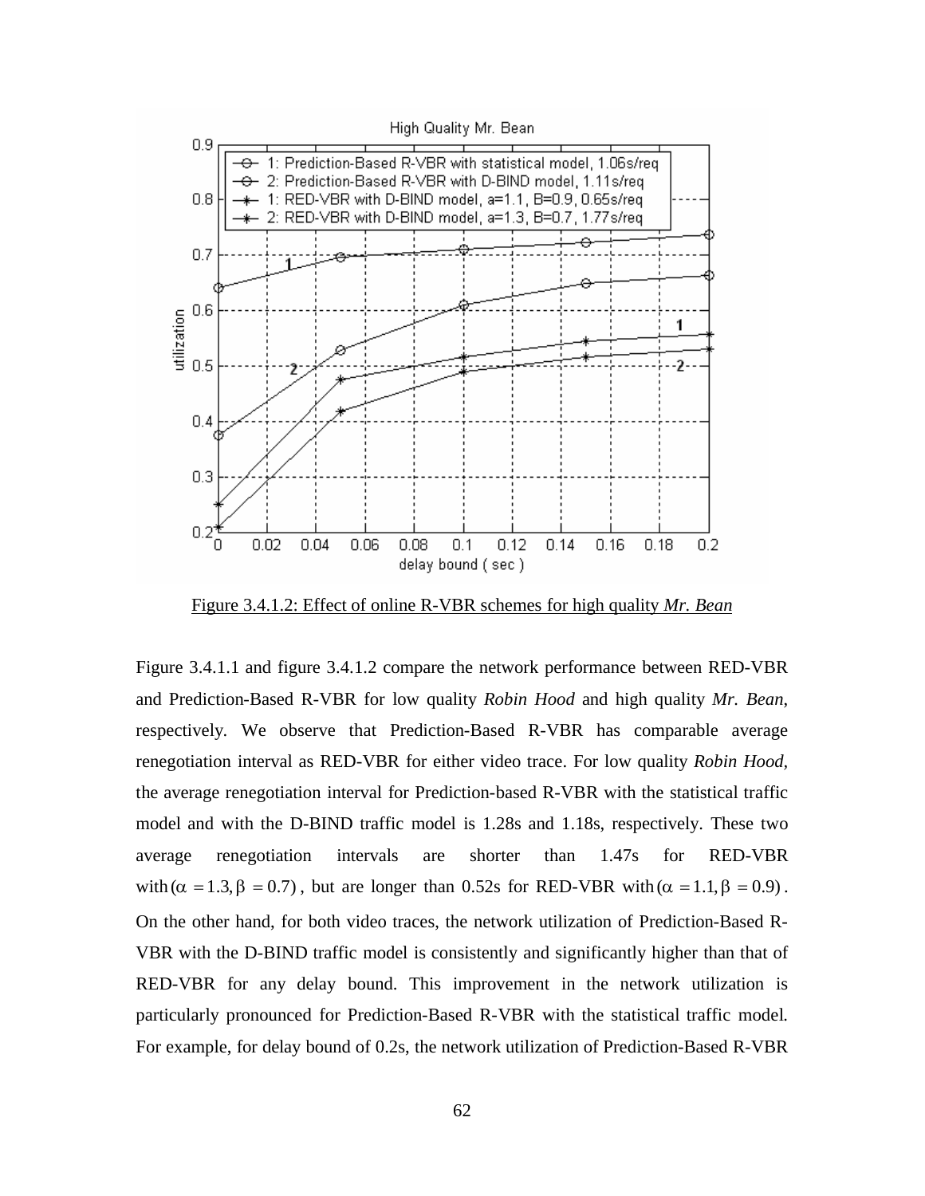High Quality Mr. Bean

0.9
0.8
0.7
0.6
0.5
0.4
0.3
0.2

utilization

0 0.02 0.04 0.06 0.08 0.1 0.12 0.14 0.16 0.18 0.2

delay bound ( sec )

1: Prediction-Based R-VBR with statistical model, 1.06s/req
2: Prediction-Based R-VBR with D-BIND model, 1.11s/req
1: RED-VBR with D-BIND model, a=1.1, B=0.9, 0.65s/req
2: RED-VBR with D-BIND model, a=1.3, B=0.7, 1.77s/req

1
2
1
2

Figure 3.4.1.2: Effect of online R-VBR schemes for high quality *Mr. Bean*

Figure 3.4.1.1 and figure 3.4.1.2 compare the network performance between RED-VBR and Prediction-Based R-VBR for low quality *Robin Hood* and high quality *Mr. Bean*, respectively. We observe that Prediction-Based R-VBR has comparable average renegotiation interval as RED-VBR for either video trace. For low quality *Robin Hood*, the average renegotiation interval for Prediction-based R-VBR with the statistical traffic model and with the D-BIND traffic model is 1.28s and 1.18s, respectively. These two average renegotiation intervals are shorter than 1.47s for RED-VBR with $(\alpha = 1.3, \beta = 0.7)$, but are longer than 0.52s for RED-VBR with $(\alpha = 1.1, \beta = 0.9)$. On the other hand, for both video traces, the network utilization of Prediction-Based R-VBR with the D-BIND traffic model is consistently and significantly higher than that of RED-VBR for any delay bound. This improvement in the network utilization is particularly pronounced for Prediction-Based R-VBR with the statistical traffic model. For example, for delay bound of 0.2s, the network utilization of Prediction-Based R-VBR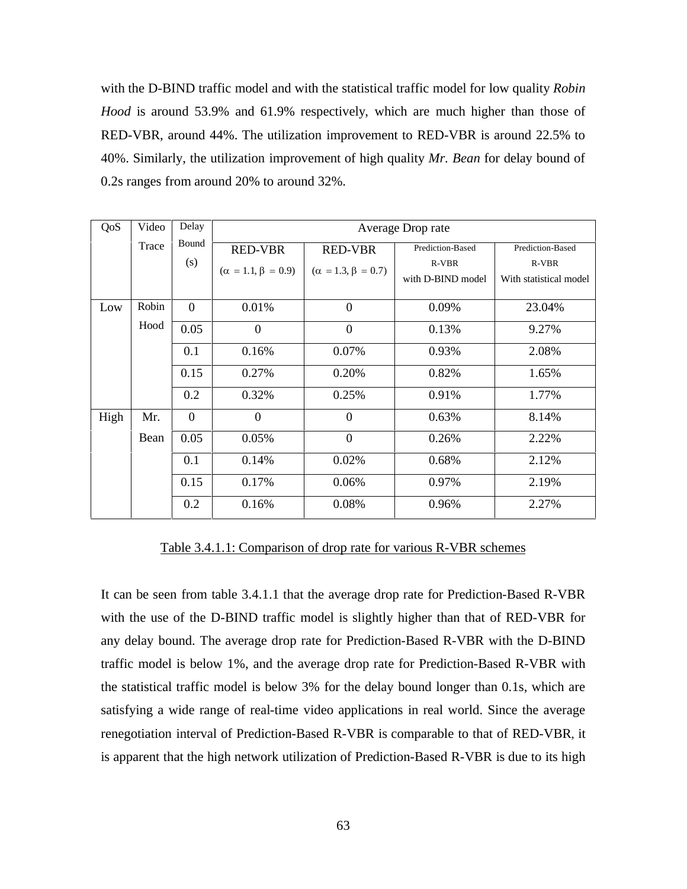with the D-BIND traffic model and with the statistical traffic model for low quality *Robin Hood* is around 53.9% and 61.9% respectively, which are much higher than those of RED-VBR, around 44%. The utilization improvement to RED-VBR is around 22.5% to 40%. Similarly, the utilization improvement of high quality *Mr. Bean* for delay bound of 0.2s ranges from around 20% to around 32%.

| QoS | Video Trace | Delay Bound (s) | Average Drop rate | | | |
|---|---|---|---|---|---|---|
| | | | RED-VBR ($\alpha = 1.1, \beta = 0.9$) | RED-VBR ($\alpha = 1.3, \beta = 0.7$) | Prediction-Based R-VBR with D-BIND model | Prediction-Based R-VBR With statistical model |
| Low | Robin Hood | 0 | 0.01% | 0 | 0.09% | 23.04% |
| | | 0.05 | 0 | 0 | 0.13% | 9.27% |
| | | 0.1 | 0.16% | 0.07% | 0.93% | 2.08% |
| | | 0.15 | 0.27% | 0.20% | 0.82% | 1.65% |
| | | 0.2 | 0.32% | 0.25% | 0.91% | 1.77% |
| High | Mr. Bean | 0 | 0 | 0 | 0.63% | 8.14% |
| | | 0.05 | 0.05% | 0 | 0.26% | 2.22% |
| | | 0.1 | 0.14% | 0.02% | 0.68% | 2.12% |
| | | 0.15 | 0.17% | 0.06% | 0.97% | 2.19% |
| | | 0.2 | 0.16% | 0.08% | 0.96% | 2.27% |

Table 3.4.1.1: Comparison of drop rate for various R-VBR schemes

It can be seen from table 3.4.1.1 that the average drop rate for Prediction-Based R-VBR with the use of the D-BIND traffic model is slightly higher than that of RED-VBR for any delay bound. The average drop rate for Prediction-Based R-VBR with the D-BIND traffic model is below 1%, and the average drop rate for Prediction-Based R-VBR with the statistical traffic model is below 3% for the delay bound longer than 0.1s, which are satisfying a wide range of real-time video applications in real world. Since the average renegotiation interval of Prediction-Based R-VBR is comparable to that of RED-VBR, it is apparent that the high network utilization of Prediction-Based R-VBR is due to its high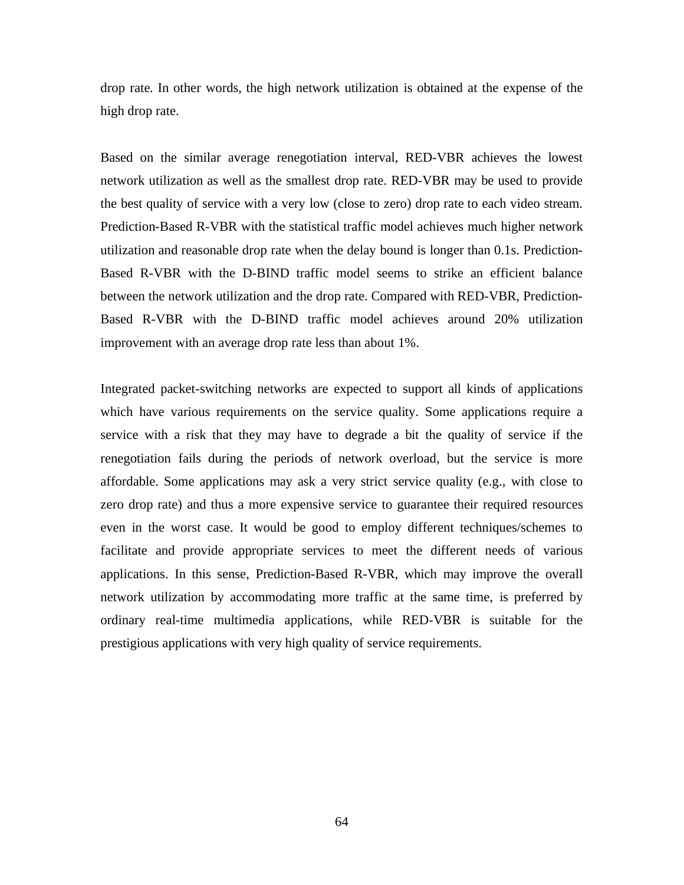drop rate. In other words, the high network utilization is obtained at the expense of the high drop rate.

Based on the similar average renegotiation interval, RED-VBR achieves the lowest network utilization as well as the smallest drop rate. RED-VBR may be used to provide the best quality of service with a very low (close to zero) drop rate to each video stream. Prediction-Based R-VBR with the statistical traffic model achieves much higher network utilization and reasonable drop rate when the delay bound is longer than 0.1s. Prediction-Based R-VBR with the D-BIND traffic model seems to strike an efficient balance between the network utilization and the drop rate. Compared with RED-VBR, Prediction-Based R-VBR with the D-BIND traffic model achieves around 20% utilization improvement with an average drop rate less than about 1%.

Integrated packet-switching networks are expected to support all kinds of applications which have various requirements on the service quality. Some applications require a service with a risk that they may have to degrade a bit the quality of service if the renegotiation fails during the periods of network overload, but the service is more affordable. Some applications may ask a very strict service quality (e.g., with close to zero drop rate) and thus a more expensive service to guarantee their required resources even in the worst case. It would be good to employ different techniques/schemes to facilitate and provide appropriate services to meet the different needs of various applications. In this sense, Prediction-Based R-VBR, which may improve the overall network utilization by accommodating more traffic at the same time, is preferred by ordinary real-time multimedia applications, while RED-VBR is suitable for the prestigious applications with very high quality of service requirements.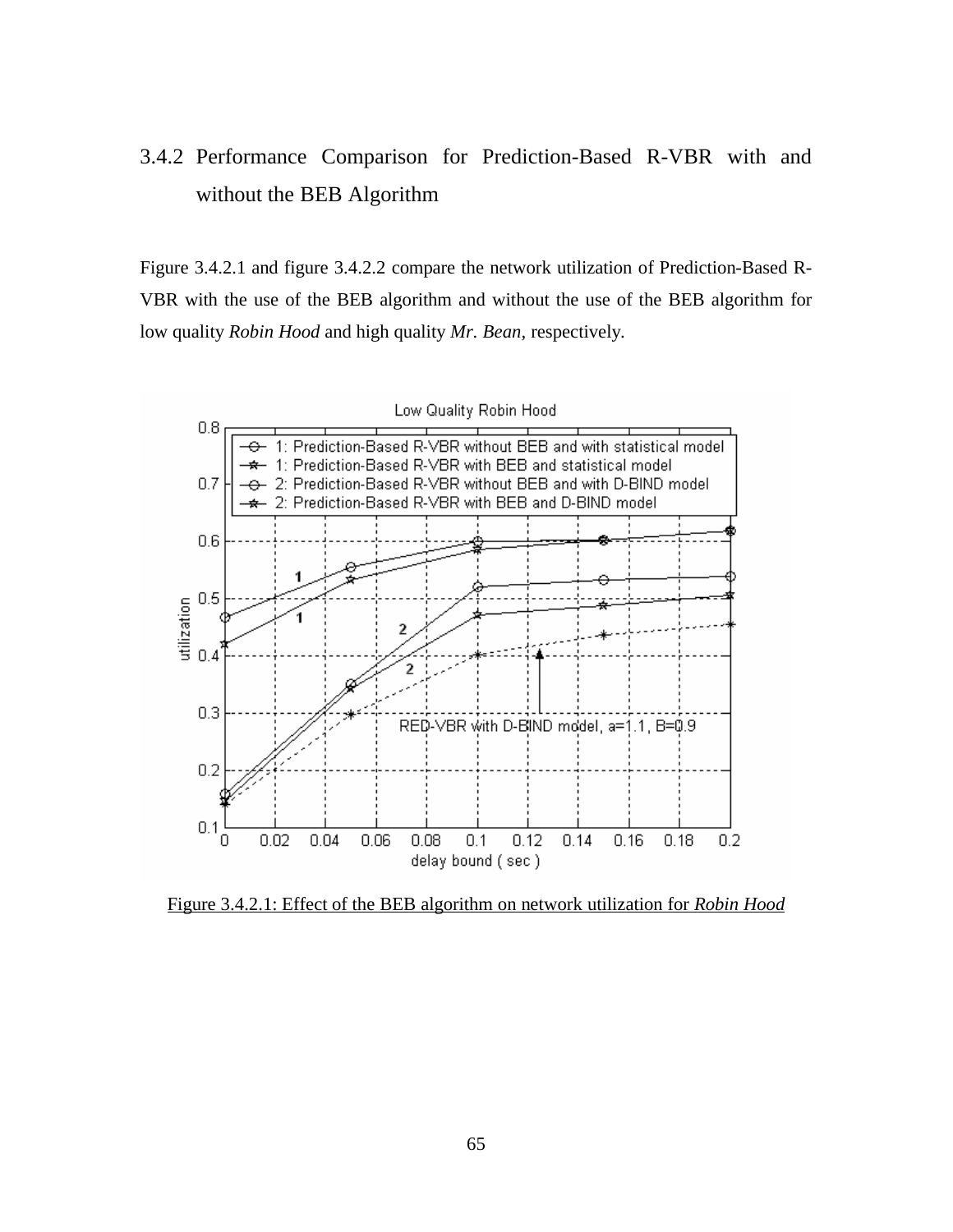### 3.4.2 Performance Comparison for Prediction-Based R-VBR with and without the BEB Algorithm

Figure 3.4.2.1 and figure 3.4.2.2 compare the network utilization of Prediction-Based R-VBR with the use of the BEB algorithm and without the use of the BEB algorithm for low quality *Robin Hood* and high quality *Mr. Bean*, respectively.

Low Quality Robin Hood

1: Prediction-Based R-VBR without BEB and with statistical model
1: Prediction-Based R-VBR with BEB and statistical model
2: Prediction-Based R-VBR without BEB and with D-BIND model
2: Prediction-Based R-VBR with BEB and D-BIND model

RED-VBR with D-BIND model, a=1.1, B=0.9

utilization

0.1 0.2 0.3 0.4 0.5 0.6 0.7 0.8

delay bound ( sec )

0 0.02 0.04 0.06 0.08 0.1 0.12 0.14 0.16 0.18 0.2

1 1 2 2

Figure 3.4.2.1: Effect of the BEB algorithm on network utilization for *Robin Hood*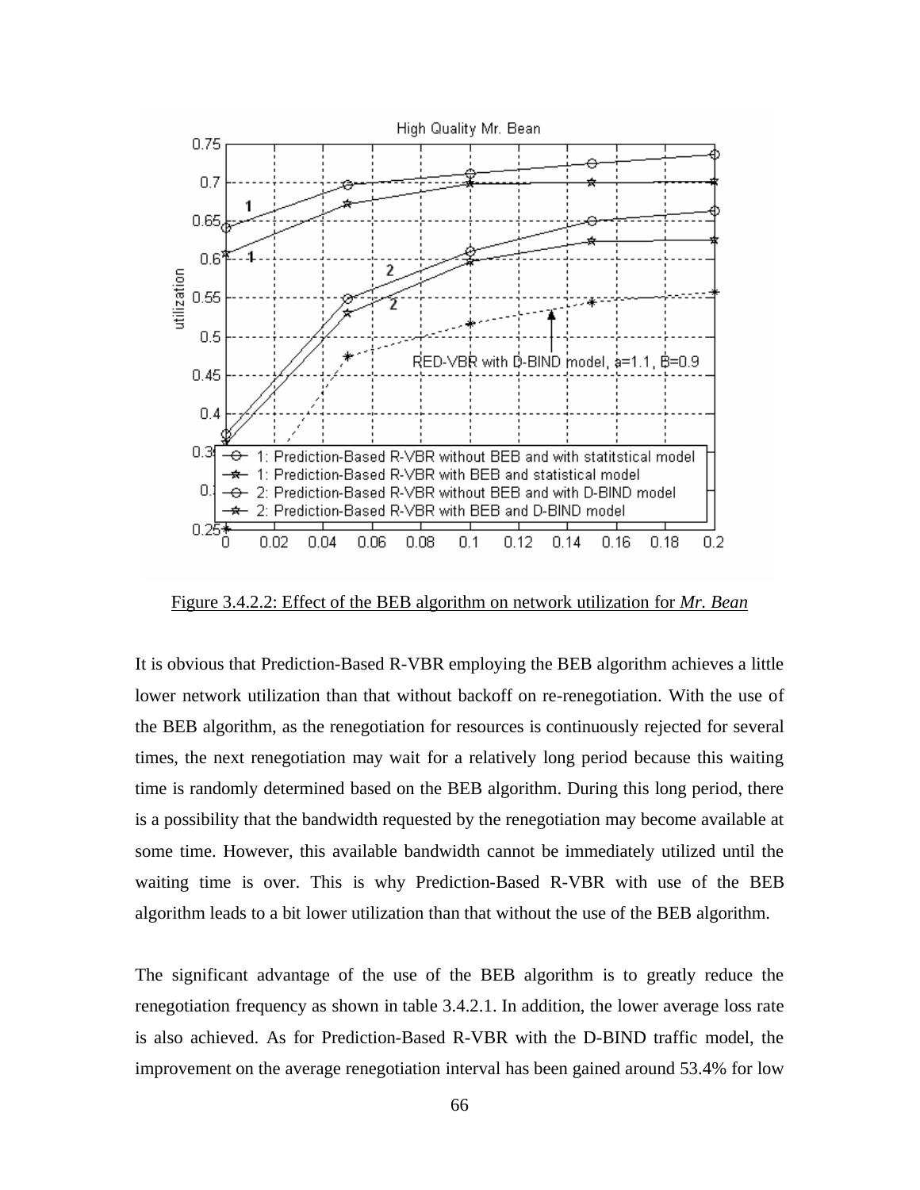High Quality Mr. Bean

0.75
0.7
0.65
0.6
0.55
0.5
0.45
0.4
0.35
0.3
0.25

utilization

0 0.02 0.04 0.06 0.08 0.1 0.12 0.14 0.16 0.18 0.2

1
1
2
2

RED-VBR with D-BIND model, a=1.1, B=0.9

1: Prediction-Based R-VBR without BEB and with statitstical model
1: Prediction-Based R-VBR with BEB and statistical model
2: Prediction-Based R-VBR without BEB and with D-BIND model
2: Prediction-Based R-VBR with BEB and D-BIND model

Figure 3.4.2.2: Effect of the BEB algorithm on network utilization for *Mr. Bean*

It is obvious that Prediction-Based R-VBR employing the BEB algorithm achieves a little lower network utilization than that without backoff on re-renegotiation. With the use of the BEB algorithm, as the renegotiation for resources is continuously rejected for several times, the next renegotiation may wait for a relatively long period because this waiting time is randomly determined based on the BEB algorithm. During this long period, there is a possibility that the bandwidth requested by the renegotiation may become available at some time. However, this available bandwidth cannot be immediately utilized until the waiting time is over. This is why Prediction-Based R-VBR with use of the BEB algorithm leads to a bit lower utilization than that without the use of the BEB algorithm.

The significant advantage of the use of the BEB algorithm is to greatly reduce the renegotiation frequency as shown in table 3.4.2.1. In addition, the lower average loss rate is also achieved. As for Prediction-Based R-VBR with the D-BIND traffic model, the improvement on the average renegotiation interval has been gained around 53.4% for low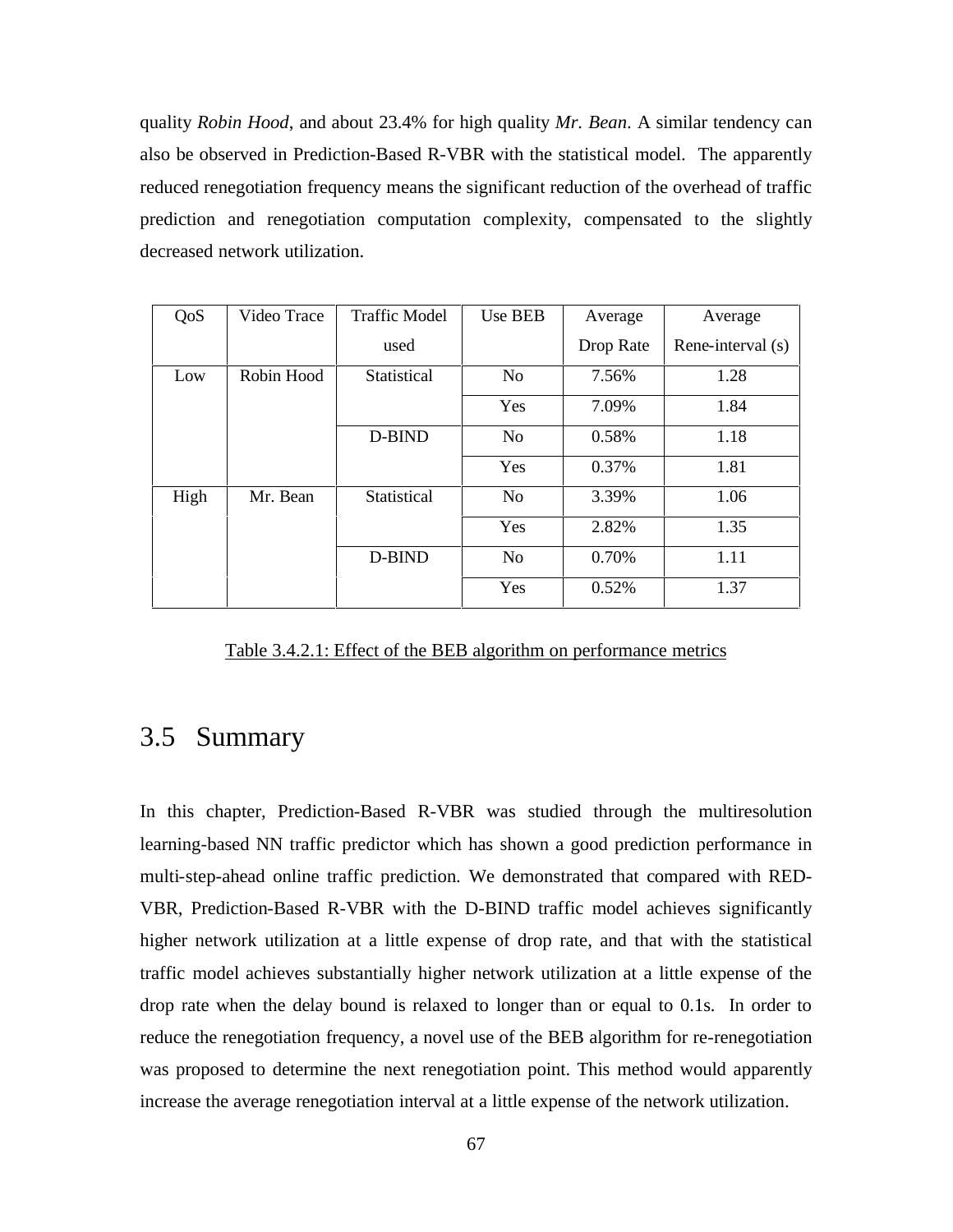quality *Robin Hood*, and about 23.4% for high quality *Mr. Bean*. A similar tendency can also be observed in Prediction-Based R-VBR with the statistical model. The apparently reduced renegotiation frequency means the significant reduction of the overhead of traffic prediction and renegotiation computation complexity, compensated to the slightly decreased network utilization.

| QoS | Video Trace | Traffic Model used | Use BEB | Average Drop Rate | Average Rene-interval (s) |
|---|---|---|---|---|---|
| Low | Robin Hood | Statistical | No | 7.56% | 1.28 |
| | | | Yes | 7.09% | 1.84 |
| | | D-BIND | No | 0.58% | 1.18 |
| | | | Yes | 0.37% | 1.81 |
| High | Mr. Bean | Statistical | No | 3.39% | 1.06 |
| | | | Yes | 2.82% | 1.35 |
| | | D-BIND | No | 0.70% | 1.11 |
| | | | Yes | 0.52% | 1.37 |

Table 3.4.2.1: Effect of the BEB algorithm on performance metrics

## 3.5 Summary

In this chapter, Prediction-Based R-VBR was studied through the multiresolution learning-based NN traffic predictor which has shown a good prediction performance in multi-step-ahead online traffic prediction. We demonstrated that compared with RED-VBR, Prediction-Based R-VBR with the D-BIND traffic model achieves significantly higher network utilization at a little expense of drop rate, and that with the statistical traffic model achieves substantially higher network utilization at a little expense of the drop rate when the delay bound is relaxed to longer than or equal to 0.1s. In order to reduce the renegotiation frequency, a novel use of the BEB algorithm for re-renegotiation was proposed to determine the next renegotiation point. This method would apparently increase the average renegotiation interval at a little expense of the network utilization.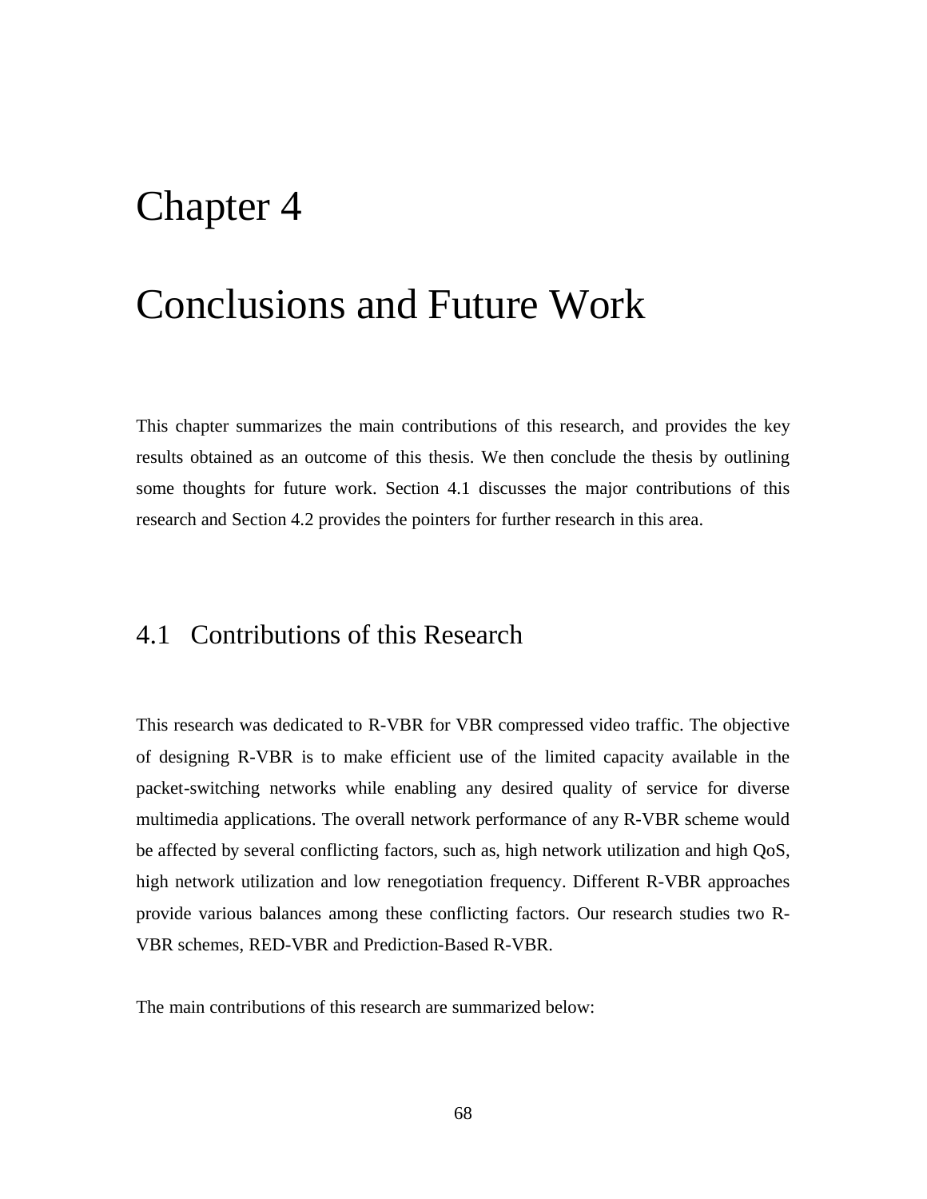# Chapter 4

# Conclusions and Future Work

This chapter summarizes the main contributions of this research, and provides the key results obtained as an outcome of this thesis. We then conclude the thesis by outlining some thoughts for future work. Section 4.1 discusses the major contributions of this research and Section 4.2 provides the pointers for further research in this area.

## 4.1 Contributions of this Research

This research was dedicated to R-VBR for VBR compressed video traffic. The objective of designing R-VBR is to make efficient use of the limited capacity available in the packet-switching networks while enabling any desired quality of service for diverse multimedia applications. The overall network performance of any R-VBR scheme would be affected by several conflicting factors, such as, high network utilization and high QoS, high network utilization and low renegotiation frequency. Different R-VBR approaches provide various balances among these conflicting factors. Our research studies two R-VBR schemes, RED-VBR and Prediction-Based R-VBR.

The main contributions of this research are summarized below: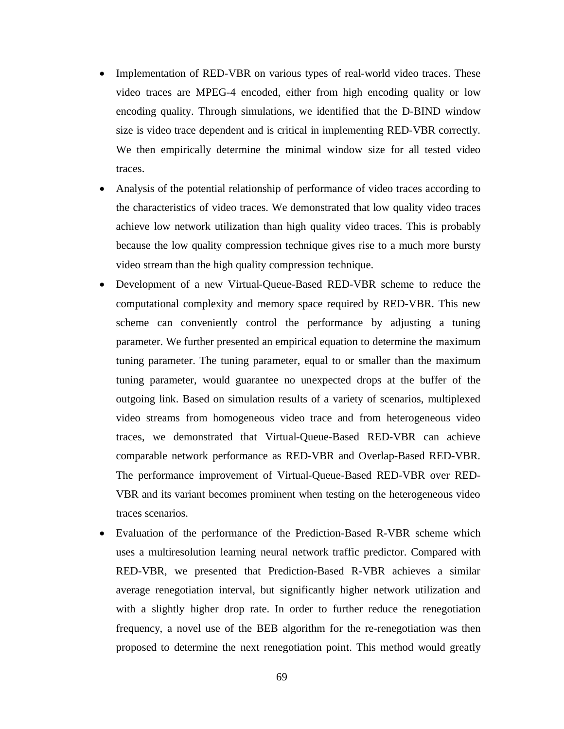- Implementation of RED-VBR on various types of real-world video traces. These video traces are MPEG-4 encoded, either from high encoding quality or low encoding quality. Through simulations, we identified that the D-BIND window size is video trace dependent and is critical in implementing RED-VBR correctly. We then empirically determine the minimal window size for all tested video traces.
- Analysis of the potential relationship of performance of video traces according to the characteristics of video traces. We demonstrated that low quality video traces achieve low network utilization than high quality video traces. This is probably because the low quality compression technique gives rise to a much more bursty video stream than the high quality compression technique.
- Development of a new Virtual-Queue-Based RED-VBR scheme to reduce the computational complexity and memory space required by RED-VBR. This new scheme can conveniently control the performance by adjusting a tuning parameter. We further presented an empirical equation to determine the maximum tuning parameter. The tuning parameter, equal to or smaller than the maximum tuning parameter, would guarantee no unexpected drops at the buffer of the outgoing link. Based on simulation results of a variety of scenarios, multiplexed video streams from homogeneous video trace and from heterogeneous video traces, we demonstrated that Virtual-Queue-Based RED-VBR can achieve comparable network performance as RED-VBR and Overlap-Based RED-VBR. The performance improvement of Virtual-Queue-Based RED-VBR over RED-VBR and its variant becomes prominent when testing on the heterogeneous video traces scenarios.
- Evaluation of the performance of the Prediction-Based R-VBR scheme which uses a multiresolution learning neural network traffic predictor. Compared with RED-VBR, we presented that Prediction-Based R-VBR achieves a similar average renegotiation interval, but significantly higher network utilization and with a slightly higher drop rate. In order to further reduce the renegotiation frequency, a novel use of the BEB algorithm for the re-renegotiation was then proposed to determine the next renegotiation point. This method would greatly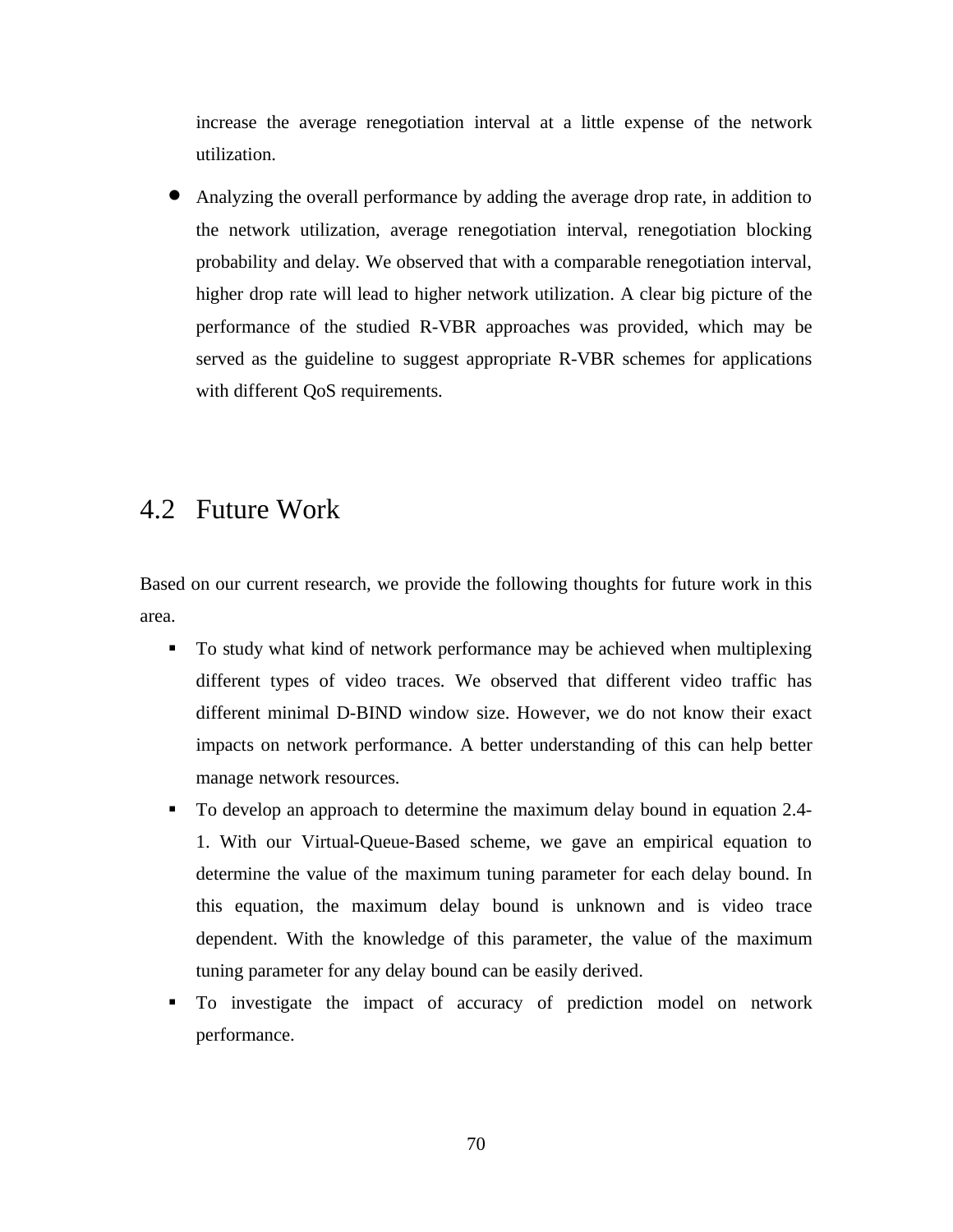increase the average renegotiation interval at a little expense of the network utilization.

- Analyzing the overall performance by adding the average drop rate, in addition to the network utilization, average renegotiation interval, renegotiation blocking probability and delay. We observed that with a comparable renegotiation interval, higher drop rate will lead to higher network utilization. A clear big picture of the performance of the studied R-VBR approaches was provided, which may be served as the guideline to suggest appropriate R-VBR schemes for applications with different QoS requirements.

## 4.2 Future Work

Based on our current research, we provide the following thoughts for future work in this area.

- To study what kind of network performance may be achieved when multiplexing different types of video traces. We observed that different video traffic has different minimal D-BIND window size. However, we do not know their exact impacts on network performance. A better understanding of this can help better manage network resources.
- To develop an approach to determine the maximum delay bound in equation 2.4-1. With our Virtual-Queue-Based scheme, we gave an empirical equation to determine the value of the maximum tuning parameter for each delay bound. In this equation, the maximum delay bound is unknown and is video trace dependent. With the knowledge of this parameter, the value of the maximum tuning parameter for any delay bound can be easily derived.
- To investigate the impact of accuracy of prediction model on network performance.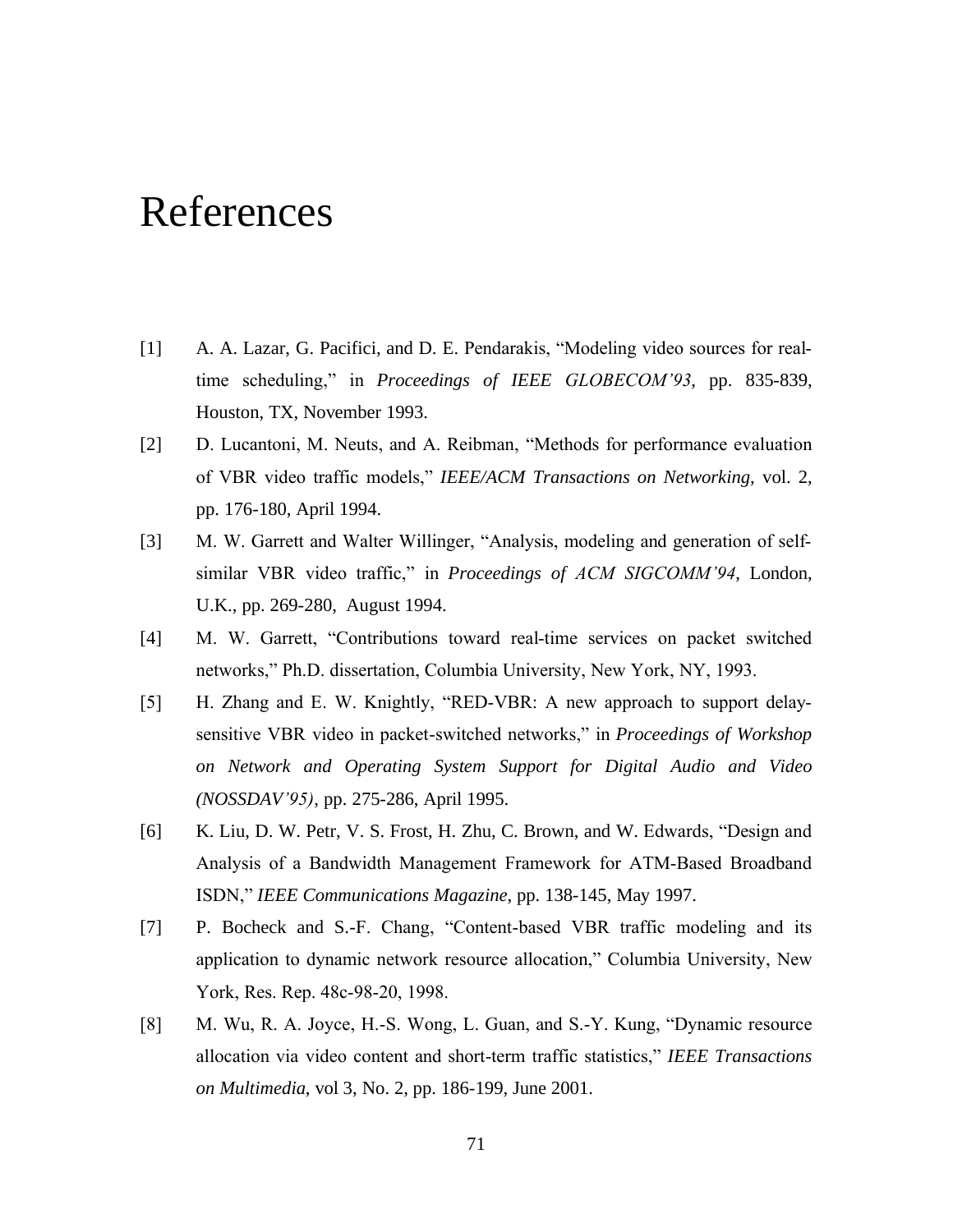# References

[1] A. A. Lazar, G. Pacifici, and D. E. Pendarakis, “Modeling video sources for real-time scheduling,” in *Proceedings of IEEE GLOBECOM’93*, pp. 835-839, Houston, TX, November 1993.

[2] D. Lucantoni, M. Neuts, and A. Reibman, “Methods for performance evaluation of VBR video traffic models,” *IEEE/ACM Transactions on Networking*, vol. 2, pp. 176-180, April 1994.

[3] M. W. Garrett and Walter Willinger, “Analysis, modeling and generation of self-similar VBR video traffic,” in *Proceedings of ACM SIGCOMM’94*, London, U.K., pp. 269-280, August 1994.

[4] M. W. Garrett, “Contributions toward real-time services on packet switched networks,” Ph.D. dissertation, Columbia University, New York, NY, 1993.

[5] H. Zhang and E. W. Knightly, “RED-VBR: A new approach to support delay-sensitive VBR video in packet-switched networks,” in *Proceedings of Workshop on Network and Operating System Support for Digital Audio and Video (NOSSDAV’95)*, pp. 275-286, April 1995.

[6] K. Liu, D. W. Petr, V. S. Frost, H. Zhu, C. Brown, and W. Edwards, “Design and Analysis of a Bandwidth Management Framework for ATM-Based Broadband ISDN,” *IEEE Communications Magazine*, pp. 138-145, May 1997.

[7] P. Bocheck and S.-F. Chang, “Content-based VBR traffic modeling and its application to dynamic network resource allocation,” Columbia University, New York, Res. Rep. 48c-98-20, 1998.

[8] M. Wu, R. A. Joyce, H.-S. Wong, L. Guan, and S.-Y. Kung, “Dynamic resource allocation via video content and short-term traffic statistics,” *IEEE Transactions on Multimedia*, vol 3, No. 2, pp. 186-199, June 2001.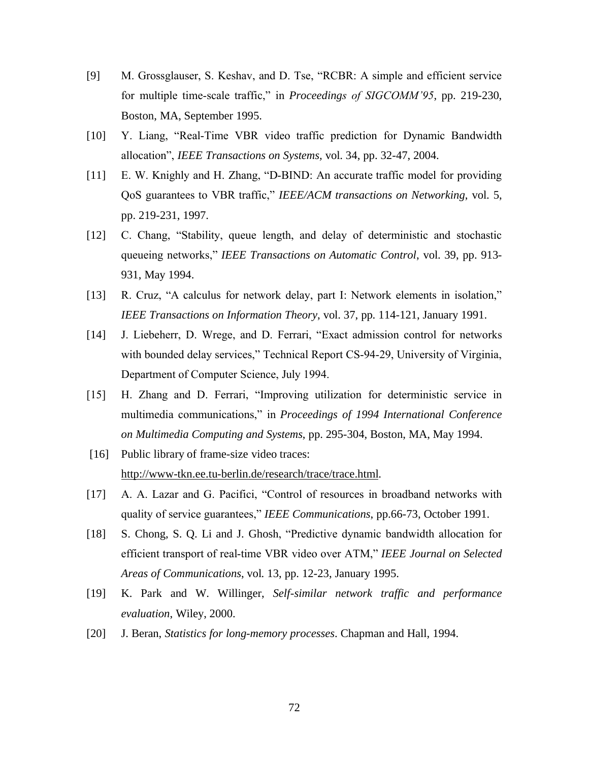[9] M. Grossglauser, S. Keshav, and D. Tse, "RCBR: A simple and efficient service for multiple time-scale traffic," in *Proceedings of SIGCOMM'95*, pp. 219-230, Boston, MA, September 1995.

[10] Y. Liang, "Real-Time VBR video traffic prediction for Dynamic Bandwidth allocation", *IEEE Transactions on Systems,* vol. 34, pp. 32-47, 2004.

[11] E. W. Knighly and H. Zhang, "D-BIND: An accurate traffic model for providing QoS guarantees to VBR traffic," *IEEE/ACM transactions on Networking*, vol. 5, pp. 219-231, 1997.

[12] C. Chang, "Stability, queue length, and delay of deterministic and stochastic queueing networks," *IEEE Transactions on Automatic Control*, vol. 39, pp. 913-931, May 1994.

[13] R. Cruz, "A calculus for network delay, part I: Network elements in isolation," *IEEE Transactions on Information Theory*, vol. 37, pp. 114-121, January 1991.

[14] J. Liebeherr, D. Wrege, and D. Ferrari, "Exact admission control for networks with bounded delay services," Technical Report CS-94-29, University of Virginia, Department of Computer Science, July 1994.

[15] H. Zhang and D. Ferrari, "Improving utilization for deterministic service in multimedia communications," in *Proceedings of 1994 International Conference on Multimedia Computing and Systems*, pp. 295-304, Boston, MA, May 1994.

[16] Public library of frame-size video traces: http://www-tkn.ee.tu-berlin.de/research/trace/trace.html.

[17] A. A. Lazar and G. Pacifici, "Control of resources in broadband networks with quality of service guarantees," *IEEE Communications*, pp.66-73, October 1991.

[18] S. Chong, S. Q. Li and J. Ghosh, "Predictive dynamic bandwidth allocation for efficient transport of real-time VBR video over ATM," *IEEE Journal on Selected Areas of Communications,* vol. 13, pp. 12-23, January 1995.

[19] K. Park and W. Willinger, *Self-similar network traffic and performance evaluation*, Wiley, 2000.

[20] J. Beran, *Statistics for long-memory processes*. Chapman and Hall, 1994.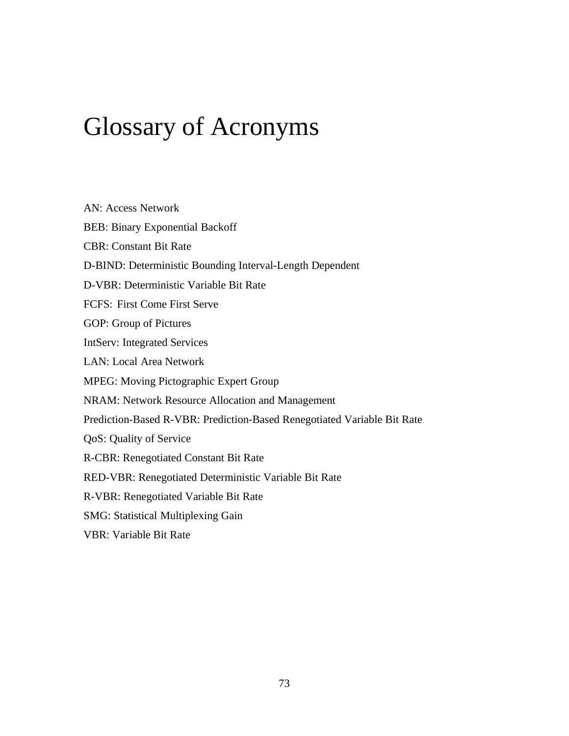# Glossary of Acronyms

AN: Access Network

BEB: Binary Exponential Backoff

CBR: Constant Bit Rate

D-BIND: Deterministic Bounding Interval-Length Dependent

D-VBR: Deterministic Variable Bit Rate

FCFS: First Come First Serve

GOP: Group of Pictures

IntServ: Integrated Services

LAN: Local Area Network

MPEG: Moving Pictographic Expert Group

NRAM: Network Resource Allocation and Management

Prediction-Based R-VBR: Prediction-Based Renegotiated Variable Bit Rate

QoS: Quality of Service

R-CBR: Renegotiated Constant Bit Rate

RED-VBR: Renegotiated Deterministic Variable Bit Rate

R-VBR: Renegotiated Variable Bit Rate

SMG: Statistical Multiplexing Gain

VBR: Variable Bit Rate